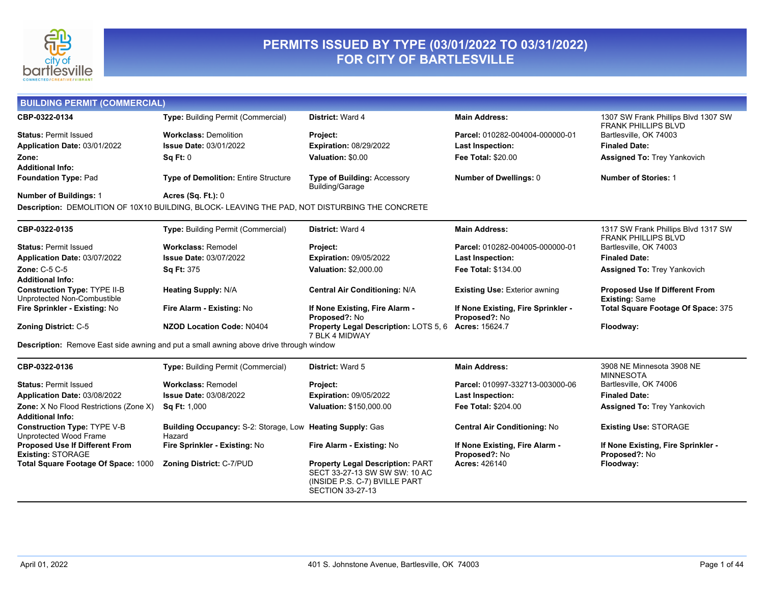# PERMITS ISSUED BY TYPE (03/01/2022 TO 03/31/2022) FOR CITY OF BARTLESVILLE

## BUILDING PERMIT (COMMERCIAL)

**CBP-0322-0134**
**Type:** Building Permit (Commercial)
**District:** Ward 4
**Main Address:** 1307 SW Frank Phillips Blvd 1307 SW FRANK PHILLIPS BLVD Bartlesville, OK 74003
**Status:** Permit Issued
**Workclass:** Demolition
**Project:**
**Parcel:** 010282-004004-000000-01
**Application Date:** 03/01/2022
**Issue Date:** 03/01/2022
**Expiration:** 08/29/2022
**Last Inspection:**
**Finaled Date:**
**Zone:**
**Sq Ft:** 0
**Valuation:** $0.00
**Fee Total:** $20.00
**Assigned To:** Trey Yankovich
**Additional Info:**
**Foundation Type:** Pad
**Type of Demolition:** Entire Structure
**Type of Building:** Accessory Building/Garage
**Number of Dwellings:** 0
**Number of Stories:** 1
**Number of Buildings:** 1
**Acres (Sq. Ft.):** 0

**Description:** DEMOLITION OF 10X10 BUILDING, BLOCK- LEAVING THE PAD, NOT DISTURBING THE CONCRETE

---

**CBP-0322-0135**
**Type:** Building Permit (Commercial)
**District:** Ward 4
**Main Address:** 1317 SW Frank Phillips Blvd 1317 SW FRANK PHILLIPS BLVD Bartlesville, OK 74003
**Status:** Permit Issued
**Workclass:** Remodel
**Project:**
**Parcel:** 010282-004005-000000-01
**Application Date:** 03/07/2022
**Issue Date:** 03/07/2022
**Expiration:** 09/05/2022
**Last Inspection:**
**Finaled Date:**
**Zone:** C-5 C-5
**Sq Ft:** 375
**Valuation:** $2,000.00
**Fee Total:** $134.00
**Assigned To:** Trey Yankovich
**Additional Info:**
**Construction Type:** TYPE II-B Unprotected Non-Combustible
**Heating Supply:** N/A
**Central Air Conditioning:** N/A
**Existing Use:** Exterior awning
**Proposed Use If Different From Existing:** Same
**Fire Sprinkler - Existing:** No
**Fire Alarm - Existing:** No
**If None Existing, Fire Alarm - Proposed?:** No
**If None Existing, Fire Sprinkler - Proposed?:** No
**Total Square Footage Of Space:** 375
**Zoning District:** C-5
**NZOD Location Code:** N0404
**Property Legal Description:** LOTS 5, 6 7 BLK 4 MIDWAY
**Acres:** 15624.7
**Floodway:**

**Description:** Remove East side awning and put a small awning above drive through window

---

**CBP-0322-0136**
**Type:** Building Permit (Commercial)
**District:** Ward 5
**Main Address:** 3908 NE Minnesota 3908 NE MINNESOTA Bartlesville, OK 74006
**Status:** Permit Issued
**Workclass:** Remodel
**Project:**
**Parcel:** 010997-332713-003000-06
**Application Date:** 03/08/2022
**Issue Date:** 03/08/2022
**Expiration:** 09/05/2022
**Last Inspection:**
**Finaled Date:**
**Zone:** X No Flood Restrictions (Zone X)
**Sq Ft:** 1,000
**Valuation:** $150,000.00
**Fee Total:** $204.00
**Assigned To:** Trey Yankovich
**Additional Info:**
**Construction Type:** TYPE V-B Unprotected Wood Frame
**Building Occupancy:** S-2: Storage, Low Hazard
**Heating Supply:** Gas
**Central Air Conditioning:** No
**Existing Use:** STORAGE
**Proposed Use If Different From Existing:** STORAGE
**Fire Sprinkler - Existing:** No
**Fire Alarm - Existing:** No
**If None Existing, Fire Alarm - Proposed?:** No
**If None Existing, Fire Sprinkler - Proposed?:** No
**Total Square Footage Of Space:** 1000
**Zoning District:** C-7/PUD
**Property Legal Description:** PART SECT 33-27-13 SW SW SW: 10 AC (INSIDE P.S. C-7) BVILLE PART SECTION 33-27-13
**Acres:** 426140
**Floodway:**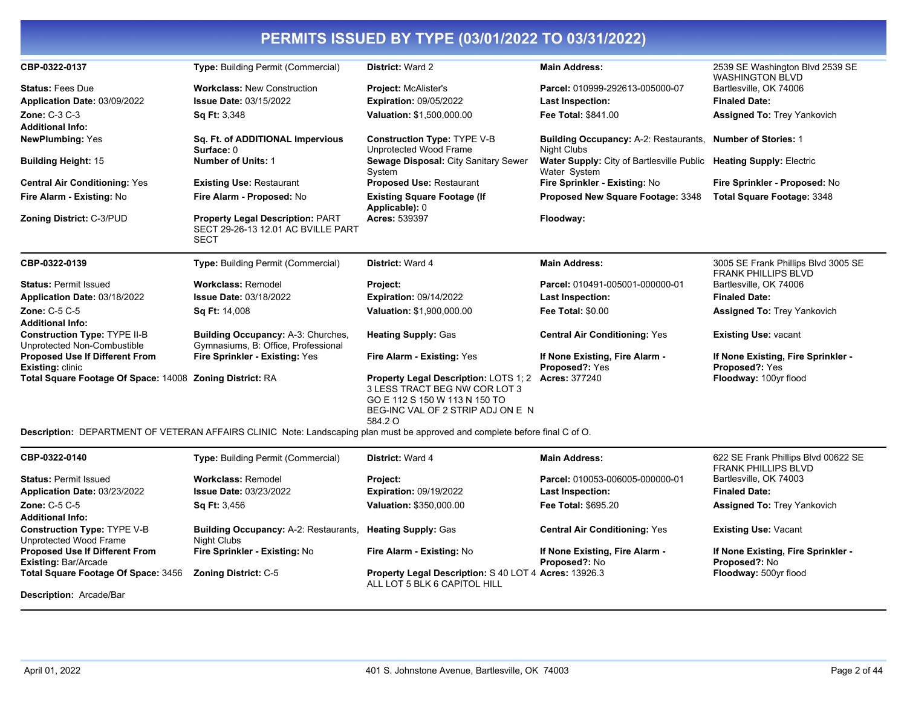# PERMITS ISSUED BY TYPE (03/01/2022 TO 03/31/2022)

| | | | | |
|---|---|---|---|---|
| **CBP-0322-0137** | **Type:** Building Permit (Commercial) | **District:** Ward 2 | **Main Address:** | 2539 SE Washington Blvd 2539 SE WASHINGTON BLVD |
| **Status:** Fees Due | **Workclass:** New Construction | **Project:** McAlister's | **Parcel:** 010999-292613-005000-07 | Bartlesville, OK 74006 |
| **Application Date:** 03/09/2022 | **Issue Date:** 03/15/2022 | **Expiration:** 09/05/2022 | **Last Inspection:** | **Finaled Date:** |
| **Zone:** C-3 C-3 | **Sq Ft:** 3,348 | **Valuation:** $1,500,000.00 | **Fee Total:** $841.00 | **Assigned To:** Trey Yankovich |
| **Additional Info:** | | | | |
| **NewPlumbing:** Yes | **Sq. Ft. of ADDITIONAL Impervious Surface:** 0 | **Construction Type:** TYPE V-B Unprotected Wood Frame | **Building Occupancy:** A-2: Restaurants, Night Clubs | **Number of Stories:** 1 |
| **Building Height:** 15 | **Number of Units:** 1 | **Sewage Disposal:** City Sanitary Sewer System | **Water Supply:** City of Bartlesville Public Water System | **Heating Supply:** Electric |
| **Central Air Conditioning:** Yes | **Existing Use:** Restaurant | **Proposed Use:** Restaurant | **Fire Sprinkler - Existing:** No | **Fire Sprinkler - Proposed:** No |
| **Fire Alarm - Existing:** No | **Fire Alarm - Proposed:** No | **Existing Square Footage (If Applicable):** 0 | **Proposed New Square Footage:** 3348 | **Total Square Footage:** 3348 |
| **Zoning District:** C-3/PUD | **Property Legal Description:** PART SECT 29-26-13 12.01 AC BVILLE PART SECT | **Acres:** 539397 | **Floodway:** | |

| | | | | |
|---|---|---|---|---|
| **CBP-0322-0139** | **Type:** Building Permit (Commercial) | **District:** Ward 4 | **Main Address:** | 3005 SE Frank Phillips Blvd 3005 SE FRANK PHILLIPS BLVD |
| **Status:** Permit Issued | **Workclass:** Remodel | **Project:** | **Parcel:** 010491-005001-000000-01 | Bartlesville, OK 74006 |
| **Application Date:** 03/18/2022 | **Issue Date:** 03/18/2022 | **Expiration:** 09/14/2022 | **Last Inspection:** | **Finaled Date:** |
| **Zone:** C-5 C-5 | **Sq Ft:** 14,008 | **Valuation:** $1,900,000.00 | **Fee Total:** $0.00 | **Assigned To:** Trey Yankovich |
| **Additional Info:** | | | | |
| **Construction Type:** TYPE II-B Unprotected Non-Combustible | **Building Occupancy:** A-3: Churches, Gymnasiums, B: Office, Professional | **Heating Supply:** Gas | **Central Air Conditioning:** Yes | **Existing Use:** vacant |
| **Proposed Use If Different From Existing:** clinic | **Fire Sprinkler - Existing:** Yes | **Fire Alarm - Existing:** Yes | **If None Existing, Fire Alarm - Proposed?:** Yes | **If None Existing, Fire Sprinkler - Proposed?:** Yes |
| **Total Square Footage Of Space:** 14008 | **Zoning District:** RA | **Property Legal Description:** LOTS 1; 2 3 LESS TRACT BEG NW COR LOT 3 GO E 112 S 150 W 113 N 150 TO BEG-INC VAL OF 2 STRIP ADJ ON E N 584.2 O | **Acres:** 377240 | **Floodway:** 100yr flood |

**Description:** DEPARTMENT OF VETERAN AFFAIRS CLINIC Note: Landscaping plan must be approved and complete before final C of O.

| | | | | |
|---|---|---|---|---|
| **CBP-0322-0140** | **Type:** Building Permit (Commercial) | **District:** Ward 4 | **Main Address:** | 622 SE Frank Phillips Blvd 00622 SE FRANK PHILLIPS BLVD |
| **Status:** Permit Issued | **Workclass:** Remodel | **Project:** | **Parcel:** 010053-006005-000000-01 | Bartlesville, OK 74003 |
| **Application Date:** 03/23/2022 | **Issue Date:** 03/23/2022 | **Expiration:** 09/19/2022 | **Last Inspection:** | **Finaled Date:** |
| **Zone:** C-5 C-5 | **Sq Ft:** 3,456 | **Valuation:** $350,000.00 | **Fee Total:** $695.20 | **Assigned To:** Trey Yankovich |
| **Additional Info:** | | | | |
| **Construction Type:** TYPE V-B Unprotected Wood Frame | **Building Occupancy:** A-2: Restaurants, Night Clubs | **Heating Supply:** Gas | **Central Air Conditioning:** Yes | **Existing Use:** Vacant |
| **Proposed Use If Different From Existing:** Bar/Arcade | **Fire Sprinkler - Existing:** No | **Fire Alarm - Existing:** No | **If None Existing, Fire Alarm - Proposed?:** No | **If None Existing, Fire Sprinkler - Proposed?:** No |
| **Total Square Footage Of Space:** 3456 | **Zoning District:** C-5 | **Property Legal Description:** S 40 LOT 4 ALL LOT 5 BLK 6 CAPITOL HILL | **Acres:** 13926.3 | **Floodway:** 500yr flood |

**Description:** Arcade/Bar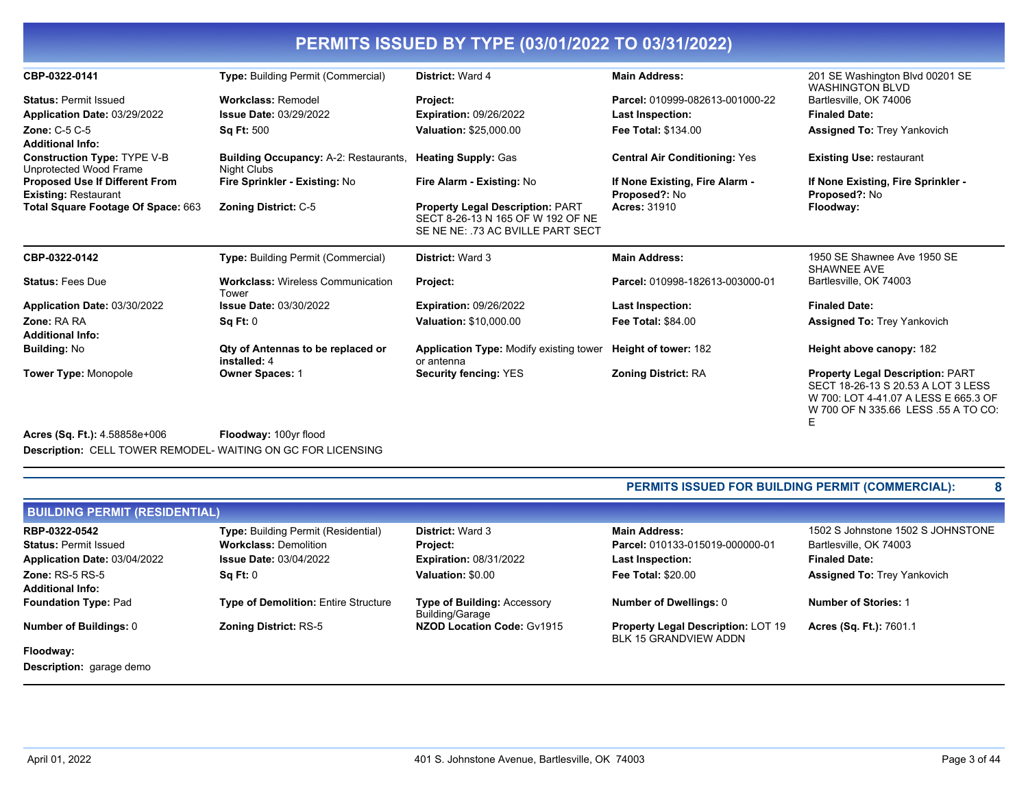## PERMITS ISSUED BY TYPE (03/01/2022 TO 03/31/2022)

| | | | | |
|---|---|---|---|---|
| **CBP-0322-0141** | **Type:** Building Permit (Commercial) | **District:** Ward 4 | **Main Address:** | 201 SE Washington Blvd 00201 SE WASHINGTON BLVD |
| **Status:** Permit Issued | **Workclass:** Remodel | **Project:** | **Parcel:** 010999-082613-001000-22 | Bartlesville, OK 74006 |
| **Application Date:** 03/29/2022 | **Issue Date:** 03/29/2022 | **Expiration:** 09/26/2022 | **Last Inspection:** | **Finaled Date:** |
| **Zone:** C-5 C-5 | **Sq Ft:** 500 | **Valuation:** $25,000.00 | **Fee Total:** $134.00 | **Assigned To:** Trey Yankovich |
| **Additional Info:** | | | | |
| **Construction Type:** TYPE V-B Unprotected Wood Frame | **Building Occupancy:** A-2: Restaurants, Night Clubs | **Heating Supply:** Gas | **Central Air Conditioning:** Yes | **Existing Use:** restaurant |
| **Proposed Use If Different From Existing:** Restaurant | **Fire Sprinkler - Existing:** No | **Fire Alarm - Existing:** No | **If None Existing, Fire Alarm - Proposed?:** No | **If None Existing, Fire Sprinkler - Proposed?:** No |
| **Total Square Footage Of Space:** 663 | **Zoning District:** C-5 | **Property Legal Description:** PART SECT 8-26-13 N 165 OF W 192 OF NE SE NE NE: .73 AC BVILLE PART SECT | **Acres:** 31910 | **Floodway:** |

| | | | | |
|---|---|---|---|---|
| **CBP-0322-0142** | **Type:** Building Permit (Commercial) | **District:** Ward 3 | **Main Address:** | 1950 SE Shawnee Ave 1950 SE SHAWNEE AVE |
| **Status:** Fees Due | **Workclass:** Wireless Communication Tower | **Project:** | **Parcel:** 010998-182613-003000-01 | Bartlesville, OK 74003 |
| **Application Date:** 03/30/2022 | **Issue Date:** 03/30/2022 | **Expiration:** 09/26/2022 | **Last Inspection:** | **Finaled Date:** |
| **Zone:** RA RA | **Sq Ft:** 0 | **Valuation:** $10,000.00 | **Fee Total:** $84.00 | **Assigned To:** Trey Yankovich |
| **Additional Info:** | | | | |
| **Building:** No | **Qty of Antennas to be replaced or installed:** 4 | **Application Type:** Modify existing tower or antenna | **Height of tower:** 182 | **Height above canopy:** 182 |
| **Tower Type:** Monopole | **Owner Spaces:** 1 | **Security fencing:** YES | **Zoning District:** RA | **Property Legal Description:** PART SECT 18-26-13 S 20.53 A LOT 3 LESS W 700: LOT 4-41.07 A LESS E 665.3 OF W 700 OF N 335.66 LESS .55 A TO CO: E |
| **Acres (Sq. Ft.):** 4.58858e+006 | **Floodway:** 100yr flood | | | |

**Description:** CELL TOWER REMODEL- WAITING ON GC FOR LICENSING

**PERMITS ISSUED FOR BUILDING PERMIT (COMMERCIAL): 8**

### BUILDING PERMIT (RESIDENTIAL)

| | | | | |
|---|---|---|---|---|
| **RBP-0322-0542** | **Type:** Building Permit (Residential) | **District:** Ward 3 | **Main Address:** | 1502 S Johnstone 1502 S JOHNSTONE |
| **Status:** Permit Issued | **Workclass:** Demolition | **Project:** | **Parcel:** 010133-015019-000000-01 | Bartlesville, OK 74003 |
| **Application Date:** 03/04/2022 | **Issue Date:** 03/04/2022 | **Expiration:** 08/31/2022 | **Last Inspection:** | **Finaled Date:** |
| **Zone:** RS-5 RS-5 | **Sq Ft:** 0 | **Valuation:** $0.00 | **Fee Total:** $20.00 | **Assigned To:** Trey Yankovich |
| **Additional Info:** | | | | |
| **Foundation Type:** Pad | **Type of Demolition:** Entire Structure | **Type of Building:** Accessory Building/Garage | **Number of Dwellings:** 0 | **Number of Stories:** 1 |
| **Number of Buildings:** 0 | **Zoning District:** RS-5 | **NZOD Location Code:** Gv1915 | **Property Legal Description:** LOT 19 BLK 15 GRANDVIEW ADDN | **Acres (Sq. Ft.):** 7601.1 |
| **Floodway:** | | | | |

**Description:** garage demo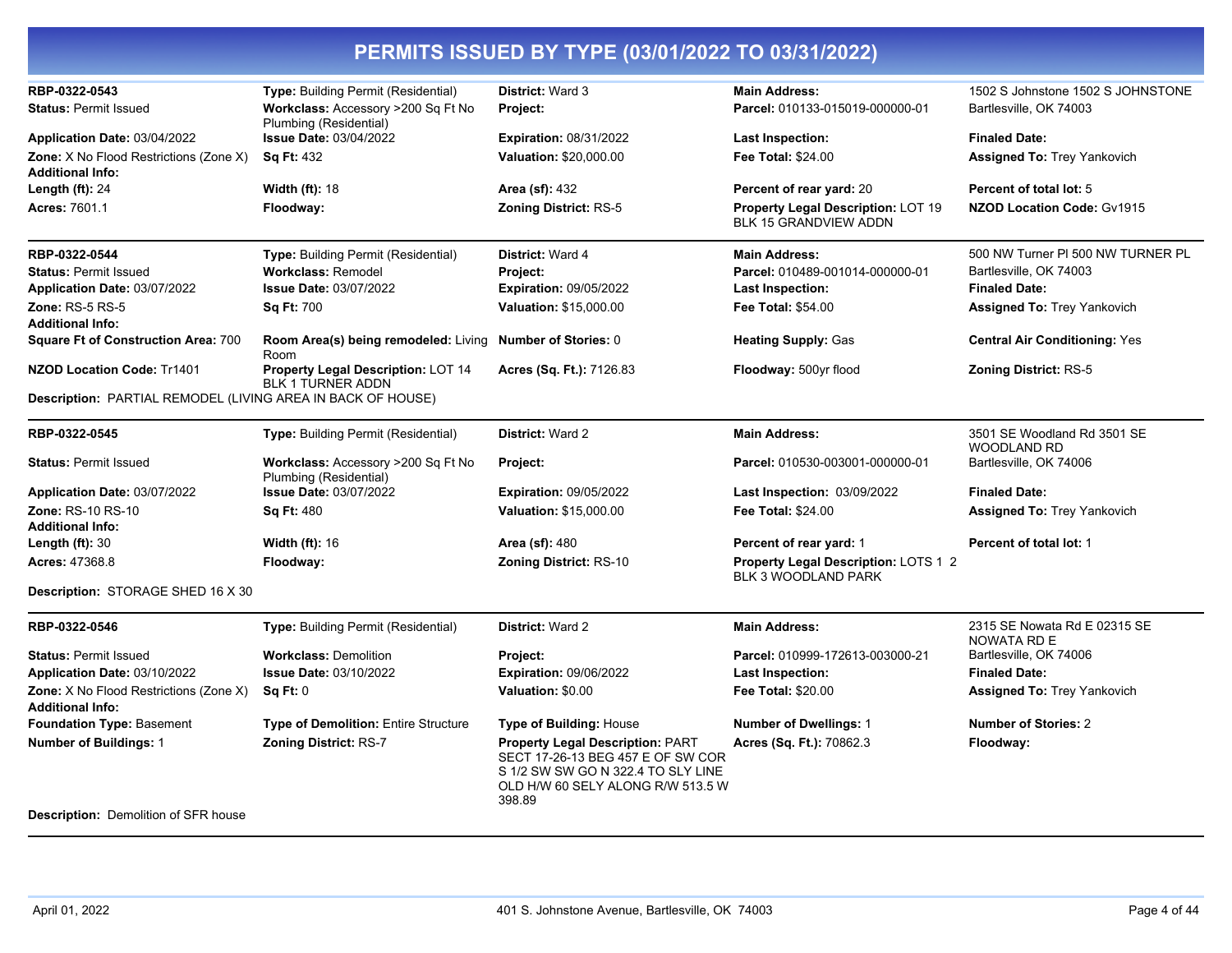# PERMITS ISSUED BY TYPE (03/01/2022 TO 03/31/2022)

| | | | | |
|---|---|---|---|---|
| **RBP-0322-0543** | **Type:** Building Permit (Residential) | **District:** Ward 3 | **Main Address:** | 1502 S Johnstone 1502 S JOHNSTONE |
| **Status:** Permit Issued | **Workclass:** Accessory >200 Sq Ft No Plumbing (Residential) | **Project:** | **Parcel:** 010133-015019-000000-01 | Bartlesville, OK 74003 |
| **Application Date:** 03/04/2022 | **Issue Date:** 03/04/2022 | **Expiration:** 08/31/2022 | **Last Inspection:** | **Finaled Date:** |
| **Zone:** X No Flood Restrictions (Zone X) | **Sq Ft:** 432 | **Valuation:** $20,000.00 | **Fee Total:** $24.00 | **Assigned To:** Trey Yankovich |
| **Additional Info:** | | | | |
| **Length (ft):** 24 | **Width (ft):** 18 | **Area (sf):** 432 | **Percent of rear yard:** 20 | **Percent of total lot:** 5 |
| **Acres:** 7601.1 | **Floodway:** | **Zoning District:** RS-5 | **Property Legal Description:** LOT 19 BLK 15 GRANDVIEW ADDN | **NZOD Location Code:** Gv1915 |

| | | | | |
|---|---|---|---|---|
| **RBP-0322-0544** | **Type:** Building Permit (Residential) | **District:** Ward 4 | **Main Address:** | 500 NW Turner Pl 500 NW TURNER PL |
| **Status:** Permit Issued | **Workclass:** Remodel | **Project:** | **Parcel:** 010489-001014-000000-01 | Bartlesville, OK 74003 |
| **Application Date:** 03/07/2022 | **Issue Date:** 03/07/2022 | **Expiration:** 09/05/2022 | **Last Inspection:** | **Finaled Date:** |
| **Zone:** RS-5 RS-5 | **Sq Ft:** 700 | **Valuation:** $15,000.00 | **Fee Total:** $54.00 | **Assigned To:** Trey Yankovich |
| **Additional Info:** | | | | |
| **Square Ft of Construction Area:** 700 | **Room Area(s) being remodeled:** Living Room | **Number of Stories:** 0 | **Heating Supply:** Gas | **Central Air Conditioning:** Yes |
| **NZOD Location Code:** Tr1401 | **Property Legal Description:** LOT 14 BLK 1 TURNER ADDN | **Acres (Sq. Ft.):** 7126.83 | **Floodway:** 500yr flood | **Zoning District:** RS-5 |

**Description:** PARTIAL REMODEL (LIVING AREA IN BACK OF HOUSE)

| | | | | |
|---|---|---|---|---|
| **RBP-0322-0545** | **Type:** Building Permit (Residential) | **District:** Ward 2 | **Main Address:** | 3501 SE Woodland Rd 3501 SE WOODLAND RD |
| **Status:** Permit Issued | **Workclass:** Accessory >200 Sq Ft No Plumbing (Residential) | **Project:** | **Parcel:** 010530-003001-000000-01 | Bartlesville, OK 74006 |
| **Application Date:** 03/07/2022 | **Issue Date:** 03/07/2022 | **Expiration:** 09/05/2022 | **Last Inspection:** 03/09/2022 | **Finaled Date:** |
| **Zone:** RS-10 RS-10 | **Sq Ft:** 480 | **Valuation:** $15,000.00 | **Fee Total:** $24.00 | **Assigned To:** Trey Yankovich |
| **Additional Info:** | | | | |
| **Length (ft):** 30 | **Width (ft):** 16 | **Area (sf):** 480 | **Percent of rear yard:** 1 | **Percent of total lot:** 1 |
| **Acres:** 47368.8 | **Floodway:** | **Zoning District:** RS-10 | **Property Legal Description:** LOTS 1 2 BLK 3 WOODLAND PARK | |

**Description:** STORAGE SHED 16 X 30

| | | | | |
|---|---|---|---|---|
| **RBP-0322-0546** | **Type:** Building Permit (Residential) | **District:** Ward 2 | **Main Address:** | 2315 SE Nowata Rd E 02315 SE NOWATA RD E |
| **Status:** Permit Issued | **Workclass:** Demolition | **Project:** | **Parcel:** 010999-172613-003000-21 | Bartlesville, OK 74006 |
| **Application Date:** 03/10/2022 | **Issue Date:** 03/10/2022 | **Expiration:** 09/06/2022 | **Last Inspection:** | **Finaled Date:** |
| **Zone:** X No Flood Restrictions (Zone X) | **Sq Ft:** 0 | **Valuation:** $0.00 | **Fee Total:** $20.00 | **Assigned To:** Trey Yankovich |
| **Additional Info:** | | | | |
| **Foundation Type:** Basement | **Type of Demolition:** Entire Structure | **Type of Building:** House | **Number of Dwellings:** 1 | **Number of Stories:** 2 |
| **Number of Buildings:** 1 | **Zoning District:** RS-7 | **Property Legal Description:** PART SECT 17-26-13 BEG 457 E OF SW COR S 1/2 SW SW GO N 322.4 TO SLY LINE OLD H/W 60 SELY ALONG R/W 513.5 W 398.89 | **Acres (Sq. Ft.):** 70862.3 | **Floodway:** |

**Description:** Demolition of SFR house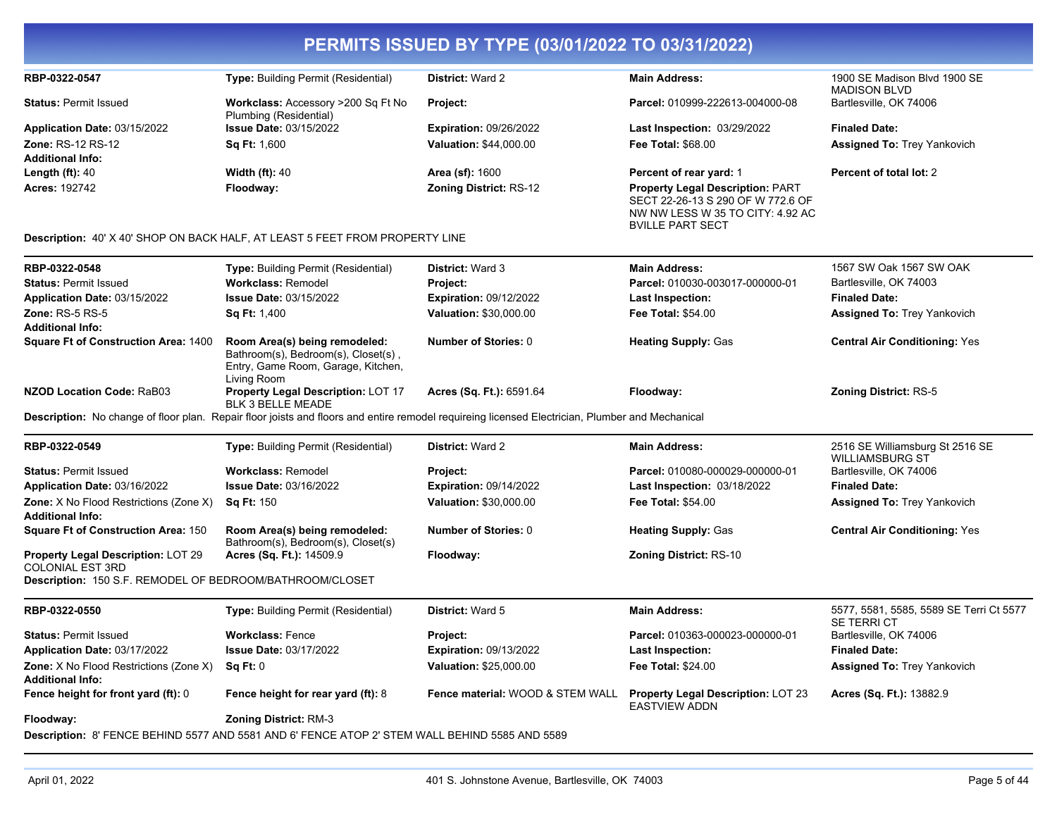# PERMITS ISSUED BY TYPE (03/01/2022 TO 03/31/2022)

| | | | | |
|---|---|---|---|---|
| **RBP-0322-0547** | **Type:** Building Permit (Residential) | **District:** Ward 2 | **Main Address:** | 1900 SE Madison Blvd 1900 SE MADISON BLVD |
| **Status:** Permit Issued | **Workclass:** Accessory >200 Sq Ft No Plumbing (Residential) | **Project:** | **Parcel:** 010999-222613-004000-08 | Bartlesville, OK 74006 |
| **Application Date:** 03/15/2022 | **Issue Date:** 03/15/2022 | **Expiration:** 09/26/2022 | **Last Inspection:** 03/29/2022 | **Finaled Date:** |
| **Zone:** RS-12 RS-12 | **Sq Ft:** 1,600 | **Valuation:** $44,000.00 | **Fee Total:** $68.00 | **Assigned To:** Trey Yankovich |
| **Additional Info:** | | | | |
| **Length (ft):** 40 | **Width (ft):** 40 | **Area (sf):** 1600 | **Percent of rear yard:** 1 | **Percent of total lot:** 2 |
| **Acres:** 192742 | **Floodway:** | **Zoning District:** RS-12 | **Property Legal Description:** PART SECT 22-26-13 S 290 OF W 772.6 OF NW NW LESS W 35 TO CITY: 4.92 AC BVILLE PART SECT | |

**Description:** 40' X 40' SHOP ON BACK HALF, AT LEAST 5 FEET FROM PROPERTY LINE

---

| | | | | |
|---|---|---|---|---|
| **RBP-0322-0548** | **Type:** Building Permit (Residential) | **District:** Ward 3 | **Main Address:** | 1567 SW Oak 1567 SW OAK |
| **Status:** Permit Issued | **Workclass:** Remodel | **Project:** | **Parcel:** 010030-003017-000000-01 | Bartlesville, OK 74003 |
| **Application Date:** 03/15/2022 | **Issue Date:** 03/15/2022 | **Expiration:** 09/12/2022 | **Last Inspection:** | **Finaled Date:** |
| **Zone:** RS-5 RS-5 | **Sq Ft:** 1,400 | **Valuation:** $30,000.00 | **Fee Total:** $54.00 | **Assigned To:** Trey Yankovich |
| **Additional Info:** | | | | |
| **Square Ft of Construction Area:** 1400 | **Room Area(s) being remodeled:** Bathroom(s), Bedroom(s), Closet(s) , Entry, Game Room, Garage, Kitchen, Living Room | **Number of Stories:** 0 | **Heating Supply:** Gas | **Central Air Conditioning:** Yes |
| **NZOD Location Code:** RaB03 | **Property Legal Description:** LOT 17 BLK 3 BELLE MEADE | **Acres (Sq. Ft.):** 6591.64 | **Floodway:** | **Zoning District:** RS-5 |

**Description:** No change of floor plan. Repair floor joists and floors and entire remodel requireing licensed Electrician, Plumber and Mechanical

---

| | | | | |
|---|---|---|---|---|
| **RBP-0322-0549** | **Type:** Building Permit (Residential) | **District:** Ward 2 | **Main Address:** | 2516 SE Williamsburg St 2516 SE WILLIAMSBURG ST |
| **Status:** Permit Issued | **Workclass:** Remodel | **Project:** | **Parcel:** 010080-000029-000000-01 | Bartlesville, OK 74006 |
| **Application Date:** 03/16/2022 | **Issue Date:** 03/16/2022 | **Expiration:** 09/14/2022 | **Last Inspection:** 03/18/2022 | **Finaled Date:** |
| **Zone:** X No Flood Restrictions (Zone X) | **Sq Ft:** 150 | **Valuation:** $30,000.00 | **Fee Total:** $54.00 | **Assigned To:** Trey Yankovich |
| **Additional Info:** | | | | |
| **Square Ft of Construction Area:** 150 | **Room Area(s) being remodeled:** Bathroom(s), Bedroom(s), Closet(s) | **Number of Stories:** 0 | **Heating Supply:** Gas | **Central Air Conditioning:** Yes |
| **Property Legal Description:** LOT 29 COLONIAL EST 3RD | **Acres (Sq. Ft.):** 14509.9 | **Floodway:** | **Zoning District:** RS-10 | |

**Description:** 150 S.F. REMODEL OF BEDROOM/BATHROOM/CLOSET

---

| | | | | |
|---|---|---|---|---|
| **RBP-0322-0550** | **Type:** Building Permit (Residential) | **District:** Ward 5 | **Main Address:** | 5577, 5581, 5585, 5589 SE Terri Ct 5577 SE TERRI CT |
| **Status:** Permit Issued | **Workclass:** Fence | **Project:** | **Parcel:** 010363-000023-000000-01 | Bartlesville, OK 74006 |
| **Application Date:** 03/17/2022 | **Issue Date:** 03/17/2022 | **Expiration:** 09/13/2022 | **Last Inspection:** | **Finaled Date:** |
| **Zone:** X No Flood Restrictions (Zone X) | **Sq Ft:** 0 | **Valuation:** $25,000.00 | **Fee Total:** $24.00 | **Assigned To:** Trey Yankovich |
| **Additional Info:** | | | | |
| **Fence height for front yard (ft):** 0 | **Fence height for rear yard (ft):** 8 | **Fence material:** WOOD & STEM WALL | **Property Legal Description:** LOT 23 EASTVIEW ADDN | **Acres (Sq. Ft.):** 13882.9 |
| **Floodway:** | **Zoning District:** RM-3 | | | |

**Description:** 8' FENCE BEHIND 5577 AND 5581 AND 6' FENCE ATOP 2' STEM WALL BEHIND 5585 AND 5589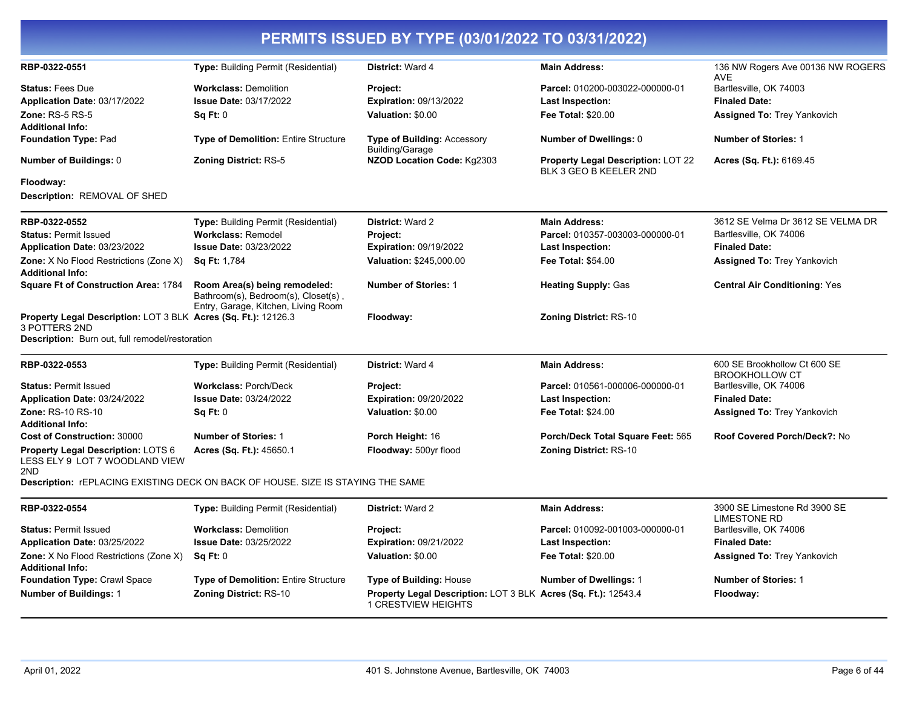# PERMITS ISSUED BY TYPE (03/01/2022 TO 03/31/2022)

| | | | | |
|---|---|---|---|---|
| **RBP-0322-0551** | **Type:** Building Permit (Residential) | **District:** Ward 4 | **Main Address:** | 136 NW Rogers Ave 00136 NW ROGERS AVE |
| **Status:** Fees Due | **Workclass:** Demolition | **Project:** | **Parcel:** 010200-003022-000000-01 | Bartlesville, OK 74003 |
| **Application Date:** 03/17/2022 | **Issue Date:** 03/17/2022 | **Expiration:** 09/13/2022 | **Last Inspection:** | **Finaled Date:** |
| **Zone:** RS-5 RS-5 | **Sq Ft:** 0 | **Valuation:** $0.00 | **Fee Total:** $20.00 | **Assigned To:** Trey Yankovich |
| **Additional Info:** | | | | |
| **Foundation Type:** Pad | **Type of Demolition:** Entire Structure | **Type of Building:** Accessory Building/Garage | **Number of Dwellings:** 0 | **Number of Stories:** 1 |
| **Number of Buildings:** 0 | **Zoning District:** RS-5 | **NZOD Location Code:** Kg2303 | **Property Legal Description:** LOT 22 BLK 3 GEO B KEELER 2ND | **Acres (Sq. Ft.):** 6169.45 |
| **Floodway:** | | | | |

**Description:** REMOVAL OF SHED

| | | | | |
|---|---|---|---|---|
| **RBP-0322-0552** | **Type:** Building Permit (Residential) | **District:** Ward 2 | **Main Address:** | 3612 SE Velma Dr 3612 SE VELMA DR |
| **Status:** Permit Issued | **Workclass:** Remodel | **Project:** | **Parcel:** 010357-003003-000000-01 | Bartlesville, OK 74006 |
| **Application Date:** 03/23/2022 | **Issue Date:** 03/23/2022 | **Expiration:** 09/19/2022 | **Last Inspection:** | **Finaled Date:** |
| **Zone:** X No Flood Restrictions (Zone X) | **Sq Ft:** 1,784 | **Valuation:** $245,000.00 | **Fee Total:** $54.00 | **Assigned To:** Trey Yankovich |
| **Additional Info:** | | | | |
| **Square Ft of Construction Area:** 1784 | **Room Area(s) being remodeled:** Bathroom(s), Bedroom(s), Closet(s) , Entry, Garage, Kitchen, Living Room | **Number of Stories:** 1 | **Heating Supply:** Gas | **Central Air Conditioning:** Yes |
| **Property Legal Description:** LOT 3 BLK 3 POTTERS 2ND | **Acres (Sq. Ft.):** 12126.3 | **Floodway:** | **Zoning District:** RS-10 | |

**Description:** Burn out, full remodel/restoration

| | | | | |
|---|---|---|---|---|
| **RBP-0322-0553** | **Type:** Building Permit (Residential) | **District:** Ward 4 | **Main Address:** | 600 SE Brookhollow Ct 600 SE BROOKHOLLOW CT |
| **Status:** Permit Issued | **Workclass:** Porch/Deck | **Project:** | **Parcel:** 010561-000006-000000-01 | Bartlesville, OK 74006 |
| **Application Date:** 03/24/2022 | **Issue Date:** 03/24/2022 | **Expiration:** 09/20/2022 | **Last Inspection:** | **Finaled Date:** |
| **Zone:** RS-10 RS-10 | **Sq Ft:** 0 | **Valuation:** $0.00 | **Fee Total:** $24.00 | **Assigned To:** Trey Yankovich |
| **Additional Info:** | | | | |
| **Cost of Construction:** 30000 | **Number of Stories:** 1 | **Porch Height:** 16 | **Porch/Deck Total Square Feet:** 565 | **Roof Covered Porch/Deck?:** No |
| **Property Legal Description:** LOTS 6 LESS ELY 9 LOT 7 WOODLAND VIEW 2ND | **Acres (Sq. Ft.):** 45650.1 | **Floodway:** 500yr flood | **Zoning District:** RS-10 | |

**Description:** rEPLACING EXISTING DECK ON BACK OF HOUSE. SIZE IS STAYING THE SAME

| | | | | |
|---|---|---|---|---|
| **RBP-0322-0554** | **Type:** Building Permit (Residential) | **District:** Ward 2 | **Main Address:** | 3900 SE Limestone Rd 3900 SE LIMESTONE RD |
| **Status:** Permit Issued | **Workclass:** Demolition | **Project:** | **Parcel:** 010092-001003-000000-01 | Bartlesville, OK 74006 |
| **Application Date:** 03/25/2022 | **Issue Date:** 03/25/2022 | **Expiration:** 09/21/2022 | **Last Inspection:** | **Finaled Date:** |
| **Zone:** X No Flood Restrictions (Zone X) | **Sq Ft:** 0 | **Valuation:** $0.00 | **Fee Total:** $20.00 | **Assigned To:** Trey Yankovich |
| **Additional Info:** | | | | |
| **Foundation Type:** Crawl Space | **Type of Demolition:** Entire Structure | **Type of Building:** House | **Number of Dwellings:** 1 | **Number of Stories:** 1 |
| **Number of Buildings:** 1 | **Zoning District:** RS-10 | **Property Legal Description:** LOT 3 BLK 1 CRESTVIEW HEIGHTS | **Acres (Sq. Ft.):** 12543.4 | **Floodway:** |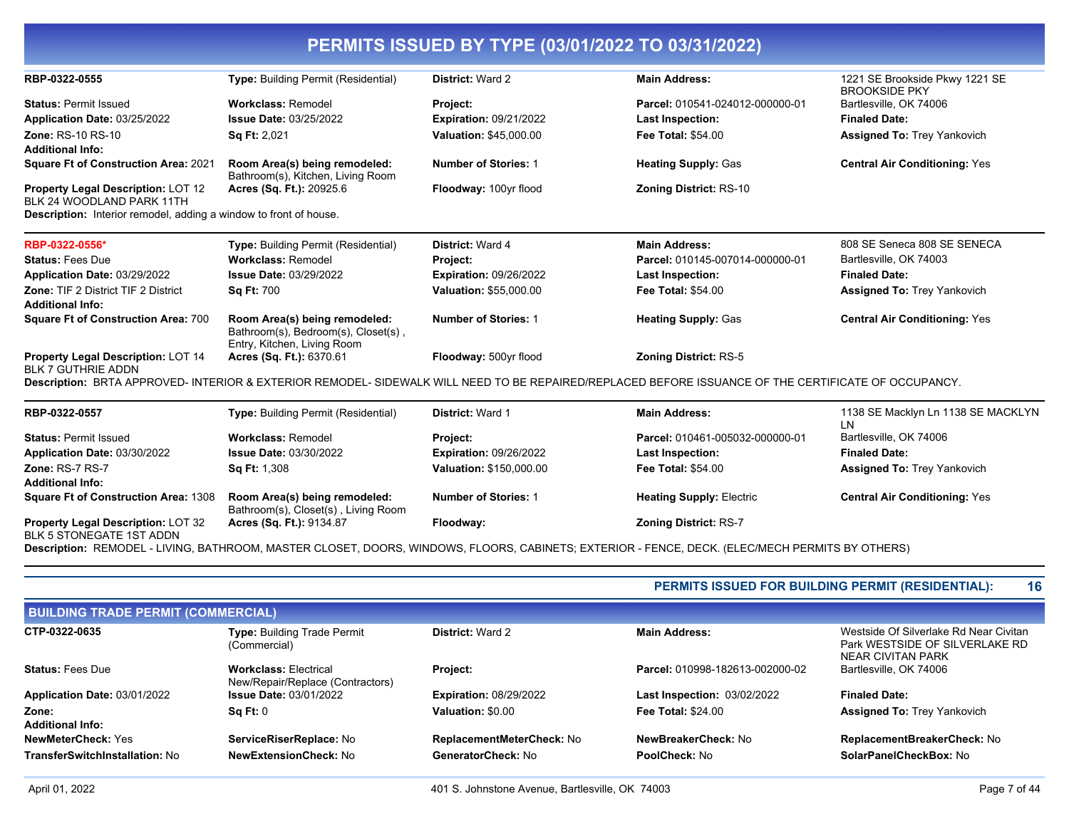# PERMITS ISSUED BY TYPE (03/01/2022 TO 03/31/2022)

| | | | | |
|---|---|---|---|---|
| **RBP-0322-0555** | **Type:** Building Permit (Residential) | **District:** Ward 2 | **Main Address:** | 1221 SE Brookside Pkwy 1221 SE BROOKSIDE PKY |
| **Status:** Permit Issued | **Workclass:** Remodel | **Project:** | **Parcel:** 010541-024012-000000-01 | Bartlesville, OK 74006 |
| **Application Date:** 03/25/2022 | **Issue Date:** 03/25/2022 | **Expiration:** 09/21/2022 | **Last Inspection:** | **Finaled Date:** |
| **Zone:** RS-10 RS-10 | **Sq Ft:** 2,021 | **Valuation:** $45,000.00 | **Fee Total:** $54.00 | **Assigned To:** Trey Yankovich |
| **Additional Info:** | | | | |
| **Square Ft of Construction Area:** 2021 | **Room Area(s) being remodeled:** Bathroom(s), Kitchen, Living Room | **Number of Stories:** 1 | **Heating Supply:** Gas | **Central Air Conditioning:** Yes |
| **Property Legal Description:** LOT 12 BLK 24 WOODLAND PARK 11TH | **Acres (Sq. Ft.):** 20925.6 | **Floodway:** 100yr flood | **Zoning District:** RS-10 | |

**Description:** Interior remodel, adding a window to front of house.

| | | | | |
|---|---|---|---|---|
| **RBP-0322-0556*** | **Type:** Building Permit (Residential) | **District:** Ward 4 | **Main Address:** | 808 SE Seneca 808 SE SENECA |
| **Status:** Fees Due | **Workclass:** Remodel | **Project:** | **Parcel:** 010145-007014-000000-01 | Bartlesville, OK 74003 |
| **Application Date:** 03/29/2022 | **Issue Date:** 03/29/2022 | **Expiration:** 09/26/2022 | **Last Inspection:** | **Finaled Date:** |
| **Zone:** TIF 2 District TIF 2 District | **Sq Ft:** 700 | **Valuation:** $55,000.00 | **Fee Total:** $54.00 | **Assigned To:** Trey Yankovich |
| **Additional Info:** | | | | |
| **Square Ft of Construction Area:** 700 | **Room Area(s) being remodeled:** Bathroom(s), Bedroom(s), Closet(s) , Entry, Kitchen, Living Room | **Number of Stories:** 1 | **Heating Supply:** Gas | **Central Air Conditioning:** Yes |
| **Property Legal Description:** LOT 14 BLK 7 GUTHRIE ADDN | **Acres (Sq. Ft.):** 6370.61 | **Floodway:** 500yr flood | **Zoning District:** RS-5 | |

**Description:** BRTA APPROVED- INTERIOR & EXTERIOR REMODEL- SIDEWALK WILL NEED TO BE REPAIRED/REPLACED BEFORE ISSUANCE OF THE CERTIFICATE OF OCCUPANCY.

| | | | | |
|---|---|---|---|---|
| **RBP-0322-0557** | **Type:** Building Permit (Residential) | **District:** Ward 1 | **Main Address:** | 1138 SE Macklyn Ln 1138 SE MACKLYN LN |
| **Status:** Permit Issued | **Workclass:** Remodel | **Project:** | **Parcel:** 010461-005032-000000-01 | Bartlesville, OK 74006 |
| **Application Date:** 03/30/2022 | **Issue Date:** 03/30/2022 | **Expiration:** 09/26/2022 | **Last Inspection:** | **Finaled Date:** |
| **Zone:** RS-7 RS-7 | **Sq Ft:** 1,308 | **Valuation:** $150,000.00 | **Fee Total:** $54.00 | **Assigned To:** Trey Yankovich |
| **Additional Info:** | | | | |
| **Square Ft of Construction Area:** 1308 | **Room Area(s) being remodeled:** Bathroom(s), Closet(s) , Living Room | **Number of Stories:** 1 | **Heating Supply:** Electric | **Central Air Conditioning:** Yes |
| **Property Legal Description:** LOT 32 BLK 5 STONEGATE 1ST ADDN | **Acres (Sq. Ft.):** 9134.87 | **Floodway:** | **Zoning District:** RS-7 | |

**Description:** REMODEL - LIVING, BATHROOM, MASTER CLOSET, DOORS, WINDOWS, FLOORS, CABINETS; EXTERIOR - FENCE, DECK. (ELEC/MECH PERMITS BY OTHERS)

**PERMITS ISSUED FOR BUILDING PERMIT (RESIDENTIAL): 16**

## BUILDING TRADE PERMIT (COMMERCIAL)

| | | | | |
|---|---|---|---|---|
| **CTP-0322-0635** | **Type:** Building Trade Permit (Commercial) | **District:** Ward 2 | **Main Address:** | Westside Of Silverlake Rd Near Civitan Park WESTSIDE OF SILVERLAKE RD NEAR CIVITAN PARK |
| **Status:** Fees Due | **Workclass:** Electrical New/Repair/Replace (Contractors) | **Project:** | **Parcel:** 010998-182613-002000-02 | Bartlesville, OK 74006 |
| **Application Date:** 03/01/2022 | **Issue Date:** 03/01/2022 | **Expiration:** 08/29/2022 | **Last Inspection:** 03/02/2022 | **Finaled Date:** |
| **Zone:** | **Sq Ft:** 0 | **Valuation:** $0.00 | **Fee Total:** $24.00 | **Assigned To:** Trey Yankovich |
| **Additional Info:** | | | | |
| **NewMeterCheck:** Yes | **ServiceRiserReplace:** No | **ReplacementMeterCheck:** No | **NewBreakerCheck:** No | **ReplacementBreakerCheck:** No |
| **TransferSwitchInstallation:** No | **NewExtensionCheck:** No | **GeneratorCheck:** No | **PoolCheck:** No | **SolarPanelCheckBox:** No |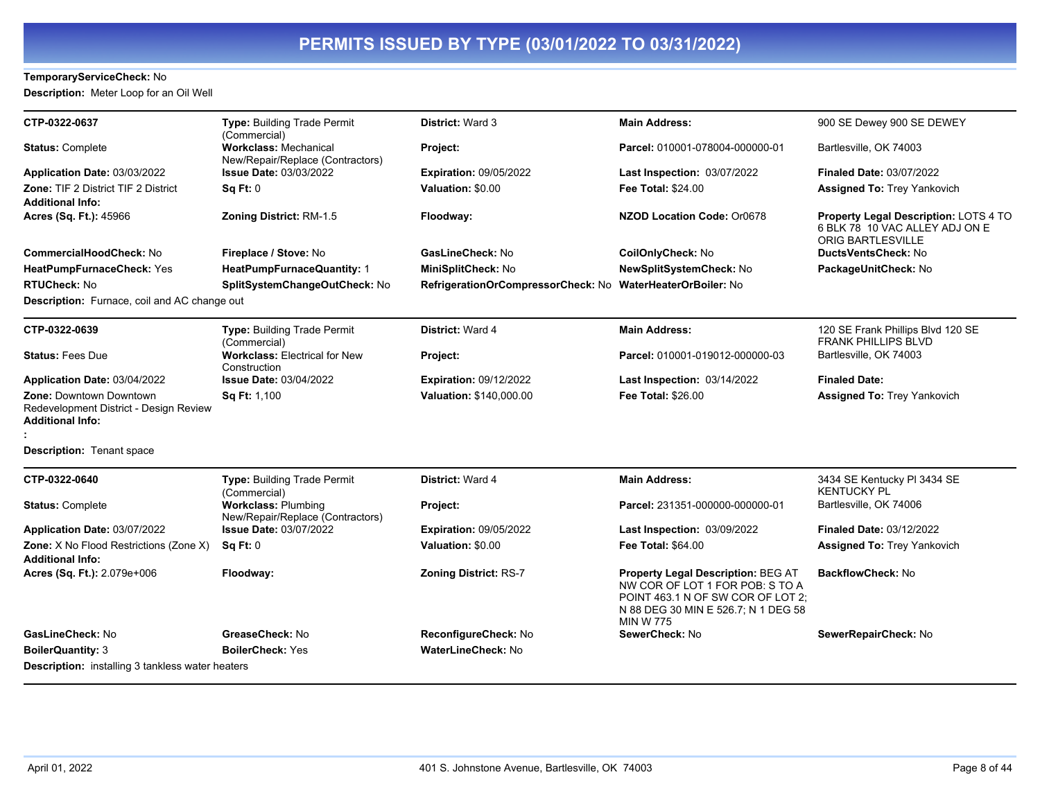**TemporaryServiceCheck:** No

**Description:** Meter Loop for an Oil Well

---

| | | | | |
|---|---|---|---|---|
| **CTP-0322-0637** | **Type:** Building Trade Permit (Commercial) | **District:** Ward 3 | **Main Address:** | 900 SE Dewey 900 SE DEWEY |
| **Status:** Complete | **Workclass:** Mechanical New/Repair/Replace (Contractors) | **Project:** | **Parcel:** 010001-078004-000000-01 | Bartlesville, OK 74003 |
| **Application Date:** 03/03/2022 | **Issue Date:** 03/03/2022 | **Expiration:** 09/05/2022 | **Last Inspection:** 03/07/2022 | **Finaled Date:** 03/07/2022 |
| **Zone:** TIF 2 District TIF 2 District | **Sq Ft:** 0 | **Valuation:** $0.00 | **Fee Total:** $24.00 | **Assigned To:** Trey Yankovich |
| **Additional Info:** | | | | |
| **Acres (Sq. Ft.):** 45966 | **Zoning District:** RM-1.5 | **Floodway:** | **NZOD Location Code:** Or0678 | **Property Legal Description:** LOTS 4 TO 6 BLK 78 10 VAC ALLEY ADJ ON E ORIG BARTLESVILLE |
| **CommercialHoodCheck:** No | **Fireplace / Stove:** No | **GasLineCheck:** No | **CoilOnlyCheck:** No | **DuctsVentsCheck:** No |
| **HeatPumpFurnaceCheck:** Yes | **HeatPumpFurnaceQuantity:** 1 | **MiniSplitCheck:** No | **NewSplitSystemCheck:** No | **PackageUnitCheck:** No |
| **RTUCheck:** No | **SplitSystemChangeOutCheck:** No | **RefrigerationOrCompressorCheck:** No | **WaterHeaterOrBoiler:** No | |

**Description:** Furnace, coil and AC change out

---

| | | | | |
|---|---|---|---|---|
| **CTP-0322-0639** | **Type:** Building Trade Permit (Commercial) | **District:** Ward 4 | **Main Address:** | 120 SE Frank Phillips Blvd 120 SE FRANK PHILLIPS BLVD |
| **Status:** Fees Due | **Workclass:** Electrical for New Construction | **Project:** | **Parcel:** 010001-019012-000000-03 | Bartlesville, OK 74003 |
| **Application Date:** 03/04/2022 | **Issue Date:** 03/04/2022 | **Expiration:** 09/12/2022 | **Last Inspection:** 03/14/2022 | **Finaled Date:** |
| **Zone:** Downtown Downtown Redevelopment District - Design Review | **Sq Ft:** 1,100 | **Valuation:** $140,000.00 | **Fee Total:** $26.00 | **Assigned To:** Trey Yankovich |
| **Additional Info:** | | | | |
| **:** | | | | |

**Description:** Tenant space

---

| | | | | |
|---|---|---|---|---|
| **CTP-0322-0640** | **Type:** Building Trade Permit (Commercial) | **District:** Ward 4 | **Main Address:** | 3434 SE Kentucky Pl 3434 SE KENTUCKY PL |
| **Status:** Complete | **Workclass:** Plumbing New/Repair/Replace (Contractors) | **Project:** | **Parcel:** 231351-000000-000000-01 | Bartlesville, OK 74006 |
| **Application Date:** 03/07/2022 | **Issue Date:** 03/07/2022 | **Expiration:** 09/05/2022 | **Last Inspection:** 03/09/2022 | **Finaled Date:** 03/12/2022 |
| **Zone:** X No Flood Restrictions (Zone X) | **Sq Ft:** 0 | **Valuation:** $0.00 | **Fee Total:** $64.00 | **Assigned To:** Trey Yankovich |
| **Additional Info:** | | | | |
| **Acres (Sq. Ft.):** 2.079e+006 | **Floodway:** | **Zoning District:** RS-7 | **Property Legal Description:** BEG AT NW COR OF LOT 1 FOR POB: S TO A POINT 463.1 N OF SW COR OF LOT 2; N 88 DEG 30 MIN E 526.7; N 1 DEG 58 MIN W 775 | **BackflowCheck:** No |
| **GasLineCheck:** No | **GreaseCheck:** No | **ReconfigureCheck:** No | **SewerCheck:** No | **SewerRepairCheck:** No |
| **BoilerQuantity:** 3 | **BoilerCheck:** Yes | **WaterLineCheck:** No | | |

**Description:** installing 3 tankless water heaters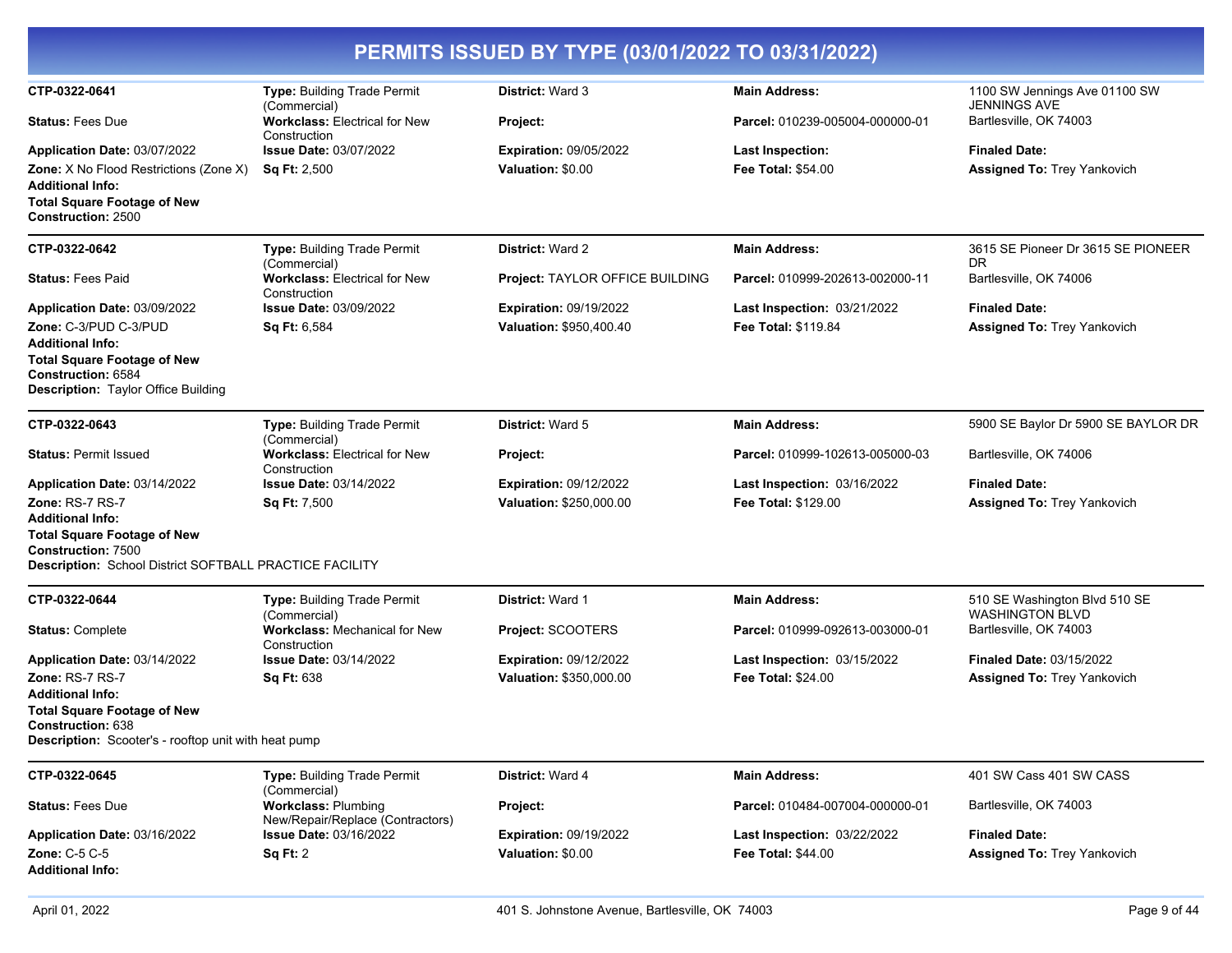# PERMITS ISSUED BY TYPE (03/01/2022 TO 03/31/2022)

---

**CTP-0322-0641** | **Type:** Building Trade Permit (Commercial) | **District:** Ward 3 | **Main Address:** 1100 SW Jennings Ave 01100 SW JENNINGS AVE

**Status:** Fees Due | **Workclass:** Electrical for New Construction | **Project:** | **Parcel:** 010239-005004-000000-01 | Bartlesville, OK 74003

**Application Date:** 03/07/2022 | **Issue Date:** 03/07/2022 | **Expiration:** 09/05/2022 | **Last Inspection:** | **Finaled Date:**

**Zone:** X No Flood Restrictions (Zone X) | **Sq Ft:** 2,500 | **Valuation:** $0.00 | **Fee Total:** $54.00 | **Assigned To:** Trey Yankovich

**Additional Info:**

**Total Square Footage of New Construction:** 2500

---

**CTP-0322-0642** | **Type:** Building Trade Permit (Commercial) | **District:** Ward 2 | **Main Address:** 3615 SE Pioneer Dr 3615 SE PIONEER DR

**Status:** Fees Paid | **Workclass:** Electrical for New Construction | **Project:** TAYLOR OFFICE BUILDING | **Parcel:** 010999-202613-002000-11 | Bartlesville, OK 74006

**Application Date:** 03/09/2022 | **Issue Date:** 03/09/2022 | **Expiration:** 09/19/2022 | **Last Inspection:** 03/21/2022 | **Finaled Date:**

**Zone:** C-3/PUD C-3/PUD | **Sq Ft:** 6,584 | **Valuation:** $950,400.40 | **Fee Total:** $119.84 | **Assigned To:** Trey Yankovich

**Additional Info:**

**Total Square Footage of New Construction:** 6584

**Description:** Taylor Office Building

---

**CTP-0322-0643** | **Type:** Building Trade Permit (Commercial) | **District:** Ward 5 | **Main Address:** 5900 SE Baylor Dr 5900 SE BAYLOR DR

**Status:** Permit Issued | **Workclass:** Electrical for New Construction | **Project:** | **Parcel:** 010999-102613-005000-03 | Bartlesville, OK 74006

**Application Date:** 03/14/2022 | **Issue Date:** 03/14/2022 | **Expiration:** 09/12/2022 | **Last Inspection:** 03/16/2022 | **Finaled Date:**

**Zone:** RS-7 RS-7 | **Sq Ft:** 7,500 | **Valuation:** $250,000.00 | **Fee Total:** $129.00 | **Assigned To:** Trey Yankovich

**Additional Info:**

**Total Square Footage of New Construction:** 7500

**Description:** School District SOFTBALL PRACTICE FACILITY

---

**CTP-0322-0644** | **Type:** Building Trade Permit (Commercial) | **District:** Ward 1 | **Main Address:** 510 SE Washington Blvd 510 SE WASHINGTON BLVD

**Status:** Complete | **Workclass:** Mechanical for New Construction | **Project:** SCOOTERS | **Parcel:** 010999-092613-003000-01 | Bartlesville, OK 74003

**Application Date:** 03/14/2022 | **Issue Date:** 03/14/2022 | **Expiration:** 09/12/2022 | **Last Inspection:** 03/15/2022 | **Finaled Date:** 03/15/2022

**Zone:** RS-7 RS-7 | **Sq Ft:** 638 | **Valuation:** $350,000.00 | **Fee Total:** $24.00 | **Assigned To:** Trey Yankovich

**Additional Info:**

**Total Square Footage of New Construction:** 638

**Description:** Scooter's - rooftop unit with heat pump

---

**CTP-0322-0645** | **Type:** Building Trade Permit (Commercial) | **District:** Ward 4 | **Main Address:** 401 SW Cass 401 SW CASS

**Status:** Fees Due | **Workclass:** Plumbing New/Repair/Replace (Contractors) | **Project:** | **Parcel:** 010484-007004-000000-01 | Bartlesville, OK 74003

**Application Date:** 03/16/2022 | **Issue Date:** 03/16/2022 | **Expiration:** 09/19/2022 | **Last Inspection:** 03/22/2022 | **Finaled Date:**

**Zone:** C-5 C-5 | **Sq Ft:** 2 | **Valuation:** $0.00 | **Fee Total:** $44.00 | **Assigned To:** Trey Yankovich

**Additional Info:**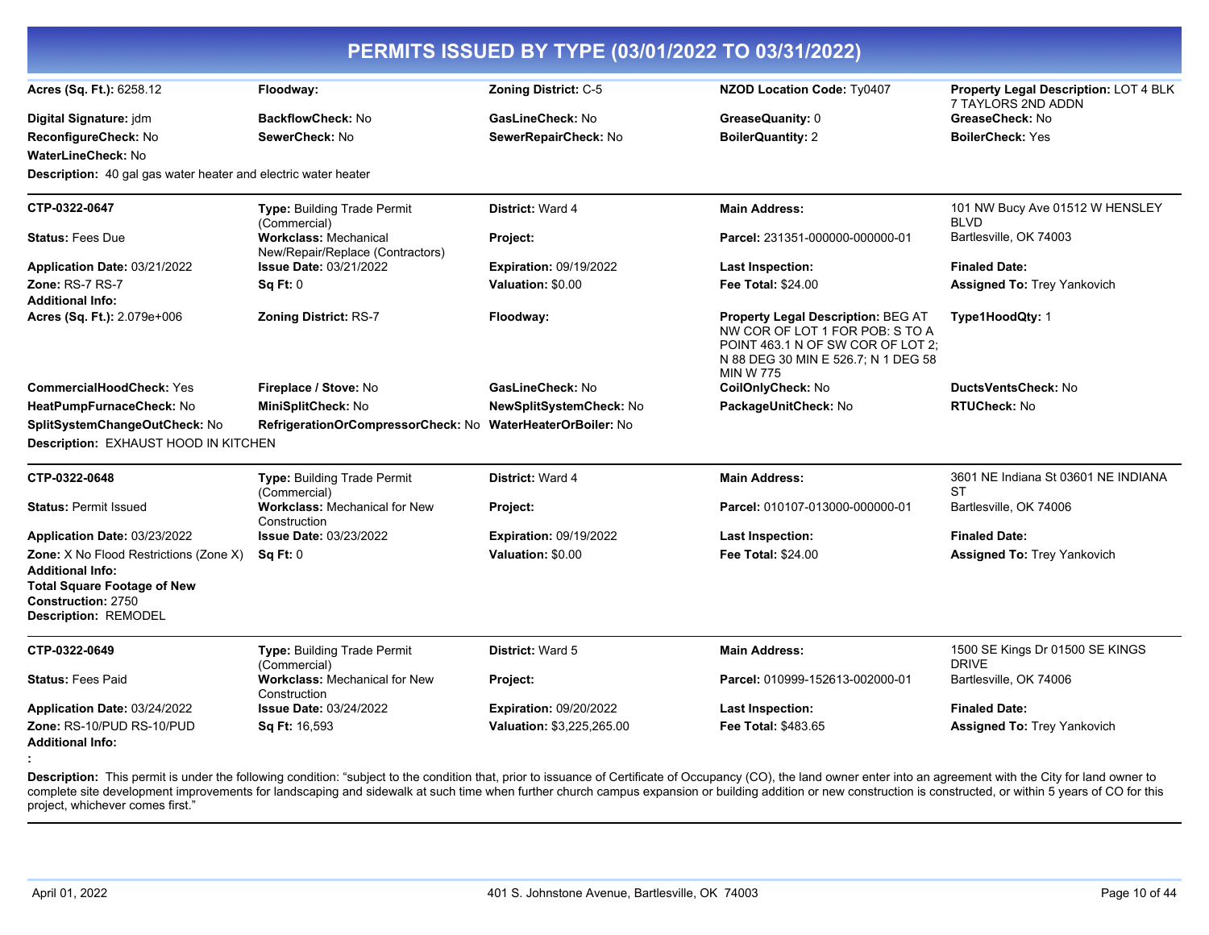# PERMITS ISSUED BY TYPE (03/01/2022 TO 03/31/2022)

**Acres (Sq. Ft.):** 6258.12 | **Floodway:** | **Zoning District:** C-5 | **NZOD Location Code:** Ty0407 | **Property Legal Description:** LOT 4 BLK 7 TAYLORS 2ND ADDN

**Digital Signature:** jdm | **BackflowCheck:** No | **GasLineCheck:** No | **GreaseQuanity:** 0 | **GreaseCheck:** No

**ReconfigureCheck:** No | **SewerCheck:** No | **SewerRepairCheck:** No | **BoilerQuantity:** 2 | **BoilerCheck:** Yes

**WaterLineCheck:** No

**Description:** 40 gal gas water heater and electric water heater

---

**CTP-0322-0647** | **Type:** Building Trade Permit (Commercial) | **District:** Ward 4 | **Main Address:** 101 NW Bucy Ave 01512 W HENSLEY BLVD Bartlesville, OK 74003

**Status:** Fees Due | **Workclass:** Mechanical New/Repair/Replace (Contractors) | **Project:** | **Parcel:** 231351-000000-000000-01

**Application Date:** 03/21/2022 | **Issue Date:** 03/21/2022 | **Expiration:** 09/19/2022 | **Last Inspection:** | **Finaled Date:**

**Zone:** RS-7 RS-7 | **Sq Ft:** 0 | **Valuation:** $0.00 | **Fee Total:** $24.00 | **Assigned To:** Trey Yankovich

**Additional Info:**

**Acres (Sq. Ft.):** 2.079e+006 | **Zoning District:** RS-7 | **Floodway:** | **Property Legal Description:** BEG AT NW COR OF LOT 1 FOR POB: S TO A POINT 463.1 N OF SW COR OF LOT 2; N 88 DEG 30 MIN E 526.7; N 1 DEG 58 MIN W 775 | **Type1HoodQty:** 1

**CommercialHoodCheck:** Yes | **Fireplace / Stove:** No | **GasLineCheck:** No | **CoilOnlyCheck:** No | **DuctsVentsCheck:** No

**HeatPumpFurnaceCheck:** No | **MiniSplitCheck:** No | **NewSplitSystemCheck:** No | **PackageUnitCheck:** No | **RTUCheck:** No

**SplitSystemChangeOutCheck:** No | **RefrigerationOrCompressorCheck:** No | **WaterHeaterOrBoiler:** No

**Description:** EXHAUST HOOD IN KITCHEN

---

**CTP-0322-0648** | **Type:** Building Trade Permit (Commercial) | **District:** Ward 4 | **Main Address:** 3601 NE Indiana St 03601 NE INDIANA ST Bartlesville, OK 74006

**Status:** Permit Issued | **Workclass:** Mechanical for New Construction | **Project:** | **Parcel:** 010107-013000-000000-01

**Application Date:** 03/23/2022 | **Issue Date:** 03/23/2022 | **Expiration:** 09/19/2022 | **Last Inspection:** | **Finaled Date:**

**Zone:** X No Flood Restrictions (Zone X) | **Sq Ft:** 0 | **Valuation:** $0.00 | **Fee Total:** $24.00 | **Assigned To:** Trey Yankovich

**Additional Info:**

**Total Square Footage of New Construction:** 2750

**Description:** REMODEL

---

**CTP-0322-0649** | **Type:** Building Trade Permit (Commercial) | **District:** Ward 5 | **Main Address:** 1500 SE Kings Dr 01500 SE KINGS DRIVE Bartlesville, OK 74006

**Status:** Fees Paid | **Workclass:** Mechanical for New Construction | **Project:** | **Parcel:** 010999-152613-002000-01

**Application Date:** 03/24/2022 | **Issue Date:** 03/24/2022 | **Expiration:** 09/20/2022 | **Last Inspection:** | **Finaled Date:**

**Zone:** RS-10/PUD RS-10/PUD | **Sq Ft:** 16,593 | **Valuation:** $3,225,265.00 | **Fee Total:** $483.65 | **Assigned To:** Trey Yankovich

**Additional Info:**

**:**

**Description:** This permit is under the following condition: “subject to the condition that, prior to issuance of Certificate of Occupancy (CO), the land owner enter into an agreement with the City for land owner to complete site development improvements for landscaping and sidewalk at such time when further church campus expansion or building addition or new construction is constructed, or within 5 years of CO for this project, whichever comes first.”

---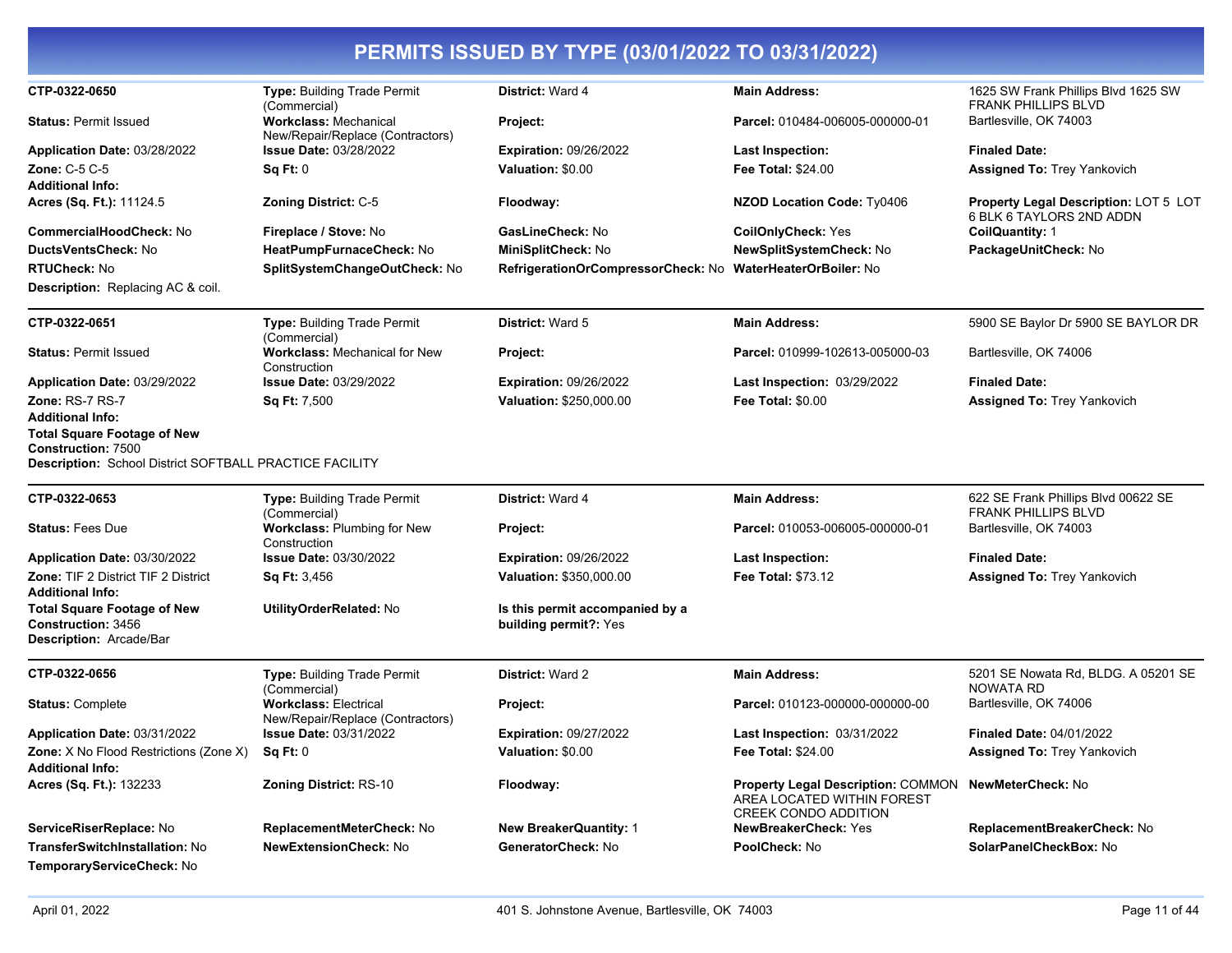# PERMITS ISSUED BY TYPE (03/01/2022 TO 03/31/2022)

---

**CTP-0322-0650**
**Type:** Building Trade Permit (Commercial)
**District:** Ward 4
**Main Address:** 1625 SW Frank Phillips Blvd 1625 SW FRANK PHILLIPS BLVD Bartlesville, OK 74003

**Status:** Permit Issued
**Workclass:** Mechanical New/Repair/Replace (Contractors)
**Project:**
**Parcel:** 010484-006005-000000-01

**Application Date:** 03/28/2022
**Issue Date:** 03/28/2022
**Expiration:** 09/26/2022
**Last Inspection:**
**Finaled Date:**

**Zone:** C-5 C-5
**Sq Ft:** 0
**Valuation:** $0.00
**Fee Total:** $24.00
**Assigned To:** Trey Yankovich

**Additional Info:**
**Acres (Sq. Ft.):** 11124.5
**Zoning District:** C-5
**Floodway:**
**NZOD Location Code:** Ty0406
**Property Legal Description:** LOT 5 LOT 6 BLK 6 TAYLORS 2ND ADDN
**CommercialHoodCheck:** No
**Fireplace / Stove:** No
**GasLineCheck:** No
**CoilOnlyCheck:** Yes
**CoilQuantity:** 1
**DuctsVentsCheck:** No
**HeatPumpFurnaceCheck:** No
**MiniSplitCheck:** No
**NewSplitSystemCheck:** No
**PackageUnitCheck:** No
**RTUCheck:** No
**SplitSystemChangeOutCheck:** No
**RefrigerationOrCompressorCheck:** No
**WaterHeaterOrBoiler:** No

**Description:** Replacing AC & coil.

---

**CTP-0322-0651**
**Type:** Building Trade Permit (Commercial)
**District:** Ward 5
**Main Address:** 5900 SE Baylor Dr 5900 SE BAYLOR DR Bartlesville, OK 74006

**Status:** Permit Issued
**Workclass:** Mechanical for New Construction
**Project:**
**Parcel:** 010999-102613-005000-03

**Application Date:** 03/29/2022
**Issue Date:** 03/29/2022
**Expiration:** 09/26/2022
**Last Inspection:** 03/29/2022
**Finaled Date:**

**Zone:** RS-7 RS-7
**Sq Ft:** 7,500
**Valuation:** $250,000.00
**Fee Total:** $0.00
**Assigned To:** Trey Yankovich

**Additional Info:**
**Total Square Footage of New Construction:** 7500

**Description:** School District SOFTBALL PRACTICE FACILITY

---

**CTP-0322-0653**
**Type:** Building Trade Permit (Commercial)
**District:** Ward 4
**Main Address:** 622 SE Frank Phillips Blvd 00622 SE FRANK PHILLIPS BLVD Bartlesville, OK 74003

**Status:** Fees Due
**Workclass:** Plumbing for New Construction
**Project:**
**Parcel:** 010053-006005-000000-01

**Application Date:** 03/30/2022
**Issue Date:** 03/30/2022
**Expiration:** 09/26/2022
**Last Inspection:**
**Finaled Date:**

**Zone:** TIF 2 District TIF 2 District
**Sq Ft:** 3,456
**Valuation:** $350,000.00
**Fee Total:** $73.12
**Assigned To:** Trey Yankovich

**Additional Info:**
**Total Square Footage of New Construction:** 3456
**UtilityOrderRelated:** No
**Is this permit accompanied by a building permit?:** Yes

**Description:** Arcade/Bar

---

**CTP-0322-0656**
**Type:** Building Trade Permit (Commercial)
**District:** Ward 2
**Main Address:** 5201 SE Nowata Rd, BLDG. A 05201 SE NOWATA RD Bartlesville, OK 74006

**Status:** Complete
**Workclass:** Electrical New/Repair/Replace (Contractors)
**Project:**
**Parcel:** 010123-000000-000000-00

**Application Date:** 03/31/2022
**Issue Date:** 03/31/2022
**Expiration:** 09/27/2022
**Last Inspection:** 03/31/2022
**Finaled Date:** 04/01/2022

**Zone:** X No Flood Restrictions (Zone X)
**Sq Ft:** 0
**Valuation:** $0.00
**Fee Total:** $24.00
**Assigned To:** Trey Yankovich

**Additional Info:**
**Acres (Sq. Ft.):** 132233
**Zoning District:** RS-10
**Floodway:**
**Property Legal Description:** COMMON AREA LOCATED WITHIN FOREST CREEK CONDO ADDITION
**NewMeterCheck:** No
**ServiceRiserReplace:** No
**ReplacementMeterCheck:** No
**New BreakerQuantity:** 1
**NewBreakerCheck:** Yes
**ReplacementBreakerCheck:** No
**TransferSwitchInstallation:** No
**NewExtensionCheck:** No
**GeneratorCheck:** No
**PoolCheck:** No
**SolarPanelCheckBox:** No
**TemporaryServiceCheck:** No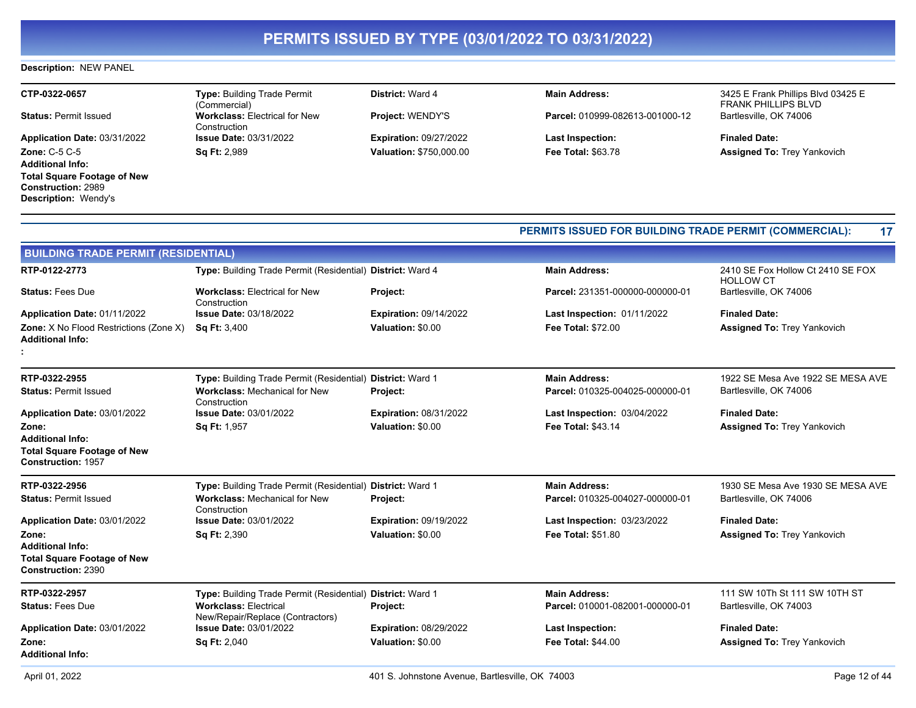# PERMITS ISSUED BY TYPE (03/01/2022 TO 03/31/2022)

**Description:** NEW PANEL

---

**CTP-0322-0657** | **Type:** Building Trade Permit (Commercial) | **District:** Ward 4 | **Main Address:** 3425 E Frank Phillips Blvd 03425 E FRANK PHILLIPS BLVD Bartlesville, OK 74006

**Status:** Permit Issued | **Workclass:** Electrical for New Construction | **Project:** WENDY'S | **Parcel:** 010999-082613-001000-12

**Application Date:** 03/31/2022 | **Issue Date:** 03/31/2022 | **Expiration:** 09/27/2022 | **Last Inspection:** | **Finaled Date:**

**Zone:** C-5 C-5 | **Sq Ft:** 2,989 | **Valuation:** $750,000.00 | **Fee Total:** $63.78 | **Assigned To:** Trey Yankovich

**Additional Info:**
**Total Square Footage of New Construction:** 2989
**Description:** Wendy's

---

**PERMITS ISSUED FOR BUILDING TRADE PERMIT (COMMERCIAL): 17**

## BUILDING TRADE PERMIT (RESIDENTIAL)

**RTP-0122-2773** | **Type:** Building Trade Permit (Residential) | **District:** Ward 4 | **Main Address:** 2410 SE Fox Hollow Ct 2410 SE FOX HOLLOW CT Bartlesville, OK 74006

**Status:** Fees Due | **Workclass:** Electrical for New Construction | **Project:** | **Parcel:** 231351-000000-000000-01

**Application Date:** 01/11/2022 | **Issue Date:** 03/18/2022 | **Expiration:** 09/14/2022 | **Last Inspection:** 01/11/2022 | **Finaled Date:**

**Zone:** X No Flood Restrictions (Zone X) | **Sq Ft:** 3,400 | **Valuation:** $0.00 | **Fee Total:** $72.00 | **Assigned To:** Trey Yankovich

**Additional Info:**
:

---

**RTP-0322-2955** | **Type:** Building Trade Permit (Residential) | **District:** Ward 1 | **Main Address:** 1922 SE Mesa Ave 1922 SE MESA AVE Bartlesville, OK 74006

**Status:** Permit Issued | **Workclass:** Mechanical for New Construction | **Project:** | **Parcel:** 010325-004025-000000-01

**Application Date:** 03/01/2022 | **Issue Date:** 03/01/2022 | **Expiration:** 08/31/2022 | **Last Inspection:** 03/04/2022 | **Finaled Date:**

**Zone:** | **Sq Ft:** 1,957 | **Valuation:** $0.00 | **Fee Total:** $43.14 | **Assigned To:** Trey Yankovich

**Additional Info:**
**Total Square Footage of New Construction:** 1957

---

**RTP-0322-2956** | **Type:** Building Trade Permit (Residential) | **District:** Ward 1 | **Main Address:** 1930 SE Mesa Ave 1930 SE MESA AVE Bartlesville, OK 74006

**Status:** Permit Issued | **Workclass:** Mechanical for New Construction | **Project:** | **Parcel:** 010325-004027-000000-01

**Application Date:** 03/01/2022 | **Issue Date:** 03/01/2022 | **Expiration:** 09/19/2022 | **Last Inspection:** 03/23/2022 | **Finaled Date:**

**Zone:** | **Sq Ft:** 2,390 | **Valuation:** $0.00 | **Fee Total:** $51.80 | **Assigned To:** Trey Yankovich

**Additional Info:**
**Total Square Footage of New Construction:** 2390

---

**RTP-0322-2957** | **Type:** Building Trade Permit (Residential) | **District:** Ward 1 | **Main Address:** 111 SW 10Th St 111 SW 10TH ST Bartlesville, OK 74003

**Status:** Fees Due | **Workclass:** Electrical New/Repair/Replace (Contractors) | **Project:** | **Parcel:** 010001-082001-000000-01

**Application Date:** 03/01/2022 | **Issue Date:** 03/01/2022 | **Expiration:** 08/29/2022 | **Last Inspection:** | **Finaled Date:**

**Zone:** | **Sq Ft:** 2,040 | **Valuation:** $0.00 | **Fee Total:** $44.00 | **Assigned To:** Trey Yankovich

**Additional Info:**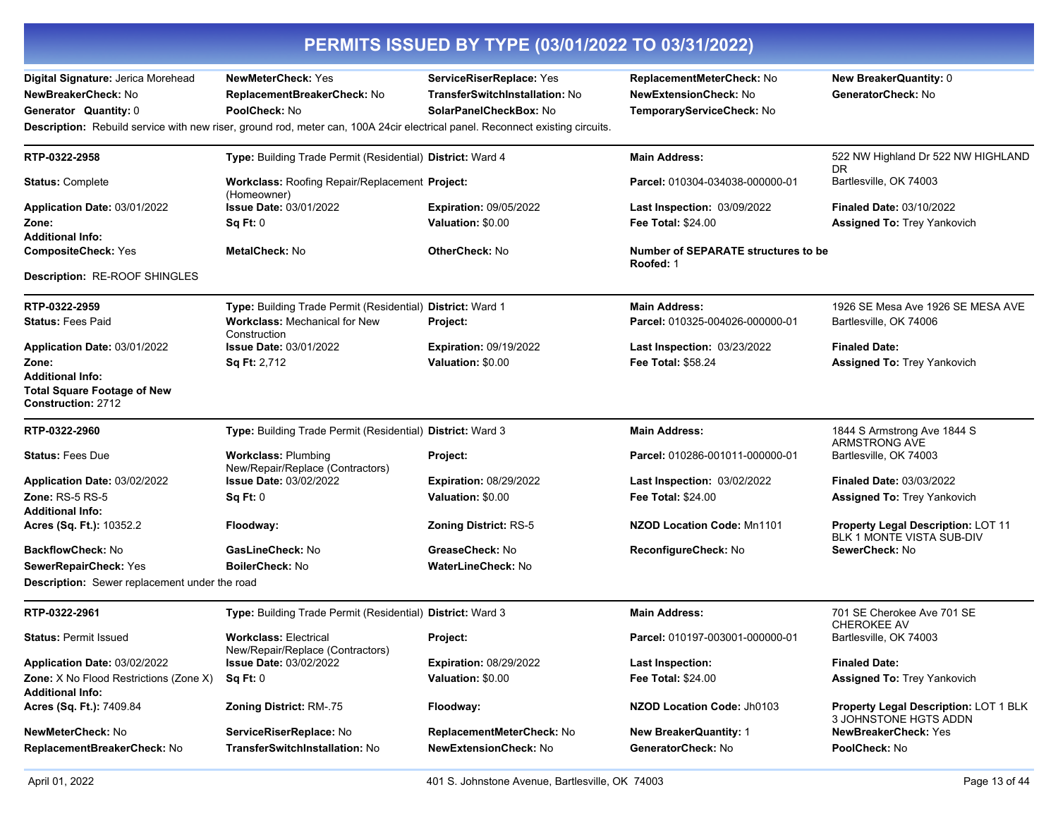# PERMITS ISSUED BY TYPE (03/01/2022 TO 03/31/2022)

| | | | | |
|---|---|---|---|---|
| **Digital Signature:** Jerica Morehead | **NewMeterCheck:** Yes | **ServiceRiserReplace:** Yes | **ReplacementMeterCheck:** No | **New BreakerQuantity:** 0 |
| **NewBreakerCheck:** No | **ReplacementBreakerCheck:** No | **TransferSwitchInstallation:** No | **NewExtensionCheck:** No | **GeneratorCheck:** No |
| **Generator Quantity:** 0 | **PoolCheck:** No | **SolarPanelCheckBox:** No | **TemporaryServiceCheck:** No | |

**Description:** Rebuild service with new riser, ground rod, meter can, 100A 24cir electrical panel. Reconnect existing circuits.

---

| | | | | |
|---|---|---|---|---|
| **RTP-0322-2958** | **Type:** Building Trade Permit (Residential) | **District:** Ward 4 | **Main Address:** | 522 NW Highland Dr 522 NW HIGHLAND DR |
| **Status:** Complete | **Workclass:** Roofing Repair/Replacement (Homeowner) | **Project:** | **Parcel:** 010304-034038-000000-01 | Bartlesville, OK 74003 |
| **Application Date:** 03/01/2022 | **Issue Date:** 03/01/2022 | **Expiration:** 09/05/2022 | **Last Inspection:** 03/09/2022 | **Finaled Date:** 03/10/2022 |
| **Zone:** | **Sq Ft:** 0 | **Valuation:** $0.00 | **Fee Total:** $24.00 | **Assigned To:** Trey Yankovich |
| **Additional Info:** | | | | |
| **CompositeCheck:** Yes | **MetalCheck:** No | **OtherCheck:** No | **Number of SEPARATE structures to be Roofed:** 1 | |

**Description:** RE-ROOF SHINGLES

---

| | | | | |
|---|---|---|---|---|
| **RTP-0322-2959** | **Type:** Building Trade Permit (Residential) | **District:** Ward 1 | **Main Address:** | 1926 SE Mesa Ave 1926 SE MESA AVE |
| **Status:** Fees Paid | **Workclass:** Mechanical for New Construction | **Project:** | **Parcel:** 010325-004026-000000-01 | Bartlesville, OK 74006 |
| **Application Date:** 03/01/2022 | **Issue Date:** 03/01/2022 | **Expiration:** 09/19/2022 | **Last Inspection:** 03/23/2022 | **Finaled Date:** |
| **Zone:** | **Sq Ft:** 2,712 | **Valuation:** $0.00 | **Fee Total:** $58.24 | **Assigned To:** Trey Yankovich |
| **Additional Info:** | | | | |
| **Total Square Footage of New Construction:** 2712 | | | | |

---

| | | | | |
|---|---|---|---|---|
| **RTP-0322-2960** | **Type:** Building Trade Permit (Residential) | **District:** Ward 3 | **Main Address:** | 1844 S Armstrong Ave 1844 S ARMSTRONG AVE |
| **Status:** Fees Due | **Workclass:** Plumbing New/Repair/Replace (Contractors) | **Project:** | **Parcel:** 010286-001011-000000-01 | Bartlesville, OK 74003 |
| **Application Date:** 03/02/2022 | **Issue Date:** 03/02/2022 | **Expiration:** 08/29/2022 | **Last Inspection:** 03/02/2022 | **Finaled Date:** 03/03/2022 |
| **Zone:** RS-5 RS-5 | **Sq Ft:** 0 | **Valuation:** $0.00 | **Fee Total:** $24.00 | **Assigned To:** Trey Yankovich |
| **Additional Info:** | | | | |
| **Acres (Sq. Ft.):** 10352.2 | **Floodway:** | **Zoning District:** RS-5 | **NZOD Location Code:** Mn1101 | **Property Legal Description:** LOT 11 BLK 1 MONTE VISTA SUB-DIV |
| **BackflowCheck:** No | **GasLineCheck:** No | **GreaseCheck:** No | **ReconfigureCheck:** No | **SewerCheck:** No |
| **SewerRepairCheck:** Yes | **BoilerCheck:** No | **WaterLineCheck:** No | | |

**Description:** Sewer replacement under the road

---

| | | | | |
|---|---|---|---|---|
| **RTP-0322-2961** | **Type:** Building Trade Permit (Residential) | **District:** Ward 3 | **Main Address:** | 701 SE Cherokee Ave 701 SE CHEROKEE AV |
| **Status:** Permit Issued | **Workclass:** Electrical New/Repair/Replace (Contractors) | **Project:** | **Parcel:** 010197-003001-000000-01 | Bartlesville, OK 74003 |
| **Application Date:** 03/02/2022 | **Issue Date:** 03/02/2022 | **Expiration:** 08/29/2022 | **Last Inspection:** | **Finaled Date:** |
| **Zone:** X No Flood Restrictions (Zone X) | **Sq Ft:** 0 | **Valuation:** $0.00 | **Fee Total:** $24.00 | **Assigned To:** Trey Yankovich |
| **Additional Info:** | | | | |
| **Acres (Sq. Ft.):** 7409.84 | **Zoning District:** RM-.75 | **Floodway:** | **NZOD Location Code:** Jh0103 | **Property Legal Description:** LOT 1 BLK 3 JOHNSTONE HGTS ADDN |
| **NewMeterCheck:** No | **ServiceRiserReplace:** No | **ReplacementMeterCheck:** No | **New BreakerQuantity:** 1 | **NewBreakerCheck:** Yes |
| **ReplacementBreakerCheck:** No | **TransferSwitchInstallation:** No | **NewExtensionCheck:** No | **GeneratorCheck:** No | **PoolCheck:** No |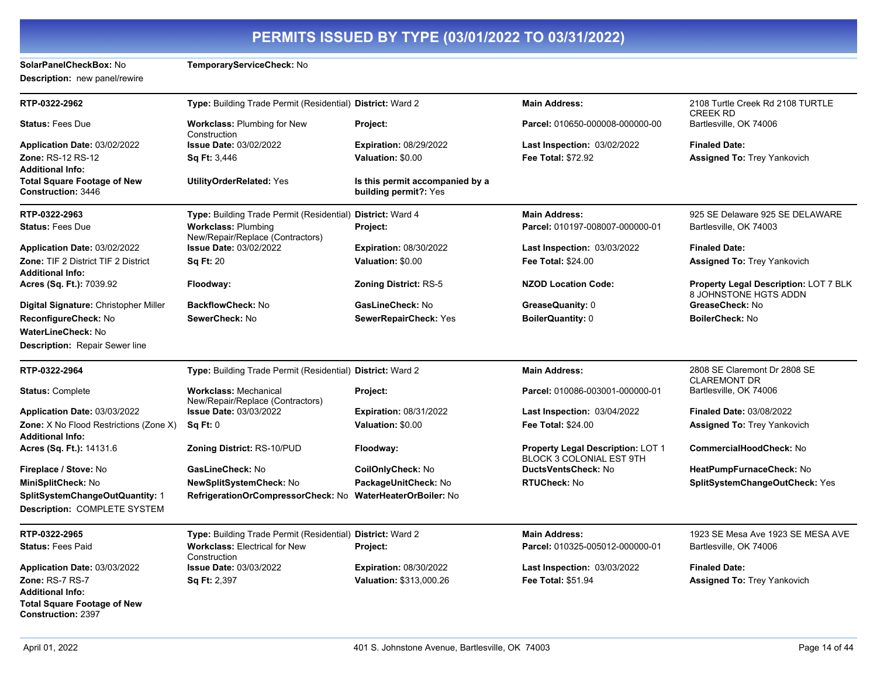# PERMITS ISSUED BY TYPE (03/01/2022 TO 03/31/2022)

**SolarPanelCheckBox:** No **TemporaryServiceCheck:** No
**Description:** new panel/rewire

---

| | | | | |
|---|---|---|---|---|
| **RTP-0322-2962** | **Type:** Building Trade Permit (Residential) | **District:** Ward 2 | **Main Address:** | 2108 Turtle Creek Rd 2108 TURTLE CREEK RD |
| **Status:** Fees Due | **Workclass:** Plumbing for New Construction | **Project:** | **Parcel:** 010650-000008-000000-00 | Bartlesville, OK 74006 |
| **Application Date:** 03/02/2022 | **Issue Date:** 03/02/2022 | **Expiration:** 08/29/2022 | **Last Inspection:** 03/02/2022 | **Finaled Date:** |
| **Zone:** RS-12 RS-12 | **Sq Ft:** 3,446 | **Valuation:** $0.00 | **Fee Total:** $72.92 | **Assigned To:** Trey Yankovich |
| **Additional Info:** | | | | |
| **Total Square Footage of New Construction:** 3446 | **UtilityOrderRelated:** Yes | **Is this permit accompanied by a building permit?:** Yes | | |

---

| | | | | |
|---|---|---|---|---|
| **RTP-0322-2963** | **Type:** Building Trade Permit (Residential) | **District:** Ward 4 | **Main Address:** | 925 SE Delaware 925 SE DELAWARE |
| **Status:** Fees Due | **Workclass:** Plumbing New/Repair/Replace (Contractors) | **Project:** | **Parcel:** 010197-008007-000000-01 | Bartlesville, OK 74003 |
| **Application Date:** 03/02/2022 | **Issue Date:** 03/02/2022 | **Expiration:** 08/30/2022 | **Last Inspection:** 03/03/2022 | **Finaled Date:** |
| **Zone:** TIF 2 District TIF 2 District | **Sq Ft:** 20 | **Valuation:** $0.00 | **Fee Total:** $24.00 | **Assigned To:** Trey Yankovich |
| **Additional Info:** | | | | |
| **Acres (Sq. Ft.):** 7039.92 | **Floodway:** | **Zoning District:** RS-5 | **NZOD Location Code:** | **Property Legal Description:** LOT 7 BLK 8 JOHNSTONE HGTS ADDN |
| **Digital Signature:** Christopher Miller | **BackflowCheck:** No | **GasLineCheck:** No | **GreaseQuanity:** 0 | **GreaseCheck:** No |
| **ReconfigureCheck:** No | **SewerCheck:** No | **SewerRepairCheck:** Yes | **BoilerQuantity:** 0 | **BoilerCheck:** No |
| **WaterLineCheck:** No | | | | |
| **Description:** Repair Sewer line | | | | |

---

| | | | | |
|---|---|---|---|---|
| **RTP-0322-2964** | **Type:** Building Trade Permit (Residential) | **District:** Ward 2 | **Main Address:** | 2808 SE Claremont Dr 2808 SE CLAREMONT DR |
| **Status:** Complete | **Workclass:** Mechanical New/Repair/Replace (Contractors) | **Project:** | **Parcel:** 010086-003001-000000-01 | Bartlesville, OK 74006 |
| **Application Date:** 03/03/2022 | **Issue Date:** 03/03/2022 | **Expiration:** 08/31/2022 | **Last Inspection:** 03/04/2022 | **Finaled Date:** 03/08/2022 |
| **Zone:** X No Flood Restrictions (Zone X) | **Sq Ft:** 0 | **Valuation:** $0.00 | **Fee Total:** $24.00 | **Assigned To:** Trey Yankovich |
| **Additional Info:** | | | | |
| **Acres (Sq. Ft.):** 14131.6 | **Zoning District:** RS-10/PUD | **Floodway:** | **Property Legal Description:** LOT 1 BLOCK 3 COLONIAL EST 9TH | **CommercialHoodCheck:** No |
| **Fireplace / Stove:** No | **GasLineCheck:** No | **CoilOnlyCheck:** No | **DuctsVentsCheck:** No | **HeatPumpFurnaceCheck:** No |
| **MiniSplitCheck:** No | **NewSplitSystemCheck:** No | **PackageUnitCheck:** No | **RTUCheck:** No | **SplitSystemChangeOutCheck:** Yes |
| **SplitSystemChangeOutQuantity:** 1 | **RefrigerationOrCompressorCheck:** No | **WaterHeaterOrBoiler:** No | | |
| **Description:** COMPLETE SYSTEM | | | | |

---

| | | | | |
|---|---|---|---|---|
| **RTP-0322-2965** | **Type:** Building Trade Permit (Residential) | **District:** Ward 2 | **Main Address:** | 1923 SE Mesa Ave 1923 SE MESA AVE |
| **Status:** Fees Paid | **Workclass:** Electrical for New Construction | **Project:** | **Parcel:** 010325-005012-000000-01 | Bartlesville, OK 74006 |
| **Application Date:** 03/03/2022 | **Issue Date:** 03/03/2022 | **Expiration:** 08/30/2022 | **Last Inspection:** 03/03/2022 | **Finaled Date:** |
| **Zone:** RS-7 RS-7 | **Sq Ft:** 2,397 | **Valuation:** $313,000.26 | **Fee Total:** $51.94 | **Assigned To:** Trey Yankovich |
| **Additional Info:** | | | | |
| **Total Square Footage of New Construction:** 2397 | | | | |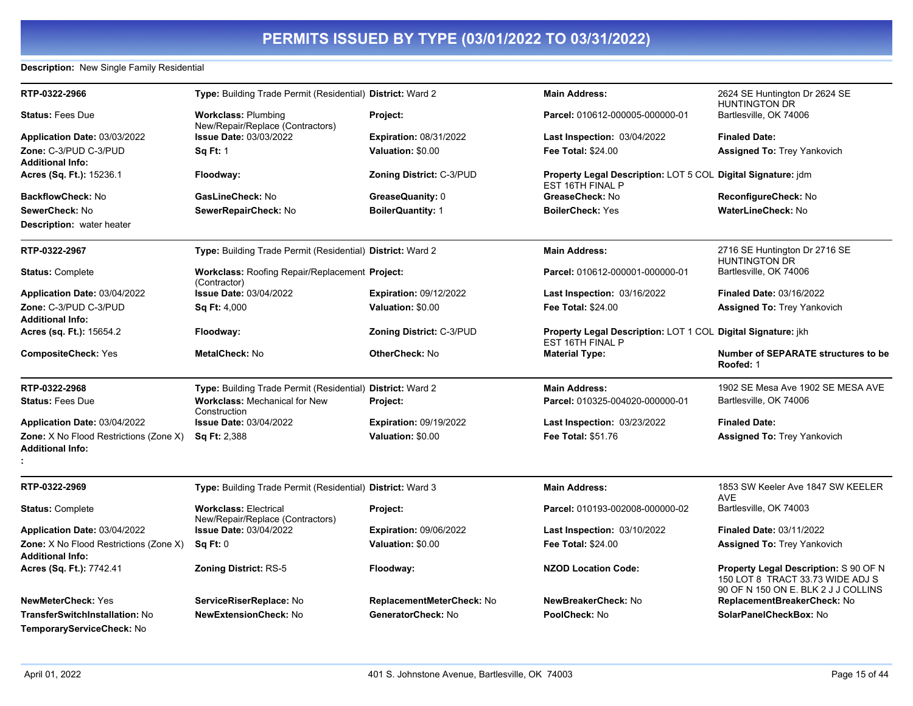# PERMITS ISSUED BY TYPE (03/01/2022 TO 03/31/2022)

**Description:** New Single Family Residential

---

| | | | | |
|---|---|---|---|---|
| **RTP-0322-2966** | **Type:** Building Trade Permit (Residential) | **District:** Ward 2 | **Main Address:** | 2624 SE Huntington Dr 2624 SE HUNTINGTON DR |
| **Status:** Fees Due | **Workclass:** Plumbing New/Repair/Replace (Contractors) | **Project:** | **Parcel:** 010612-000005-000000-01 | Bartlesville, OK 74006 |
| **Application Date:** 03/03/2022 | **Issue Date:** 03/03/2022 | **Expiration:** 08/31/2022 | **Last Inspection:** 03/04/2022 | **Finaled Date:** |
| **Zone:** C-3/PUD C-3/PUD | **Sq Ft:** 1 | **Valuation:** $0.00 | **Fee Total:** $24.00 | **Assigned To:** Trey Yankovich |
| **Additional Info:** | | | | |
| **Acres (Sq. Ft.):** 15236.1 | **Floodway:** | **Zoning District:** C-3/PUD | **Property Legal Description:** LOT 5 COL EST 16TH FINAL P | **Digital Signature:** jdm |
| **BackflowCheck:** No | **GasLineCheck:** No | **GreaseQuanity:** 0 | **GreaseCheck:** No | **ReconfigureCheck:** No |
| **SewerCheck:** No | **SewerRepairCheck:** No | **BoilerQuantity:** 1 | **BoilerCheck:** Yes | **WaterLineCheck:** No |
| **Description:** water heater | | | | |

---

| | | | | |
|---|---|---|---|---|
| **RTP-0322-2967** | **Type:** Building Trade Permit (Residential) | **District:** Ward 2 | **Main Address:** | 2716 SE Huntington Dr 2716 SE HUNTINGTON DR |
| **Status:** Complete | **Workclass:** Roofing Repair/Replacement (Contractor) | **Project:** | **Parcel:** 010612-000001-000000-01 | Bartlesville, OK 74006 |
| **Application Date:** 03/04/2022 | **Issue Date:** 03/04/2022 | **Expiration:** 09/12/2022 | **Last Inspection:** 03/16/2022 | **Finaled Date:** 03/16/2022 |
| **Zone:** C-3/PUD C-3/PUD | **Sq Ft:** 4,000 | **Valuation:** $0.00 | **Fee Total:** $24.00 | **Assigned To:** Trey Yankovich |
| **Additional Info:** | | | | |
| **Acres (sq. Ft.):** 15654.2 | **Floodway:** | **Zoning District:** C-3/PUD | **Property Legal Description:** LOT 1 COL EST 16TH FINAL P | **Digital Signature:** jkh |
| **CompositeCheck:** Yes | **MetalCheck:** No | **OtherCheck:** No | **Material Type:** | **Number of SEPARATE structures to be Roofed:** 1 |

---

| | | | | |
|---|---|---|---|---|
| **RTP-0322-2968** | **Type:** Building Trade Permit (Residential) | **District:** Ward 2 | **Main Address:** | 1902 SE Mesa Ave 1902 SE MESA AVE |
| **Status:** Fees Due | **Workclass:** Mechanical for New Construction | **Project:** | **Parcel:** 010325-004020-000000-01 | Bartlesville, OK 74006 |
| **Application Date:** 03/04/2022 | **Issue Date:** 03/04/2022 | **Expiration:** 09/19/2022 | **Last Inspection:** 03/23/2022 | **Finaled Date:** |
| **Zone:** X No Flood Restrictions (Zone X) | **Sq Ft:** 2,388 | **Valuation:** $0.00 | **Fee Total:** $51.76 | **Assigned To:** Trey Yankovich |
| **Additional Info:** | | | | |
| **:** | | | | |

---

| | | | | |
|---|---|---|---|---|
| **RTP-0322-2969** | **Type:** Building Trade Permit (Residential) | **District:** Ward 3 | **Main Address:** | 1853 SW Keeler Ave 1847 SW KEELER AVE |
| **Status:** Complete | **Workclass:** Electrical New/Repair/Replace (Contractors) | **Project:** | **Parcel:** 010193-002008-000000-02 | Bartlesville, OK 74003 |
| **Application Date:** 03/04/2022 | **Issue Date:** 03/04/2022 | **Expiration:** 09/06/2022 | **Last Inspection:** 03/10/2022 | **Finaled Date:** 03/11/2022 |
| **Zone:** X No Flood Restrictions (Zone X) | **Sq Ft:** 0 | **Valuation:** $0.00 | **Fee Total:** $24.00 | **Assigned To:** Trey Yankovich |
| **Additional Info:** | | | | |
| **Acres (Sq. Ft.):** 7742.41 | **Zoning District:** RS-5 | **Floodway:** | **NZOD Location Code:** | **Property Legal Description:** S 90 OF N 150 LOT 8 TRACT 33.73 WIDE ADJ S 90 OF N 150 ON E. BLK 2 J J COLLINS |
| **NewMeterCheck:** Yes | **ServiceRiserReplace:** No | **ReplacementMeterCheck:** No | **NewBreakerCheck:** No | **ReplacementBreakerCheck:** No |
| **TransferSwitchInstallation:** No | **NewExtensionCheck:** No | **GeneratorCheck:** No | **PoolCheck:** No | **SolarPanelCheckBox:** No |
| **TemporaryServiceCheck:** No | | | | |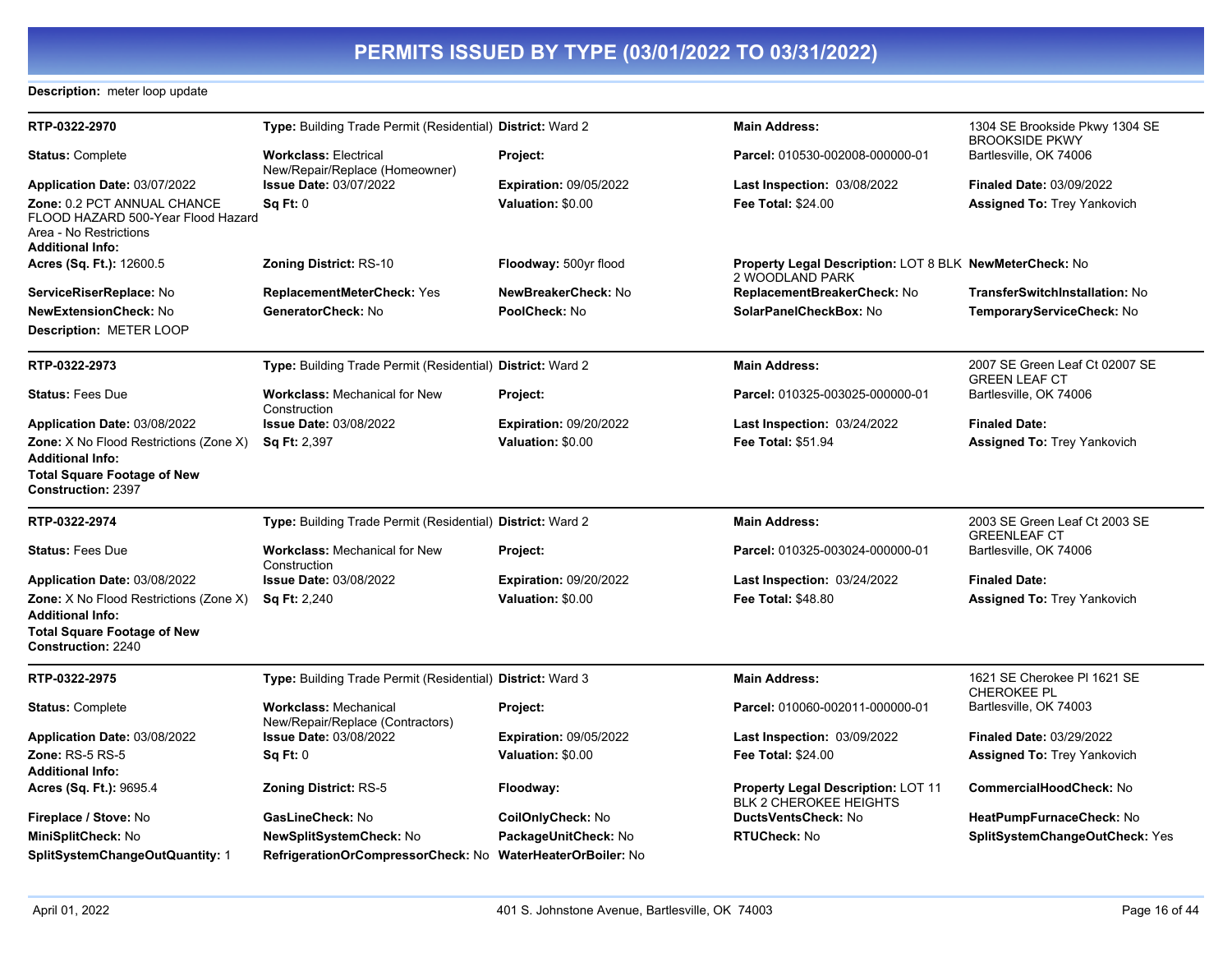# PERMITS ISSUED BY TYPE (03/01/2022 TO 03/31/2022)

**Description:** meter loop update

---

| **RTP-0322-2970** | **Type:** Building Trade Permit (Residential) | **District:** Ward 2 | **Main Address:** | 1304 SE Brookside Pkwy 1304 SE BROOKSIDE PKWY |
|---|---|---|---|---|
| **Status:** Complete | **Workclass:** Electrical New/Repair/Replace (Homeowner) | **Project:** | **Parcel:** 010530-002008-000000-01 | Bartlesville, OK 74006 |
| **Application Date:** 03/07/2022 | **Issue Date:** 03/07/2022 | **Expiration:** 09/05/2022 | **Last Inspection:** 03/08/2022 | **Finaled Date:** 03/09/2022 |
| **Zone:** 0.2 PCT ANNUAL CHANCE FLOOD HAZARD 500-Year Flood Hazard Area - No Restrictions | **Sq Ft:** 0 | **Valuation:** $0.00 | **Fee Total:** $24.00 | **Assigned To:** Trey Yankovich |
| **Additional Info:** | | | | |
| **Acres (Sq. Ft.):** 12600.5 | **Zoning District:** RS-10 | **Floodway:** 500yr flood | **Property Legal Description:** LOT 8 BLK 2 WOODLAND PARK | **NewMeterCheck:** No |
| **ServiceRiserReplace:** No | **ReplacementMeterCheck:** Yes | **NewBreakerCheck:** No | **ReplacementBreakerCheck:** No | **TransferSwitchInstallation:** No |
| **NewExtensionCheck:** No | **GeneratorCheck:** No | **PoolCheck:** No | **SolarPanelCheckBox:** No | **TemporaryServiceCheck:** No |
| **Description:** METER LOOP | | | | |

---

| **RTP-0322-2973** | **Type:** Building Trade Permit (Residential) | **District:** Ward 2 | **Main Address:** | 2007 SE Green Leaf Ct 02007 SE GREEN LEAF CT |
|---|---|---|---|---|
| **Status:** Fees Due | **Workclass:** Mechanical for New Construction | **Project:** | **Parcel:** 010325-003025-000000-01 | Bartlesville, OK 74006 |
| **Application Date:** 03/08/2022 | **Issue Date:** 03/08/2022 | **Expiration:** 09/20/2022 | **Last Inspection:** 03/24/2022 | **Finaled Date:** |
| **Zone:** X No Flood Restrictions (Zone X) | **Sq Ft:** 2,397 | **Valuation:** $0.00 | **Fee Total:** $51.94 | **Assigned To:** Trey Yankovich |
| **Additional Info:** | | | | |
| **Total Square Footage of New Construction:** 2397 | | | | |

---

| **RTP-0322-2974** | **Type:** Building Trade Permit (Residential) | **District:** Ward 2 | **Main Address:** | 2003 SE Green Leaf Ct 2003 SE GREENLEAF CT |
|---|---|---|---|---|
| **Status:** Fees Due | **Workclass:** Mechanical for New Construction | **Project:** | **Parcel:** 010325-003024-000000-01 | Bartlesville, OK 74006 |
| **Application Date:** 03/08/2022 | **Issue Date:** 03/08/2022 | **Expiration:** 09/20/2022 | **Last Inspection:** 03/24/2022 | **Finaled Date:** |
| **Zone:** X No Flood Restrictions (Zone X) | **Sq Ft:** 2,240 | **Valuation:** $0.00 | **Fee Total:** $48.80 | **Assigned To:** Trey Yankovich |
| **Additional Info:** | | | | |
| **Total Square Footage of New Construction:** 2240 | | | | |

---

| **RTP-0322-2975** | **Type:** Building Trade Permit (Residential) | **District:** Ward 3 | **Main Address:** | 1621 SE Cherokee Pl 1621 SE CHEROKEE PL |
|---|---|---|---|---|
| **Status:** Complete | **Workclass:** Mechanical New/Repair/Replace (Contractors) | **Project:** | **Parcel:** 010060-002011-000000-01 | Bartlesville, OK 74003 |
| **Application Date:** 03/08/2022 | **Issue Date:** 03/08/2022 | **Expiration:** 09/05/2022 | **Last Inspection:** 03/09/2022 | **Finaled Date:** 03/29/2022 |
| **Zone:** RS-5 RS-5 | **Sq Ft:** 0 | **Valuation:** $0.00 | **Fee Total:** $24.00 | **Assigned To:** Trey Yankovich |
| **Additional Info:** | | | | |
| **Acres (Sq. Ft.):** 9695.4 | **Zoning District:** RS-5 | **Floodway:** | **Property Legal Description:** LOT 11 BLK 2 CHEROKEE HEIGHTS | **CommercialHoodCheck:** No |
| **Fireplace / Stove:** No | **GasLineCheck:** No | **CoilOnlyCheck:** No | **DuctsVentsCheck:** No | **HeatPumpFurnaceCheck:** No |
| **MiniSplitCheck:** No | **NewSplitSystemCheck:** No | **PackageUnitCheck:** No | **RTUCheck:** No | **SplitSystemChangeOutCheck:** Yes |
| **SplitSystemChangeOutQuantity:** 1 | **RefrigerationOrCompressorCheck:** No | **WaterHeaterOrBoiler:** No | | |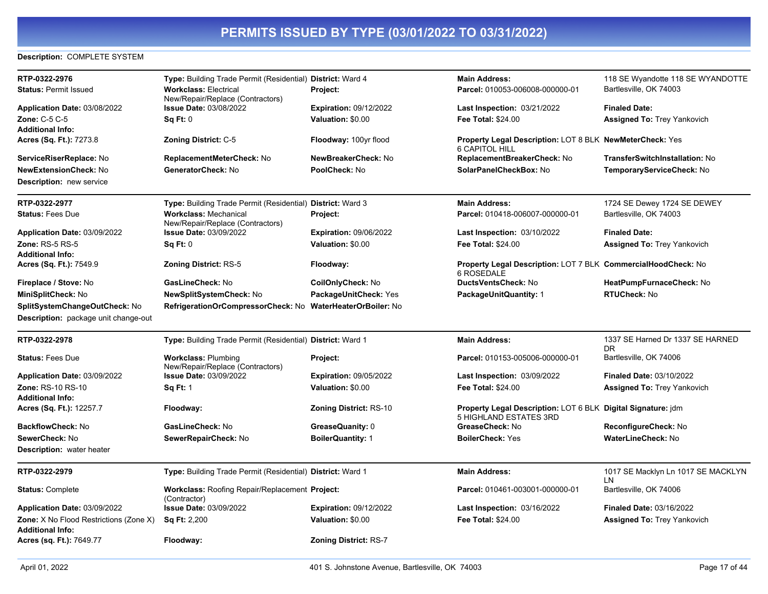# PERMITS ISSUED BY TYPE (03/01/2022 TO 03/31/2022)

**Description:** COMPLETE SYSTEM

---

| | | | | |
|---|---|---|---|---|
| **RTP-0322-2976** | **Type:** Building Trade Permit (Residential) | **District:** Ward 4 | **Main Address:** | 118 SE Wyandotte 118 SE WYANDOTTE |
| **Status:** Permit Issued | **Workclass:** Electrical New/Repair/Replace (Contractors) | **Project:** | **Parcel:** 010053-006008-000000-01 | Bartlesville, OK 74003 |
| **Application Date:** 03/08/2022 | **Issue Date:** 03/08/2022 | **Expiration:** 09/12/2022 | **Last Inspection:** 03/21/2022 | **Finaled Date:** |
| **Zone:** C-5 C-5 | **Sq Ft:** 0 | **Valuation:** $0.00 | **Fee Total:** $24.00 | **Assigned To:** Trey Yankovich |
| **Additional Info:** | | | | |
| **Acres (Sq. Ft.):** 7273.8 | **Zoning District:** C-5 | **Floodway:** 100yr flood | **Property Legal Description:** LOT 8 BLK 6 CAPITOL HILL | **NewMeterCheck:** Yes |
| **ServiceRiserReplace:** No | **ReplacementMeterCheck:** No | **NewBreakerCheck:** No | **ReplacementBreakerCheck:** No | **TransferSwitchInstallation:** No |
| **NewExtensionCheck:** No | **GeneratorCheck:** No | **PoolCheck:** No | **SolarPanelCheckBox:** No | **TemporaryServiceCheck:** No |

**Description:** new service

---

| | | | | |
|---|---|---|---|---|
| **RTP-0322-2977** | **Type:** Building Trade Permit (Residential) | **District:** Ward 3 | **Main Address:** | 1724 SE Dewey 1724 SE DEWEY |
| **Status:** Fees Due | **Workclass:** Mechanical New/Repair/Replace (Contractors) | **Project:** | **Parcel:** 010418-006007-000000-01 | Bartlesville, OK 74003 |
| **Application Date:** 03/09/2022 | **Issue Date:** 03/09/2022 | **Expiration:** 09/06/2022 | **Last Inspection:** 03/10/2022 | **Finaled Date:** |
| **Zone:** RS-5 RS-5 | **Sq Ft:** 0 | **Valuation:** $0.00 | **Fee Total:** $24.00 | **Assigned To:** Trey Yankovich |
| **Additional Info:** | | | | |
| **Acres (Sq. Ft.):** 7549.9 | **Zoning District:** RS-5 | **Floodway:** | **Property Legal Description:** LOT 7 BLK 6 ROSEDALE | **CommercialHoodCheck:** No |
| **Fireplace / Stove:** No | **GasLineCheck:** No | **CoilOnlyCheck:** No | **DuctsVentsCheck:** No | **HeatPumpFurnaceCheck:** No |
| **MiniSplitCheck:** No | **NewSplitSystemCheck:** No | **PackageUnitCheck:** Yes | **PackageUnitQuantity:** 1 | **RTUCheck:** No |
| **SplitSystemChangeOutCheck:** No | **RefrigerationOrCompressorCheck:** No | **WaterHeaterOrBoiler:** No | | |

**Description:** package unit change-out

---

| | | | | |
|---|---|---|---|---|
| **RTP-0322-2978** | **Type:** Building Trade Permit (Residential) | **District:** Ward 1 | **Main Address:** | 1337 SE Harned Dr 1337 SE HARNED DR |
| **Status:** Fees Due | **Workclass:** Plumbing New/Repair/Replace (Contractors) | **Project:** | **Parcel:** 010153-005006-000000-01 | Bartlesville, OK 74006 |
| **Application Date:** 03/09/2022 | **Issue Date:** 03/09/2022 | **Expiration:** 09/05/2022 | **Last Inspection:** 03/09/2022 | **Finaled Date:** 03/10/2022 |
| **Zone:** RS-10 RS-10 | **Sq Ft:** 1 | **Valuation:** $0.00 | **Fee Total:** $24.00 | **Assigned To:** Trey Yankovich |
| **Additional Info:** | | | | |
| **Acres (Sq. Ft.):** 12257.7 | **Floodway:** | **Zoning District:** RS-10 | **Property Legal Description:** LOT 6 BLK 5 HIGHLAND ESTATES 3RD | **Digital Signature:** jdm |
| **BackflowCheck:** No | **GasLineCheck:** No | **GreaseQuanity:** 0 | **GreaseCheck:** No | **ReconfigureCheck:** No |
| **SewerCheck:** No | **SewerRepairCheck:** No | **BoilerQuantity:** 1 | **BoilerCheck:** Yes | **WaterLineCheck:** No |

**Description:** water heater

---

| | | | | |
|---|---|---|---|---|
| **RTP-0322-2979** | **Type:** Building Trade Permit (Residential) | **District:** Ward 1 | **Main Address:** | 1017 SE Macklyn Ln 1017 SE MACKLYN LN |
| **Status:** Complete | **Workclass:** Roofing Repair/Replacement (Contractor) | **Project:** | **Parcel:** 010461-003001-000000-01 | Bartlesville, OK 74006 |
| **Application Date:** 03/09/2022 | **Issue Date:** 03/09/2022 | **Expiration:** 09/12/2022 | **Last Inspection:** 03/16/2022 | **Finaled Date:** 03/16/2022 |
| **Zone:** X No Flood Restrictions (Zone X) | **Sq Ft:** 2,200 | **Valuation:** $0.00 | **Fee Total:** $24.00 | **Assigned To:** Trey Yankovich |
| **Additional Info:** | | | | |
| **Acres (sq. Ft.):** 7649.77 | **Floodway:** | **Zoning District:** RS-7 | | |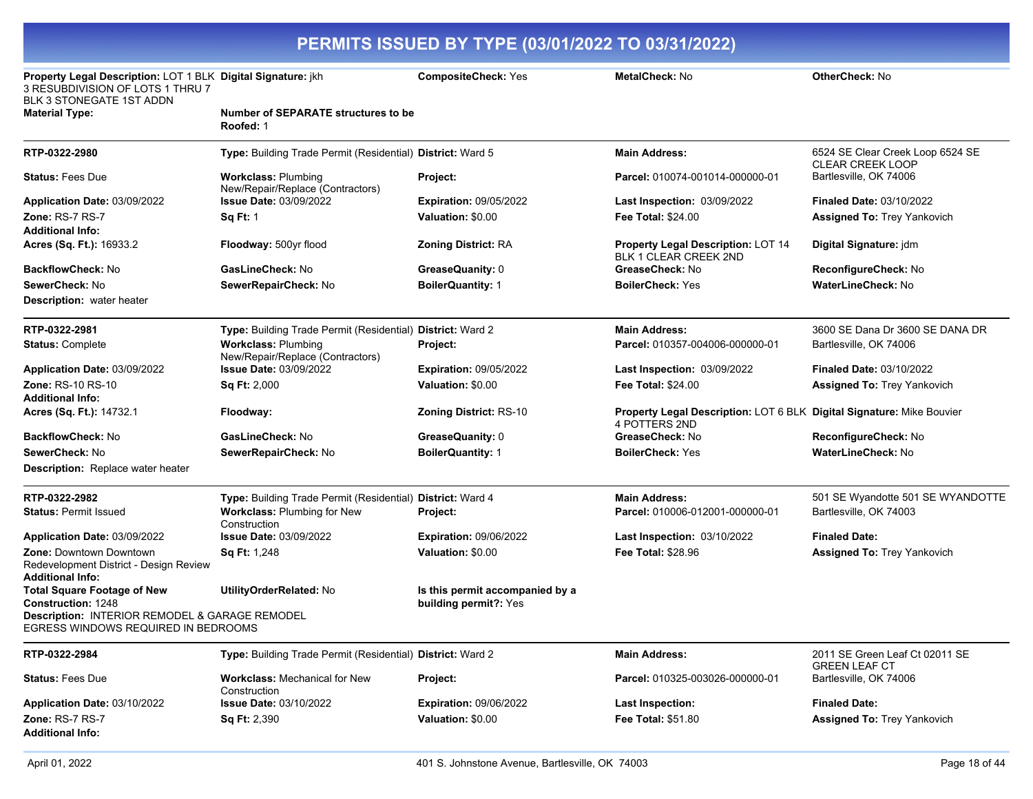# PERMITS ISSUED BY TYPE (03/01/2022 TO 03/31/2022)

**Property Legal Description:** LOT 1 BLK 3 RESUBDIVISION OF LOTS 1 THRU 7 BLK 3 STONEGATE 1ST ADDN | **Digital Signature:** jkh | **CompositeCheck:** Yes | **MetalCheck:** No | **OtherCheck:** No

**Material Type:** | **Number of SEPARATE structures to be Roofed:** 1

---

**RTP-0322-2980** | **Type:** Building Trade Permit (Residential) | **District:** Ward 5 | **Main Address:** 6524 SE Clear Creek Loop 6524 SE CLEAR CREEK LOOP Bartlesville, OK 74006

**Status:** Fees Due | **Workclass:** Plumbing New/Repair/Replace (Contractors) | **Project:** | **Parcel:** 010074-001014-000000-01

**Application Date:** 03/09/2022 | **Issue Date:** 03/09/2022 | **Expiration:** 09/05/2022 | **Last Inspection:** 03/09/2022 | **Finaled Date:** 03/10/2022

**Zone:** RS-7 RS-7 | **Sq Ft:** 1 | **Valuation:** $0.00 | **Fee Total:** $24.00 | **Assigned To:** Trey Yankovich

**Additional Info:**

**Acres (Sq. Ft.):** 16933.2 | **Floodway:** 500yr flood | **Zoning District:** RA | **Property Legal Description:** LOT 14 BLK 1 CLEAR CREEK 2ND | **Digital Signature:** jdm

**BackflowCheck:** No | **GasLineCheck:** No | **GreaseQuanity:** 0 | **GreaseCheck:** No | **ReconfigureCheck:** No

**SewerCheck:** No | **SewerRepairCheck:** No | **BoilerQuantity:** 1 | **BoilerCheck:** Yes | **WaterLineCheck:** No

**Description:** water heater

---

**RTP-0322-2981** | **Type:** Building Trade Permit (Residential) | **District:** Ward 2 | **Main Address:** 3600 SE Dana Dr 3600 SE DANA DR Bartlesville, OK 74006

**Status:** Complete | **Workclass:** Plumbing New/Repair/Replace (Contractors) | **Project:** | **Parcel:** 010357-004006-000000-01

**Application Date:** 03/09/2022 | **Issue Date:** 03/09/2022 | **Expiration:** 09/05/2022 | **Last Inspection:** 03/09/2022 | **Finaled Date:** 03/10/2022

**Zone:** RS-10 RS-10 | **Sq Ft:** 2,000 | **Valuation:** $0.00 | **Fee Total:** $24.00 | **Assigned To:** Trey Yankovich

**Additional Info:**

**Acres (Sq. Ft.):** 14732.1 | **Floodway:** | **Zoning District:** RS-10 | **Property Legal Description:** LOT 6 BLK 4 POTTERS 2ND | **Digital Signature:** Mike Bouvier

**BackflowCheck:** No | **GasLineCheck:** No | **GreaseQuanity:** 0 | **GreaseCheck:** No | **ReconfigureCheck:** No

**SewerCheck:** No | **SewerRepairCheck:** No | **BoilerQuantity:** 1 | **BoilerCheck:** Yes | **WaterLineCheck:** No

**Description:** Replace water heater

---

**RTP-0322-2982** | **Type:** Building Trade Permit (Residential) | **District:** Ward 4 | **Main Address:** 501 SE Wyandotte 501 SE WYANDOTTE Bartlesville, OK 74003

**Status:** Permit Issued | **Workclass:** Plumbing for New Construction | **Project:** | **Parcel:** 010006-012001-000000-01

**Application Date:** 03/09/2022 | **Issue Date:** 03/09/2022 | **Expiration:** 09/06/2022 | **Last Inspection:** 03/10/2022 | **Finaled Date:**

**Zone:** Downtown Downtown Redevelopment District - Design Review | **Sq Ft:** 1,248 | **Valuation:** $0.00 | **Fee Total:** $28.96 | **Assigned To:** Trey Yankovich

**Additional Info:**

**Total Square Footage of New Construction:** 1248 | **UtilityOrderRelated:** No | **Is this permit accompanied by a building permit?:** Yes

**Description:** INTERIOR REMODEL & GARAGE REMODEL
EGRESS WINDOWS REQUIRED IN BEDROOMS

---

**RTP-0322-2984** | **Type:** Building Trade Permit (Residential) | **District:** Ward 2 | **Main Address:** 2011 SE Green Leaf Ct 02011 SE GREEN LEAF CT Bartlesville, OK 74006

**Status:** Fees Due | **Workclass:** Mechanical for New Construction | **Project:** | **Parcel:** 010325-003026-000000-01

**Application Date:** 03/10/2022 | **Issue Date:** 03/10/2022 | **Expiration:** 09/06/2022 | **Last Inspection:** | **Finaled Date:**

**Zone:** RS-7 RS-7 | **Sq Ft:** 2,390 | **Valuation:** $0.00 | **Fee Total:** $51.80 | **Assigned To:** Trey Yankovich

**Additional Info:**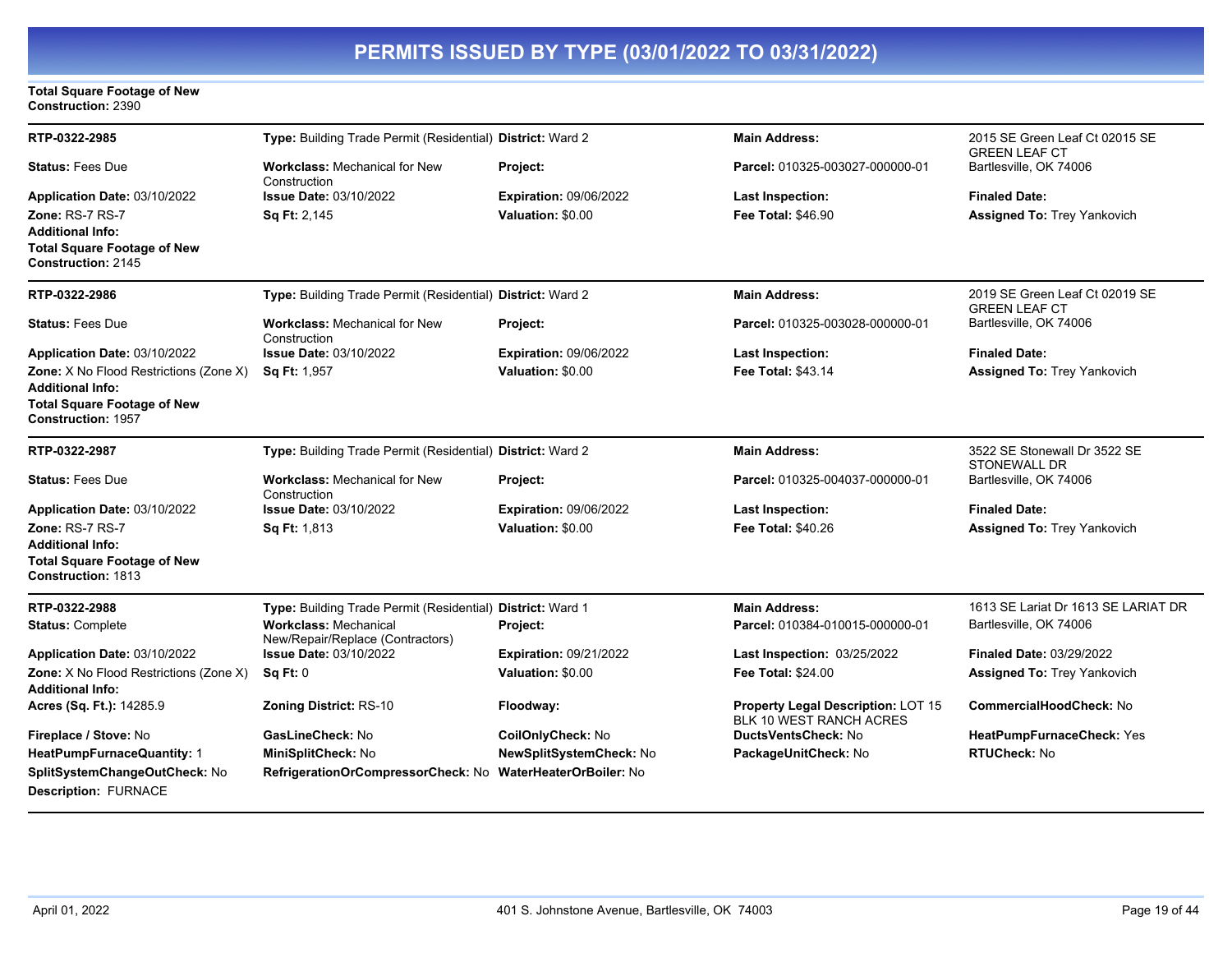# PERMITS ISSUED BY TYPE (03/01/2022 TO 03/31/2022)

**Total Square Footage of New Construction:** 2390

---

| RTP-0322-2985 | **Type:** Building Trade Permit (Residential) | **District:** Ward 2 | **Main Address:** | 2015 SE Green Leaf Ct 02015 SE GREEN LEAF CT |
|---|---|---|---|---|
| **Status:** Fees Due | **Workclass:** Mechanical for New Construction | **Project:** | **Parcel:** 010325-003027-000000-01 | Bartlesville, OK 74006 |
| **Application Date:** 03/10/2022 | **Issue Date:** 03/10/2022 | **Expiration:** 09/06/2022 | **Last Inspection:** | **Finaled Date:** |
| **Zone:** RS-7 RS-7 | **Sq Ft:** 2,145 | **Valuation:** $0.00 | **Fee Total:** $46.90 | **Assigned To:** Trey Yankovich |
| **Additional Info:** | | | | |
| **Total Square Footage of New Construction:** 2145 | | | | |

---

| RTP-0322-2986 | **Type:** Building Trade Permit (Residential) | **District:** Ward 2 | **Main Address:** | 2019 SE Green Leaf Ct 02019 SE GREEN LEAF CT |
|---|---|---|---|---|
| **Status:** Fees Due | **Workclass:** Mechanical for New Construction | **Project:** | **Parcel:** 010325-003028-000000-01 | Bartlesville, OK 74006 |
| **Application Date:** 03/10/2022 | **Issue Date:** 03/10/2022 | **Expiration:** 09/06/2022 | **Last Inspection:** | **Finaled Date:** |
| **Zone:** X No Flood Restrictions (Zone X) | **Sq Ft:** 1,957 | **Valuation:** $0.00 | **Fee Total:** $43.14 | **Assigned To:** Trey Yankovich |
| **Additional Info:** | | | | |
| **Total Square Footage of New Construction:** 1957 | | | | |

---

| RTP-0322-2987 | **Type:** Building Trade Permit (Residential) | **District:** Ward 2 | **Main Address:** | 3522 SE Stonewall Dr 3522 SE STONEWALL DR |
|---|---|---|---|---|
| **Status:** Fees Due | **Workclass:** Mechanical for New Construction | **Project:** | **Parcel:** 010325-004037-000000-01 | Bartlesville, OK 74006 |
| **Application Date:** 03/10/2022 | **Issue Date:** 03/10/2022 | **Expiration:** 09/06/2022 | **Last Inspection:** | **Finaled Date:** |
| **Zone:** RS-7 RS-7 | **Sq Ft:** 1,813 | **Valuation:** $0.00 | **Fee Total:** $40.26 | **Assigned To:** Trey Yankovich |
| **Additional Info:** | | | | |
| **Total Square Footage of New Construction:** 1813 | | | | |

---

| RTP-0322-2988 | **Type:** Building Trade Permit (Residential) | **District:** Ward 1 | **Main Address:** | 1613 SE Lariat Dr 1613 SE LARIAT DR |
|---|---|---|---|---|
| **Status:** Complete | **Workclass:** Mechanical New/Repair/Replace (Contractors) | **Project:** | **Parcel:** 010384-010015-000000-01 | Bartlesville, OK 74006 |
| **Application Date:** 03/10/2022 | **Issue Date:** 03/10/2022 | **Expiration:** 09/21/2022 | **Last Inspection:** 03/25/2022 | **Finaled Date:** 03/29/2022 |
| **Zone:** X No Flood Restrictions (Zone X) | **Sq Ft:** 0 | **Valuation:** $0.00 | **Fee Total:** $24.00 | **Assigned To:** Trey Yankovich |
| **Additional Info:** | | | | |
| **Acres (Sq. Ft.):** 14285.9 | **Zoning District:** RS-10 | **Floodway:** | **Property Legal Description:** LOT 15 BLK 10 WEST RANCH ACRES | **CommercialHoodCheck:** No |
| **Fireplace / Stove:** No | **GasLineCheck:** No | **CoilOnlyCheck:** No | **DuctsVentsCheck:** No | **HeatPumpFurnaceCheck:** Yes |
| **HeatPumpFurnaceQuantity:** 1 | **MiniSplitCheck:** No | **NewSplitSystemCheck:** No | **PackageUnitCheck:** No | **RTUCheck:** No |
| **SplitSystemChangeOutCheck:** No | **RefrigerationOrCompressorCheck:** No | **WaterHeaterOrBoiler:** No | | |
| **Description:** FURNACE | | | | |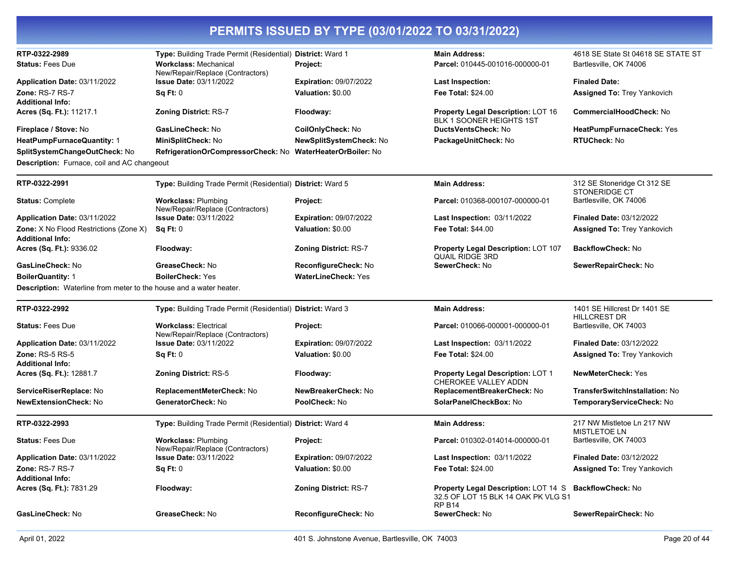# PERMITS ISSUED BY TYPE (03/01/2022 TO 03/31/2022)

| | | | | |
|---|---|---|---|---|
| **RTP-0322-2989** | **Type:** Building Trade Permit (Residential) | **District:** Ward 1 | **Main Address:** | 4618 SE State St 04618 SE STATE ST |
| **Status:** Fees Due | **Workclass:** Mechanical New/Repair/Replace (Contractors) | **Project:** | **Parcel:** 010445-001016-000000-01 | Bartlesville, OK 74006 |
| **Application Date:** 03/11/2022 | **Issue Date:** 03/11/2022 | **Expiration:** 09/07/2022 | **Last Inspection:** | **Finaled Date:** |
| **Zone:** RS-7 RS-7 | **Sq Ft:** 0 | **Valuation:** $0.00 | **Fee Total:** $24.00 | **Assigned To:** Trey Yankovich |
| **Additional Info:** | | | | |
| **Acres (Sq. Ft.):** 11217.1 | **Zoning District:** RS-7 | **Floodway:** | **Property Legal Description:** LOT 16 BLK 1 SOONER HEIGHTS 1ST | **CommercialHoodCheck:** No |
| **Fireplace / Stove:** No | **GasLineCheck:** No | **CoilOnlyCheck:** No | **DuctsVentsCheck:** No | **HeatPumpFurnaceCheck:** Yes |
| **HeatPumpFurnaceQuantity:** 1 | **MiniSplitCheck:** No | **NewSplitSystemCheck:** No | **PackageUnitCheck:** No | **RTUCheck:** No |
| **SplitSystemChangeOutCheck:** No | **RefrigerationOrCompressorCheck:** No | **WaterHeaterOrBoiler:** No | | |

**Description:** Furnace, coil and AC changeout

| | | | | |
|---|---|---|---|---|
| **RTP-0322-2991** | **Type:** Building Trade Permit (Residential) | **District:** Ward 5 | **Main Address:** | 312 SE Stoneridge Ct 312 SE STONERIDGE CT |
| **Status:** Complete | **Workclass:** Plumbing New/Repair/Replace (Contractors) | **Project:** | **Parcel:** 010368-000107-000000-01 | Bartlesville, OK 74006 |
| **Application Date:** 03/11/2022 | **Issue Date:** 03/11/2022 | **Expiration:** 09/07/2022 | **Last Inspection:** 03/11/2022 | **Finaled Date:** 03/12/2022 |
| **Zone:** X No Flood Restrictions (Zone X) | **Sq Ft:** 0 | **Valuation:** $0.00 | **Fee Total:** $44.00 | **Assigned To:** Trey Yankovich |
| **Additional Info:** | | | | |
| **Acres (Sq. Ft.):** 9336.02 | **Floodway:** | **Zoning District:** RS-7 | **Property Legal Description:** LOT 107 QUAIL RIDGE 3RD | **BackflowCheck:** No |
| **GasLineCheck:** No | **GreaseCheck:** No | **ReconfigureCheck:** No | **SewerCheck:** No | **SewerRepairCheck:** No |
| **BoilerQuantity:** 1 | **BoilerCheck:** Yes | **WaterLineCheck:** Yes | | |

**Description:** Waterline from meter to the house and a water heater.

| | | | | |
|---|---|---|---|---|
| **RTP-0322-2992** | **Type:** Building Trade Permit (Residential) | **District:** Ward 3 | **Main Address:** | 1401 SE Hillcrest Dr 1401 SE HILLCREST DR |
| **Status:** Fees Due | **Workclass:** Electrical New/Repair/Replace (Contractors) | **Project:** | **Parcel:** 010066-000001-000000-01 | Bartlesville, OK 74003 |
| **Application Date:** 03/11/2022 | **Issue Date:** 03/11/2022 | **Expiration:** 09/07/2022 | **Last Inspection:** 03/11/2022 | **Finaled Date:** 03/12/2022 |
| **Zone:** RS-5 RS-5 | **Sq Ft:** 0 | **Valuation:** $0.00 | **Fee Total:** $24.00 | **Assigned To:** Trey Yankovich |
| **Additional Info:** | | | | |
| **Acres (Sq. Ft.):** 12881.7 | **Zoning District:** RS-5 | **Floodway:** | **Property Legal Description:** LOT 1 CHEROKEE VALLEY ADDN | **NewMeterCheck:** Yes |
| **ServiceRiserReplace:** No | **ReplacementMeterCheck:** No | **NewBreakerCheck:** No | **ReplacementBreakerCheck:** No | **TransferSwitchInstallation:** No |
| **NewExtensionCheck:** No | **GeneratorCheck:** No | **PoolCheck:** No | **SolarPanelCheckBox:** No | **TemporaryServiceCheck:** No |

| | | | | |
|---|---|---|---|---|
| **RTP-0322-2993** | **Type:** Building Trade Permit (Residential) | **District:** Ward 4 | **Main Address:** | 217 NW Mistletoe Ln 217 NW MISTLETOE LN |
| **Status:** Fees Due | **Workclass:** Plumbing New/Repair/Replace (Contractors) | **Project:** | **Parcel:** 010302-014014-000000-01 | Bartlesville, OK 74003 |
| **Application Date:** 03/11/2022 | **Issue Date:** 03/11/2022 | **Expiration:** 09/07/2022 | **Last Inspection:** 03/11/2022 | **Finaled Date:** 03/12/2022 |
| **Zone:** RS-7 RS-7 | **Sq Ft:** 0 | **Valuation:** $0.00 | **Fee Total:** $24.00 | **Assigned To:** Trey Yankovich |
| **Additional Info:** | | | | |
| **Acres (Sq. Ft.):** 7831.29 | **Floodway:** | **Zoning District:** RS-7 | **Property Legal Description:** LOT 14 S 32.5 OF LOT 15 BLK 14 OAK PK VLG S1 RP B14 | **BackflowCheck:** No |
| **GasLineCheck:** No | **GreaseCheck:** No | **ReconfigureCheck:** No | **SewerCheck:** No | **SewerRepairCheck:** No |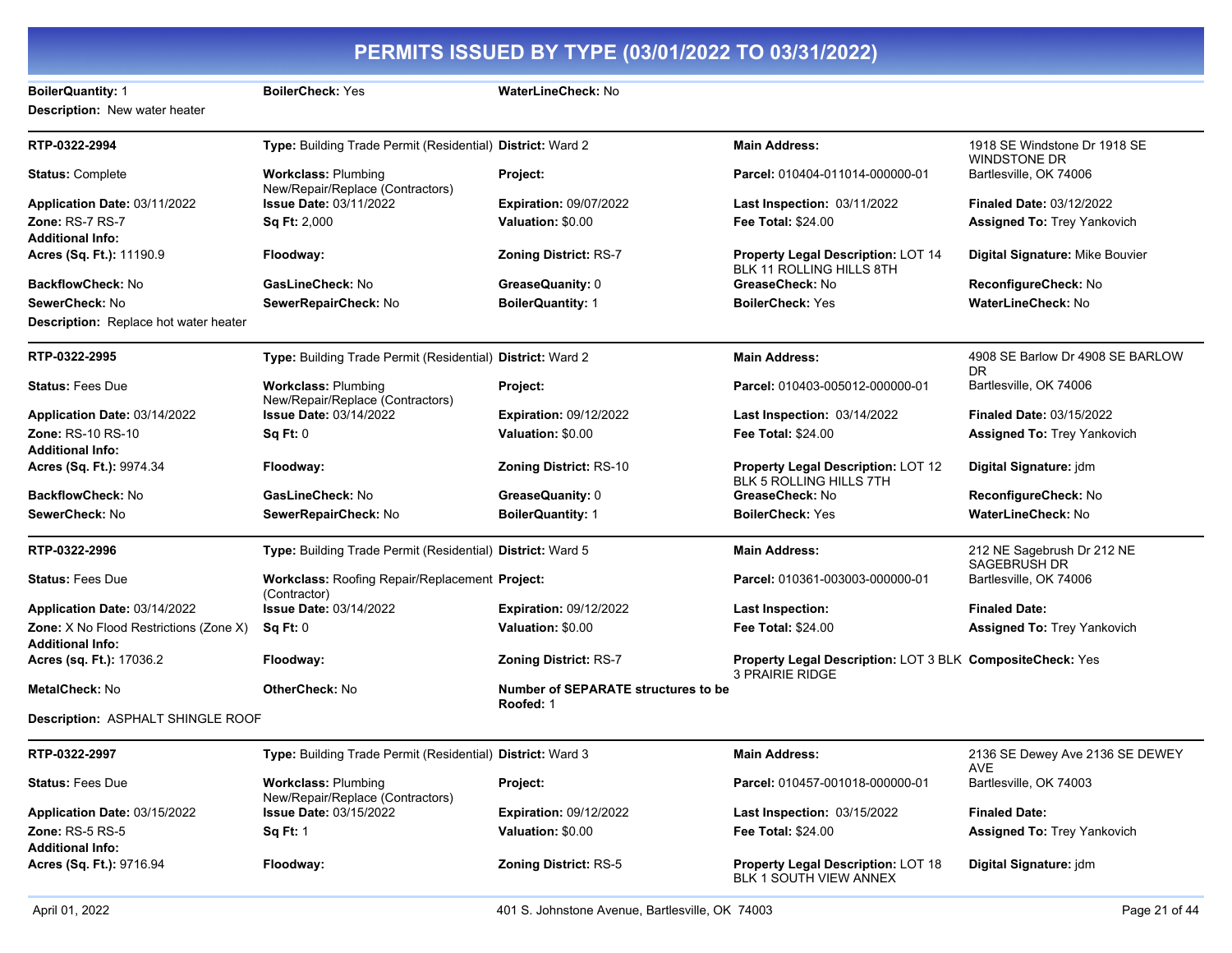# PERMITS ISSUED BY TYPE (03/01/2022 TO 03/31/2022)

| | | | | |
|---|---|---|---|---|
| **BoilerQuantity:** 1 | **BoilerCheck:** Yes | **WaterLineCheck:** No | | |
| **Description:** New water heater | | | | |

| | | | | |
|---|---|---|---|---|
| **RTP-0322-2994** | **Type:** Building Trade Permit (Residential) | **District:** Ward 2 | **Main Address:** | 1918 SE Windstone Dr 1918 SE WINDSTONE DR |
| **Status:** Complete | **Workclass:** Plumbing New/Repair/Replace (Contractors) | **Project:** | **Parcel:** 010404-011014-000000-01 | Bartlesville, OK 74006 |
| **Application Date:** 03/11/2022 | **Issue Date:** 03/11/2022 | **Expiration:** 09/07/2022 | **Last Inspection:** 03/11/2022 | **Finaled Date:** 03/12/2022 |
| **Zone:** RS-7 RS-7 | **Sq Ft:** 2,000 | **Valuation:** $0.00 | **Fee Total:** $24.00 | **Assigned To:** Trey Yankovich |
| **Additional Info:** | | | | |
| **Acres (Sq. Ft.):** 11190.9 | **Floodway:** | **Zoning District:** RS-7 | **Property Legal Description:** LOT 14 BLK 11 ROLLING HILLS 8TH | **Digital Signature:** Mike Bouvier |
| **BackflowCheck:** No | **GasLineCheck:** No | **GreaseQuanity:** 0 | **GreaseCheck:** No | **ReconfigureCheck:** No |
| **SewerCheck:** No | **SewerRepairCheck:** No | **BoilerQuantity:** 1 | **BoilerCheck:** Yes | **WaterLineCheck:** No |
| **Description:** Replace hot water heater | | | | |

| | | | | |
|---|---|---|---|---|
| **RTP-0322-2995** | **Type:** Building Trade Permit (Residential) | **District:** Ward 2 | **Main Address:** | 4908 SE Barlow Dr 4908 SE BARLOW DR |
| **Status:** Fees Due | **Workclass:** Plumbing New/Repair/Replace (Contractors) | **Project:** | **Parcel:** 010403-005012-000000-01 | Bartlesville, OK 74006 |
| **Application Date:** 03/14/2022 | **Issue Date:** 03/14/2022 | **Expiration:** 09/12/2022 | **Last Inspection:** 03/14/2022 | **Finaled Date:** 03/15/2022 |
| **Zone:** RS-10 RS-10 | **Sq Ft:** 0 | **Valuation:** $0.00 | **Fee Total:** $24.00 | **Assigned To:** Trey Yankovich |
| **Additional Info:** | | | | |
| **Acres (Sq. Ft.):** 9974.34 | **Floodway:** | **Zoning District:** RS-10 | **Property Legal Description:** LOT 12 BLK 5 ROLLING HILLS 7TH | **Digital Signature:** jdm |
| **BackflowCheck:** No | **GasLineCheck:** No | **GreaseQuanity:** 0 | **GreaseCheck:** No | **ReconfigureCheck:** No |
| **SewerCheck:** No | **SewerRepairCheck:** No | **BoilerQuantity:** 1 | **BoilerCheck:** Yes | **WaterLineCheck:** No |

| | | | | |
|---|---|---|---|---|
| **RTP-0322-2996** | **Type:** Building Trade Permit (Residential) | **District:** Ward 5 | **Main Address:** | 212 NE Sagebrush Dr 212 NE SAGEBRUSH DR |
| **Status:** Fees Due | **Workclass:** Roofing Repair/Replacement (Contractor) | **Project:** | **Parcel:** 010361-003003-000000-01 | Bartlesville, OK 74006 |
| **Application Date:** 03/14/2022 | **Issue Date:** 03/14/2022 | **Expiration:** 09/12/2022 | **Last Inspection:** | **Finaled Date:** |
| **Zone:** X No Flood Restrictions (Zone X) | **Sq Ft:** 0 | **Valuation:** $0.00 | **Fee Total:** $24.00 | **Assigned To:** Trey Yankovich |
| **Additional Info:** | | | | |
| **Acres (sq. Ft.):** 17036.2 | **Floodway:** | **Zoning District:** RS-7 | **Property Legal Description:** LOT 3 BLK 3 PRAIRIE RIDGE | **CompositeCheck:** Yes |
| **MetalCheck:** No | **OtherCheck:** No | **Number of SEPARATE structures to be Roofed:** 1 | | |
| **Description:** ASPHALT SHINGLE ROOF | | | | |

| | | | | |
|---|---|---|---|---|
| **RTP-0322-2997** | **Type:** Building Trade Permit (Residential) | **District:** Ward 3 | **Main Address:** | 2136 SE Dewey Ave 2136 SE DEWEY AVE |
| **Status:** Fees Due | **Workclass:** Plumbing New/Repair/Replace (Contractors) | **Project:** | **Parcel:** 010457-001018-000000-01 | Bartlesville, OK 74003 |
| **Application Date:** 03/15/2022 | **Issue Date:** 03/15/2022 | **Expiration:** 09/12/2022 | **Last Inspection:** 03/15/2022 | **Finaled Date:** |
| **Zone:** RS-5 RS-5 | **Sq Ft:** 1 | **Valuation:** $0.00 | **Fee Total:** $24.00 | **Assigned To:** Trey Yankovich |
| **Additional Info:** | | | | |
| **Acres (Sq. Ft.):** 9716.94 | **Floodway:** | **Zoning District:** RS-5 | **Property Legal Description:** LOT 18 BLK 1 SOUTH VIEW ANNEX | **Digital Signature:** jdm |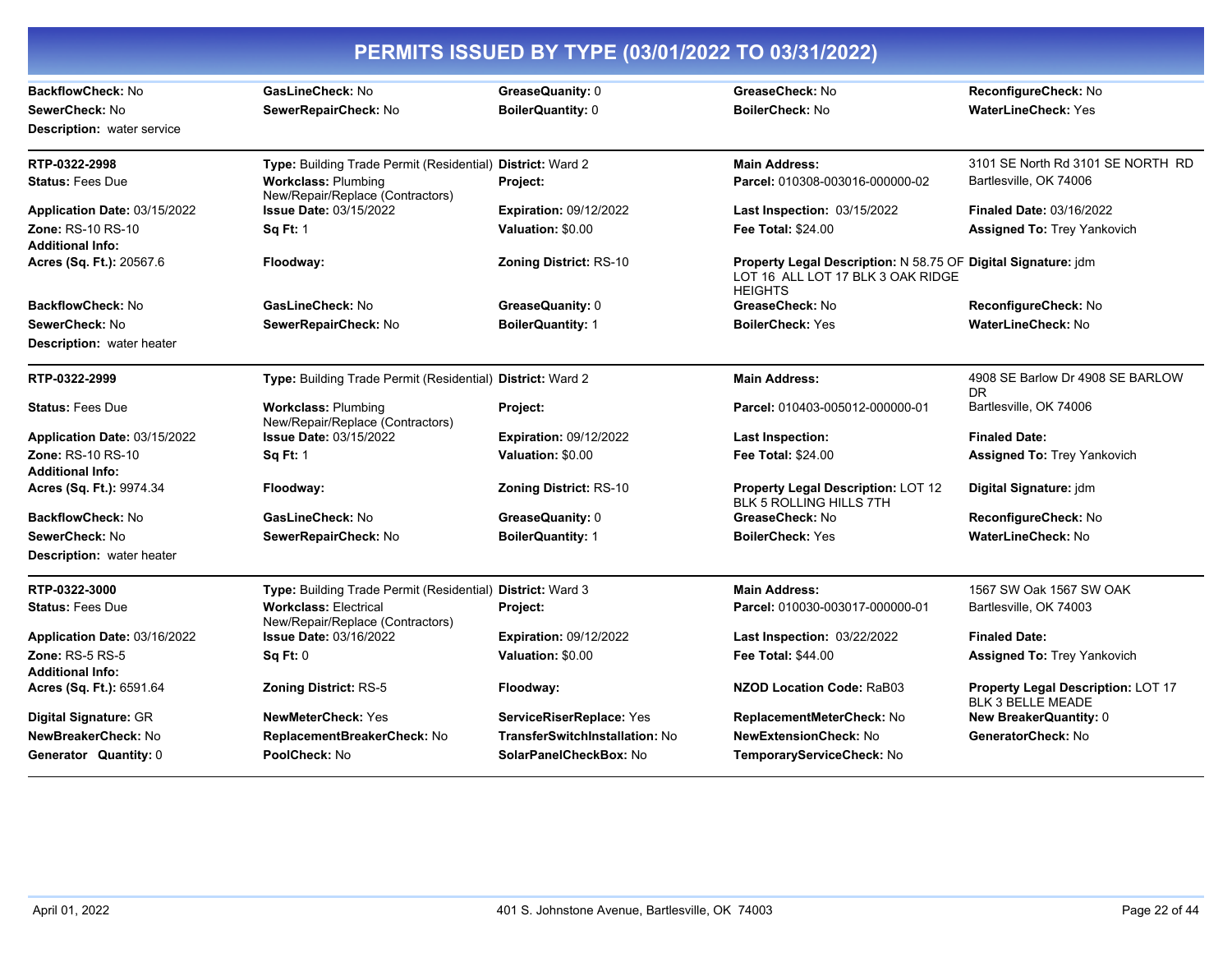# PERMITS ISSUED BY TYPE (03/01/2022 TO 03/31/2022)

| | | | | |
|---|---|---|---|---|
| **BackflowCheck:** No | **GasLineCheck:** No | **GreaseQuanity:** 0 | **GreaseCheck:** No | **ReconfigureCheck:** No |
| **SewerCheck:** No | **SewerRepairCheck:** No | **BoilerQuantity:** 0 | **BoilerCheck:** No | **WaterLineCheck:** Yes |
| **Description:** water service | | | | |

---

| | | | | |
|---|---|---|---|---|
| **RTP-0322-2998** | **Type:** Building Trade Permit (Residential) | **District:** Ward 2 | **Main Address:** | 3101 SE North Rd 3101 SE NORTH RD |
| **Status:** Fees Due | **Workclass:** Plumbing New/Repair/Replace (Contractors) | **Project:** | **Parcel:** 010308-003016-000000-02 | Bartlesville, OK 74006 |
| **Application Date:** 03/15/2022 | **Issue Date:** 03/15/2022 | **Expiration:** 09/12/2022 | **Last Inspection:** 03/15/2022 | **Finaled Date:** 03/16/2022 |
| **Zone:** RS-10 RS-10 | **Sq Ft:** 1 | **Valuation:** $0.00 | **Fee Total:** $24.00 | **Assigned To:** Trey Yankovich |
| **Additional Info:** | | | | |
| **Acres (Sq. Ft.):** 20567.6 | **Floodway:** | **Zoning District:** RS-10 | **Property Legal Description:** N 58.75 OF LOT 16 ALL LOT 17 BLK 3 OAK RIDGE HEIGHTS | **Digital Signature:** jdm |
| **BackflowCheck:** No | **GasLineCheck:** No | **GreaseQuanity:** 0 | **GreaseCheck:** No | **ReconfigureCheck:** No |
| **SewerCheck:** No | **SewerRepairCheck:** No | **BoilerQuantity:** 1 | **BoilerCheck:** Yes | **WaterLineCheck:** No |
| **Description:** water heater | | | | |

---

| | | | | |
|---|---|---|---|---|
| **RTP-0322-2999** | **Type:** Building Trade Permit (Residential) | **District:** Ward 2 | **Main Address:** | 4908 SE Barlow Dr 4908 SE BARLOW DR |
| **Status:** Fees Due | **Workclass:** Plumbing New/Repair/Replace (Contractors) | **Project:** | **Parcel:** 010403-005012-000000-01 | Bartlesville, OK 74006 |
| **Application Date:** 03/15/2022 | **Issue Date:** 03/15/2022 | **Expiration:** 09/12/2022 | **Last Inspection:** | **Finaled Date:** |
| **Zone:** RS-10 RS-10 | **Sq Ft:** 1 | **Valuation:** $0.00 | **Fee Total:** $24.00 | **Assigned To:** Trey Yankovich |
| **Additional Info:** | | | | |
| **Acres (Sq. Ft.):** 9974.34 | **Floodway:** | **Zoning District:** RS-10 | **Property Legal Description:** LOT 12 BLK 5 ROLLING HILLS 7TH | **Digital Signature:** jdm |
| **BackflowCheck:** No | **GasLineCheck:** No | **GreaseQuanity:** 0 | **GreaseCheck:** No | **ReconfigureCheck:** No |
| **SewerCheck:** No | **SewerRepairCheck:** No | **BoilerQuantity:** 1 | **BoilerCheck:** Yes | **WaterLineCheck:** No |
| **Description:** water heater | | | | |

---

| | | | | |
|---|---|---|---|---|
| **RTP-0322-3000** | **Type:** Building Trade Permit (Residential) | **District:** Ward 3 | **Main Address:** | 1567 SW Oak 1567 SW OAK |
| **Status:** Fees Due | **Workclass:** Electrical New/Repair/Replace (Contractors) | **Project:** | **Parcel:** 010030-003017-000000-01 | Bartlesville, OK 74003 |
| **Application Date:** 03/16/2022 | **Issue Date:** 03/16/2022 | **Expiration:** 09/12/2022 | **Last Inspection:** 03/22/2022 | **Finaled Date:** |
| **Zone:** RS-5 RS-5 | **Sq Ft:** 0 | **Valuation:** $0.00 | **Fee Total:** $44.00 | **Assigned To:** Trey Yankovich |
| **Additional Info:** | | | | |
| **Acres (Sq. Ft.):** 6591.64 | **Zoning District:** RS-5 | **Floodway:** | **NZOD Location Code:** RaB03 | **Property Legal Description:** LOT 17 BLK 3 BELLE MEADE |
| **Digital Signature:** GR | **NewMeterCheck:** Yes | **ServiceRiserReplace:** Yes | **ReplacementMeterCheck:** No | **New BreakerQuantity:** 0 |
| **NewBreakerCheck:** No | **ReplacementBreakerCheck:** No | **TransferSwitchInstallation:** No | **NewExtensionCheck:** No | **GeneratorCheck:** No |
| **Generator Quantity:** 0 | **PoolCheck:** No | **SolarPanelCheckBox:** No | **TemporaryServiceCheck:** No | |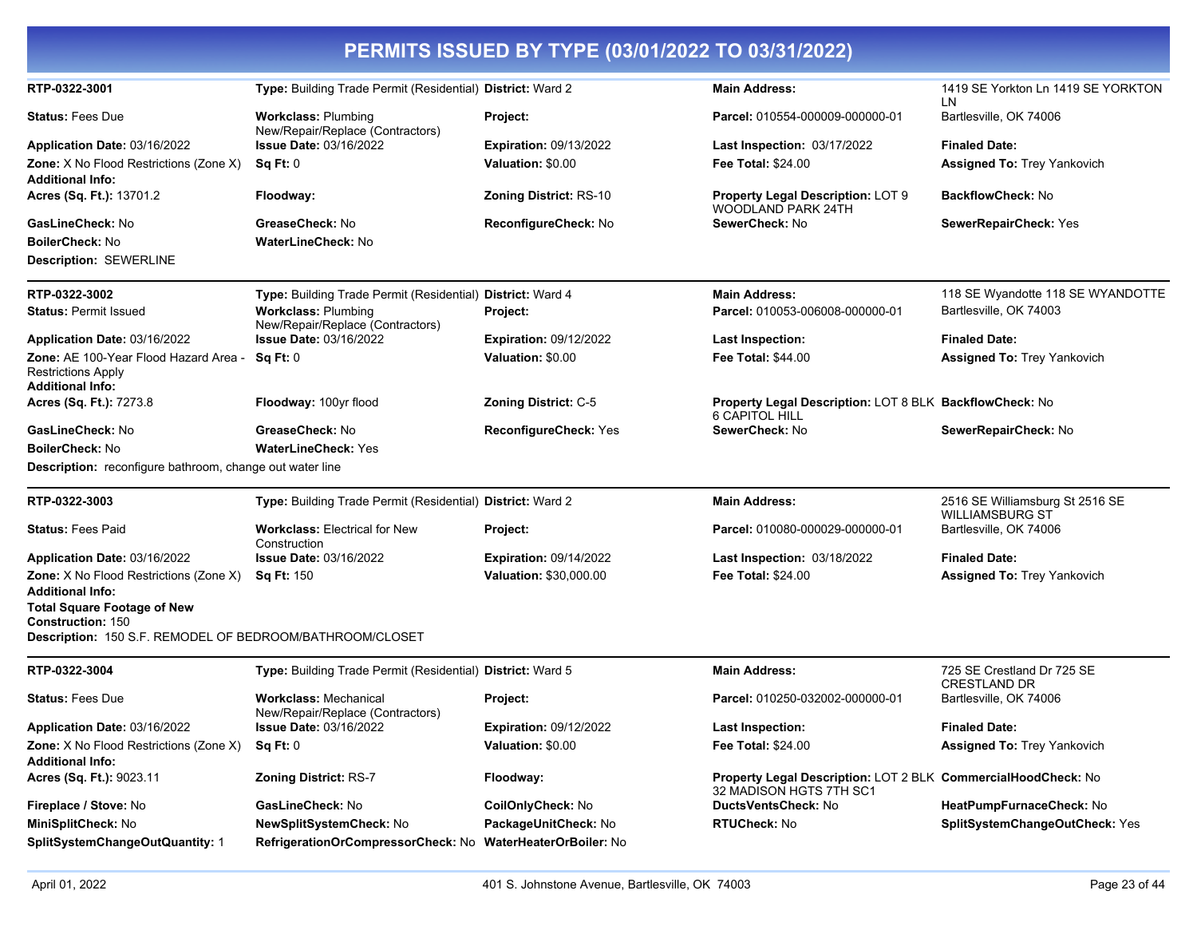# PERMITS ISSUED BY TYPE (03/01/2022 TO 03/31/2022)

---

**RTP-0322-3001** | **Type:** Building Trade Permit (Residential) | **District:** Ward 2 | **Main Address:** 1419 SE Yorkton Ln 1419 SE YORKTON LN

**Status:** Fees Due | **Workclass:** Plumbing New/Repair/Replace (Contractors) | **Project:** | **Parcel:** 010554-000009-000000-01 | Bartlesville, OK 74006

**Application Date:** 03/16/2022 | **Issue Date:** 03/16/2022 | **Expiration:** 09/13/2022 | **Last Inspection:** 03/17/2022 | **Finaled Date:**

**Zone:** X No Flood Restrictions (Zone X) | **Sq Ft:** 0 | **Valuation:** $0.00 | **Fee Total:** $24.00 | **Assigned To:** Trey Yankovich

**Additional Info:**

**Acres (Sq. Ft.):** 13701.2 | **Floodway:** | **Zoning District:** RS-10 | **Property Legal Description:** LOT 9 WOODLAND PARK 24TH | **BackflowCheck:** No

**GasLineCheck:** No | **GreaseCheck:** No | **ReconfigureCheck:** No | **SewerCheck:** No | **SewerRepairCheck:** Yes

**BoilerCheck:** No | **WaterLineCheck:** No

**Description:** SEWERLINE

---

**RTP-0322-3002** | **Type:** Building Trade Permit (Residential) | **District:** Ward 4 | **Main Address:** 118 SE Wyandotte 118 SE WYANDOTTE

**Status:** Permit Issued | **Workclass:** Plumbing New/Repair/Replace (Contractors) | **Project:** | **Parcel:** 010053-006008-000000-01 | Bartlesville, OK 74003

**Application Date:** 03/16/2022 | **Issue Date:** 03/16/2022 | **Expiration:** 09/12/2022 | **Last Inspection:** | **Finaled Date:**

**Zone:** AE 100-Year Flood Hazard Area - Restrictions Apply | **Sq Ft:** 0 | **Valuation:** $0.00 | **Fee Total:** $44.00 | **Assigned To:** Trey Yankovich

**Additional Info:**

**Acres (Sq. Ft.):** 7273.8 | **Floodway:** 100yr flood | **Zoning District:** C-5 | **Property Legal Description:** LOT 8 BLK 6 CAPITOL HILL | **BackflowCheck:** No

**GasLineCheck:** No | **GreaseCheck:** No | **ReconfigureCheck:** Yes | **SewerCheck:** No | **SewerRepairCheck:** No

**BoilerCheck:** No | **WaterLineCheck:** Yes

**Description:** reconfigure bathroom, change out water line

---

**RTP-0322-3003** | **Type:** Building Trade Permit (Residential) | **District:** Ward 2 | **Main Address:** 2516 SE Williamsburg St 2516 SE WILLIAMSBURG ST

**Status:** Fees Paid | **Workclass:** Electrical for New Construction | **Project:** | **Parcel:** 010080-000029-000000-01 | Bartlesville, OK 74006

**Application Date:** 03/16/2022 | **Issue Date:** 03/16/2022 | **Expiration:** 09/14/2022 | **Last Inspection:** 03/18/2022 | **Finaled Date:**

**Zone:** X No Flood Restrictions (Zone X) | **Sq Ft:** 150 | **Valuation:** $30,000.00 | **Fee Total:** $24.00 | **Assigned To:** Trey Yankovich

**Additional Info:**

**Total Square Footage of New Construction:** 150

**Description:** 150 S.F. REMODEL OF BEDROOM/BATHROOM/CLOSET

---

**RTP-0322-3004** | **Type:** Building Trade Permit (Residential) | **District:** Ward 5 | **Main Address:** 725 SE Crestland Dr 725 SE CRESTLAND DR

**Status:** Fees Due | **Workclass:** Mechanical New/Repair/Replace (Contractors) | **Project:** | **Parcel:** 010250-032002-000000-01 | Bartlesville, OK 74006

**Application Date:** 03/16/2022 | **Issue Date:** 03/16/2022 | **Expiration:** 09/12/2022 | **Last Inspection:** | **Finaled Date:**

**Zone:** X No Flood Restrictions (Zone X) | **Sq Ft:** 0 | **Valuation:** $0.00 | **Fee Total:** $24.00 | **Assigned To:** Trey Yankovich

**Additional Info:**

**Acres (Sq. Ft.):** 9023.11 | **Zoning District:** RS-7 | **Floodway:** | **Property Legal Description:** LOT 2 BLK 32 MADISON HGTS 7TH SC1 | **CommercialHoodCheck:** No

**Fireplace / Stove:** No | **GasLineCheck:** No | **CoilOnlyCheck:** No | **DuctsVentsCheck:** No | **HeatPumpFurnaceCheck:** No

**MiniSplitCheck:** No | **NewSplitSystemCheck:** No | **PackageUnitCheck:** No | **RTUCheck:** No | **SplitSystemChangeOutCheck:** Yes

**SplitSystemChangeOutQuantity:** 1 | **RefrigerationOrCompressorCheck:** No | **WaterHeaterOrBoiler:** No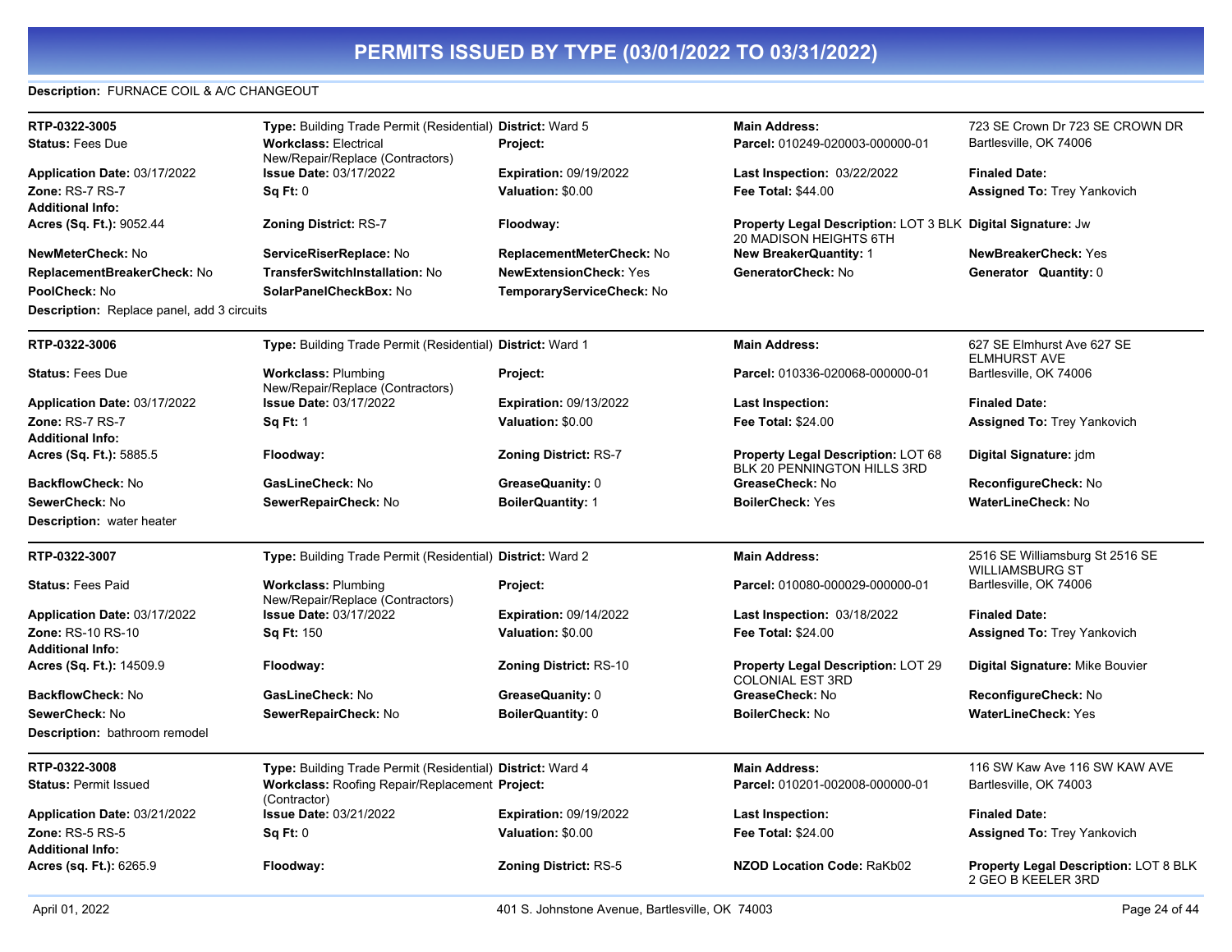# PERMITS ISSUED BY TYPE (03/01/2022 TO 03/31/2022)

**Description:** FURNACE COIL & A/C CHANGEOUT

---

| | | | | |
|---|---|---|---|---|
| **RTP-0322-3005** | **Type:** Building Trade Permit (Residential) | **District:** Ward 5 | **Main Address:** | 723 SE Crown Dr 723 SE CROWN DR |
| **Status:** Fees Due | **Workclass:** Electrical New/Repair/Replace (Contractors) | **Project:** | **Parcel:** 010249-020003-000000-01 | Bartlesville, OK 74006 |
| **Application Date:** 03/17/2022 | **Issue Date:** 03/17/2022 | **Expiration:** 09/19/2022 | **Last Inspection:** 03/22/2022 | **Finaled Date:** |
| **Zone:** RS-7 RS-7 | **Sq Ft:** 0 | **Valuation:** $0.00 | **Fee Total:** $44.00 | **Assigned To:** Trey Yankovich |
| **Additional Info:** | | | | |
| **Acres (Sq. Ft.):** 9052.44 | **Zoning District:** RS-7 | **Floodway:** | **Property Legal Description:** LOT 3 BLK 20 MADISON HEIGHTS 6TH | **Digital Signature:** Jw |
| **NewMeterCheck:** No | **ServiceRiserReplace:** No | **ReplacementMeterCheck:** No | **New BreakerQuantity:** 1 | **NewBreakerCheck:** Yes |
| **ReplacementBreakerCheck:** No | **TransferSwitchInstallation:** No | **NewExtensionCheck:** Yes | **GeneratorCheck:** No | **Generator Quantity:** 0 |
| **PoolCheck:** No | **SolarPanelCheckBox:** No | **TemporaryServiceCheck:** No | | |

**Description:** Replace panel, add 3 circuits

---

| | | | | |
|---|---|---|---|---|
| **RTP-0322-3006** | **Type:** Building Trade Permit (Residential) | **District:** Ward 1 | **Main Address:** | 627 SE Elmhurst Ave 627 SE ELMHURST AVE |
| **Status:** Fees Due | **Workclass:** Plumbing New/Repair/Replace (Contractors) | **Project:** | **Parcel:** 010336-020068-000000-01 | Bartlesville, OK 74006 |
| **Application Date:** 03/17/2022 | **Issue Date:** 03/17/2022 | **Expiration:** 09/13/2022 | **Last Inspection:** | **Finaled Date:** |
| **Zone:** RS-7 RS-7 | **Sq Ft:** 1 | **Valuation:** $0.00 | **Fee Total:** $24.00 | **Assigned To:** Trey Yankovich |
| **Additional Info:** | | | | |
| **Acres (Sq. Ft.):** 5885.5 | **Floodway:** | **Zoning District:** RS-7 | **Property Legal Description:** LOT 68 BLK 20 PENNINGTON HILLS 3RD | **Digital Signature:** jdm |
| **BackflowCheck:** No | **GasLineCheck:** No | **GreaseQuanity:** 0 | **GreaseCheck:** No | **ReconfigureCheck:** No |
| **SewerCheck:** No | **SewerRepairCheck:** No | **BoilerQuantity:** 1 | **BoilerCheck:** Yes | **WaterLineCheck:** No |

**Description:** water heater

---

| | | | | |
|---|---|---|---|---|
| **RTP-0322-3007** | **Type:** Building Trade Permit (Residential) | **District:** Ward 2 | **Main Address:** | 2516 SE Williamsburg St 2516 SE WILLIAMSBURG ST |
| **Status:** Fees Paid | **Workclass:** Plumbing New/Repair/Replace (Contractors) | **Project:** | **Parcel:** 010080-000029-000000-01 | Bartlesville, OK 74006 |
| **Application Date:** 03/17/2022 | **Issue Date:** 03/17/2022 | **Expiration:** 09/14/2022 | **Last Inspection:** 03/18/2022 | **Finaled Date:** |
| **Zone:** RS-10 RS-10 | **Sq Ft:** 150 | **Valuation:** $0.00 | **Fee Total:** $24.00 | **Assigned To:** Trey Yankovich |
| **Additional Info:** | | | | |
| **Acres (Sq. Ft.):** 14509.9 | **Floodway:** | **Zoning District:** RS-10 | **Property Legal Description:** LOT 29 COLONIAL EST 3RD | **Digital Signature:** Mike Bouvier |
| **BackflowCheck:** No | **GasLineCheck:** No | **GreaseQuanity:** 0 | **GreaseCheck:** No | **ReconfigureCheck:** No |
| **SewerCheck:** No | **SewerRepairCheck:** No | **BoilerQuantity:** 0 | **BoilerCheck:** No | **WaterLineCheck:** Yes |

**Description:** bathroom remodel

---

| | | | | |
|---|---|---|---|---|
| **RTP-0322-3008** | **Type:** Building Trade Permit (Residential) | **District:** Ward 4 | **Main Address:** | 116 SW Kaw Ave 116 SW KAW AVE |
| **Status:** Permit Issued | **Workclass:** Roofing Repair/Replacement (Contractor) | **Project:** | **Parcel:** 010201-002008-000000-01 | Bartlesville, OK 74003 |
| **Application Date:** 03/21/2022 | **Issue Date:** 03/21/2022 | **Expiration:** 09/19/2022 | **Last Inspection:** | **Finaled Date:** |
| **Zone:** RS-5 RS-5 | **Sq Ft:** 0 | **Valuation:** $0.00 | **Fee Total:** $24.00 | **Assigned To:** Trey Yankovich |
| **Additional Info:** | | | | |
| **Acres (sq. Ft.):** 6265.9 | **Floodway:** | **Zoning District:** RS-5 | **NZOD Location Code:** RaKb02 | **Property Legal Description:** LOT 8 BLK 2 GEO B KEELER 3RD |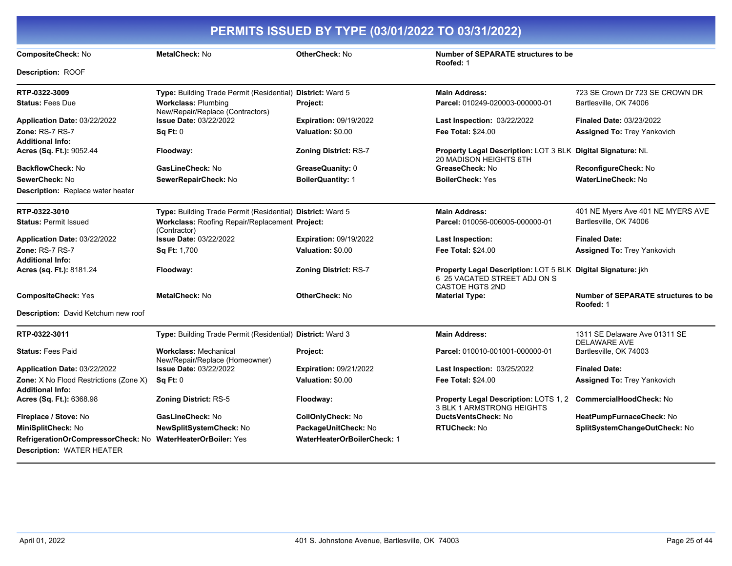# PERMITS ISSUED BY TYPE (03/01/2022 TO 03/31/2022)

**CompositeCheck:** No | **MetalCheck:** No | **OtherCheck:** No | **Number of SEPARATE structures to be Roofed:** 1

**Description:** ROOF

---

| | | | | |
|---|---|---|---|---|
| **RTP-0322-3009** | **Type:** Building Trade Permit (Residential) | **District:** Ward 5 | **Main Address:** | 723 SE Crown Dr 723 SE CROWN DR |
| **Status:** Fees Due | **Workclass:** Plumbing New/Repair/Replace (Contractors) | **Project:** | **Parcel:** 010249-020003-000000-01 | Bartlesville, OK 74006 |
| **Application Date:** 03/22/2022 | **Issue Date:** 03/22/2022 | **Expiration:** 09/19/2022 | **Last Inspection:** 03/22/2022 | **Finaled Date:** 03/23/2022 |
| **Zone:** RS-7 RS-7 | **Sq Ft:** 0 | **Valuation:** $0.00 | **Fee Total:** $24.00 | **Assigned To:** Trey Yankovich |
| **Additional Info:** | | | | |
| **Acres (Sq. Ft.):** 9052.44 | **Floodway:** | **Zoning District:** RS-7 | **Property Legal Description:** LOT 3 BLK 20 MADISON HEIGHTS 6TH | **Digital Signature:** NL |
| **BackflowCheck:** No | **GasLineCheck:** No | **GreaseQuanity:** 0 | **GreaseCheck:** No | **ReconfigureCheck:** No |
| **SewerCheck:** No | **SewerRepairCheck:** No | **BoilerQuantity:** 1 | **BoilerCheck:** Yes | **WaterLineCheck:** No |

**Description:** Replace water heater

---

| | | | | |
|---|---|---|---|---|
| **RTP-0322-3010** | **Type:** Building Trade Permit (Residential) | **District:** Ward 5 | **Main Address:** | 401 NE Myers Ave 401 NE MYERS AVE |
| **Status:** Permit Issued | **Workclass:** Roofing Repair/Replacement (Contractor) | **Project:** | **Parcel:** 010056-006005-000000-01 | Bartlesville, OK 74006 |
| **Application Date:** 03/22/2022 | **Issue Date:** 03/22/2022 | **Expiration:** 09/19/2022 | **Last Inspection:** | **Finaled Date:** |
| **Zone:** RS-7 RS-7 | **Sq Ft:** 1,700 | **Valuation:** $0.00 | **Fee Total:** $24.00 | **Assigned To:** Trey Yankovich |
| **Additional Info:** | | | | |
| **Acres (sq. Ft.):** 8181.24 | **Floodway:** | **Zoning District:** RS-7 | **Property Legal Description:** LOT 5 BLK 6 25 VACATED STREET ADJ ON S CASTOE HGTS 2ND | **Digital Signature:** jkh |
| **CompositeCheck:** Yes | **MetalCheck:** No | **OtherCheck:** No | **Material Type:** | **Number of SEPARATE structures to be Roofed:** 1 |

**Description:** David Ketchum new roof

---

| | | | | |
|---|---|---|---|---|
| **RTP-0322-3011** | **Type:** Building Trade Permit (Residential) | **District:** Ward 3 | **Main Address:** | 1311 SE Delaware Ave 01311 SE DELAWARE AVE |
| **Status:** Fees Paid | **Workclass:** Mechanical New/Repair/Replace (Homeowner) | **Project:** | **Parcel:** 010010-001001-000000-01 | Bartlesville, OK 74003 |
| **Application Date:** 03/22/2022 | **Issue Date:** 03/22/2022 | **Expiration:** 09/21/2022 | **Last Inspection:** 03/25/2022 | **Finaled Date:** |
| **Zone:** X No Flood Restrictions (Zone X) | **Sq Ft:** 0 | **Valuation:** $0.00 | **Fee Total:** $24.00 | **Assigned To:** Trey Yankovich |
| **Additional Info:** | | | | |
| **Acres (Sq. Ft.):** 6368.98 | **Zoning District:** RS-5 | **Floodway:** | **Property Legal Description:** LOTS 1, 2 3 BLK 1 ARMSTRONG HEIGHTS | **CommercialHoodCheck:** No |
| **Fireplace / Stove:** No | **GasLineCheck:** No | **CoilOnlyCheck:** No | **DuctsVentsCheck:** No | **HeatPumpFurnaceCheck:** No |
| **MiniSplitCheck:** No | **NewSplitSystemCheck:** No | **PackageUnitCheck:** No | **RTUCheck:** No | **SplitSystemChangeOutCheck:** No |
| **RefrigerationOrCompressorCheck:** No | **WaterHeaterOrBoiler:** Yes | **WaterHeaterOrBoilerCheck:** 1 | | |

**Description:** WATER HEATER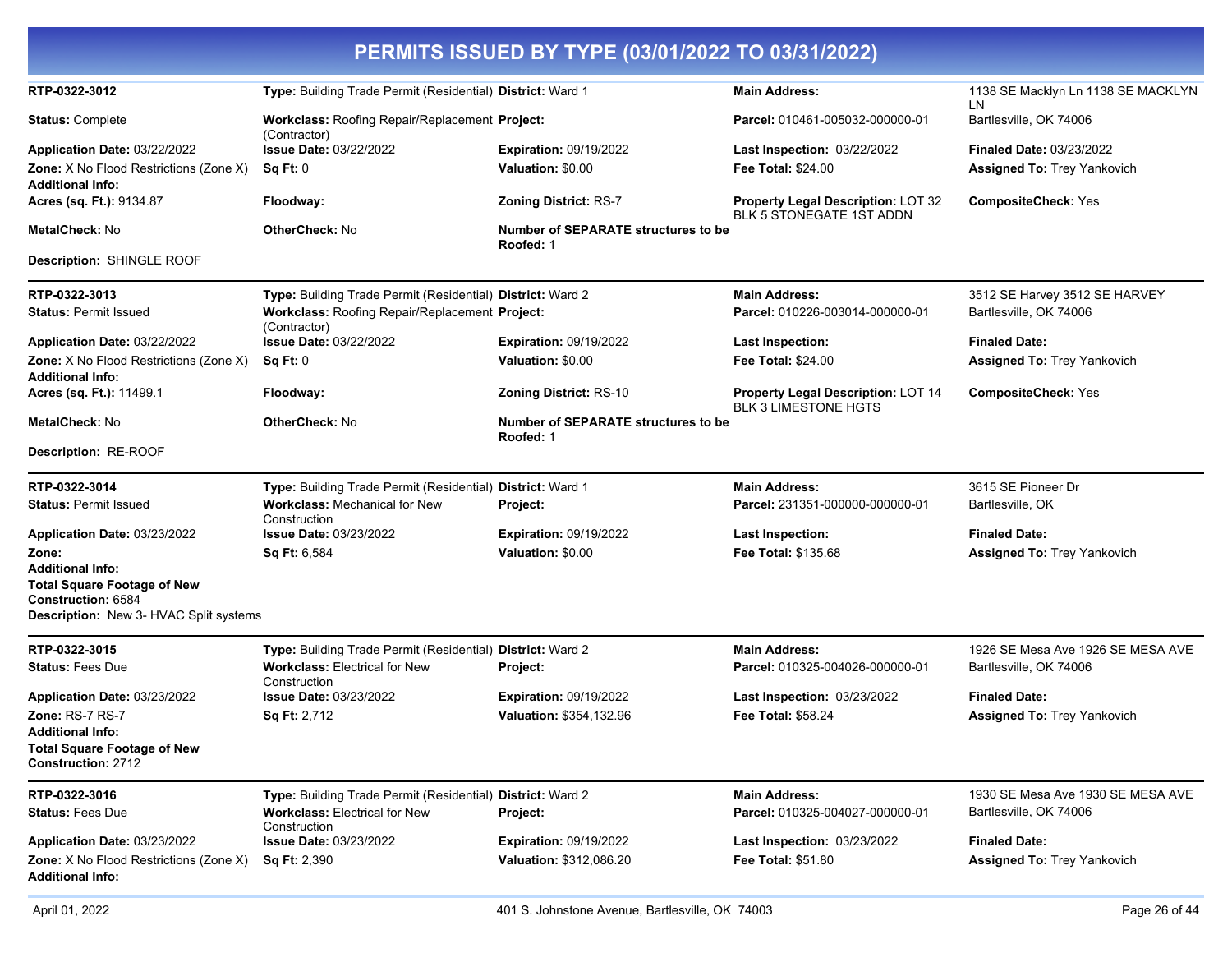# PERMITS ISSUED BY TYPE (03/01/2022 TO 03/31/2022)

---

**RTP-0322-3012** | **Type:** Building Trade Permit (Residential) | **District:** Ward 1 | **Main Address:** 1138 SE Macklyn Ln 1138 SE MACKLYN LN

**Status:** Complete | **Workclass:** Roofing Repair/Replacement (Contractor) | **Project:** | **Parcel:** 010461-005032-000000-01 | Bartlesville, OK 74006

**Application Date:** 03/22/2022 | **Issue Date:** 03/22/2022 | **Expiration:** 09/19/2022 | **Last Inspection:** 03/22/2022 | **Finaled Date:** 03/23/2022

**Zone:** X No Flood Restrictions (Zone X) | **Sq Ft:** 0 | **Valuation:** $0.00 | **Fee Total:** $24.00 | **Assigned To:** Trey Yankovich

**Additional Info:**

**Acres (sq. Ft.):** 9134.87 | **Floodway:** | **Zoning District:** RS-7 | **Property Legal Description:** LOT 32 BLK 5 STONEGATE 1ST ADDN | **CompositeCheck:** Yes

**MetalCheck:** No | **OtherCheck:** No | **Number of SEPARATE structures to be Roofed:** 1

**Description:** SHINGLE ROOF

---

**RTP-0322-3013** | **Type:** Building Trade Permit (Residential) | **District:** Ward 2 | **Main Address:** 3512 SE Harvey 3512 SE HARVEY

**Status:** Permit Issued | **Workclass:** Roofing Repair/Replacement (Contractor) | **Project:** | **Parcel:** 010226-003014-000000-01 | Bartlesville, OK 74006

**Application Date:** 03/22/2022 | **Issue Date:** 03/22/2022 | **Expiration:** 09/19/2022 | **Last Inspection:** | **Finaled Date:**

**Zone:** X No Flood Restrictions (Zone X) | **Sq Ft:** 0 | **Valuation:** $0.00 | **Fee Total:** $24.00 | **Assigned To:** Trey Yankovich

**Additional Info:**

**Acres (sq. Ft.):** 11499.1 | **Floodway:** | **Zoning District:** RS-10 | **Property Legal Description:** LOT 14 BLK 3 LIMESTONE HGTS | **CompositeCheck:** Yes

**MetalCheck:** No | **OtherCheck:** No | **Number of SEPARATE structures to be Roofed:** 1

**Description:** RE-ROOF

---

**RTP-0322-3014** | **Type:** Building Trade Permit (Residential) | **District:** Ward 1 | **Main Address:** 3615 SE Pioneer Dr

**Status:** Permit Issued | **Workclass:** Mechanical for New Construction | **Project:** | **Parcel:** 231351-000000-000000-01 | Bartlesville, OK

**Application Date:** 03/23/2022 | **Issue Date:** 03/23/2022 | **Expiration:** 09/19/2022 | **Last Inspection:** | **Finaled Date:**

**Zone:** | **Sq Ft:** 6,584 | **Valuation:** $0.00 | **Fee Total:** $135.68 | **Assigned To:** Trey Yankovich

**Additional Info:**

**Total Square Footage of New Construction:** 6584

**Description:** New 3- HVAC Split systems

---

**RTP-0322-3015** | **Type:** Building Trade Permit (Residential) | **District:** Ward 2 | **Main Address:** 1926 SE Mesa Ave 1926 SE MESA AVE

**Status:** Fees Due | **Workclass:** Electrical for New Construction | **Project:** | **Parcel:** 010325-004026-000000-01 | Bartlesville, OK 74006

**Application Date:** 03/23/2022 | **Issue Date:** 03/23/2022 | **Expiration:** 09/19/2022 | **Last Inspection:** 03/23/2022 | **Finaled Date:**

**Zone:** RS-7 RS-7 | **Sq Ft:** 2,712 | **Valuation:** $354,132.96 | **Fee Total:** $58.24 | **Assigned To:** Trey Yankovich

**Additional Info:**

**Total Square Footage of New Construction:** 2712

---

**RTP-0322-3016** | **Type:** Building Trade Permit (Residential) | **District:** Ward 2 | **Main Address:** 1930 SE Mesa Ave 1930 SE MESA AVE

**Status:** Fees Due | **Workclass:** Electrical for New Construction | **Project:** | **Parcel:** 010325-004027-000000-01 | Bartlesville, OK 74006

**Application Date:** 03/23/2022 | **Issue Date:** 03/23/2022 | **Expiration:** 09/19/2022 | **Last Inspection:** 03/23/2022 | **Finaled Date:**

**Zone:** X No Flood Restrictions (Zone X) | **Sq Ft:** 2,390 | **Valuation:** $312,086.20 | **Fee Total:** $51.80 | **Assigned To:** Trey Yankovich

**Additional Info:**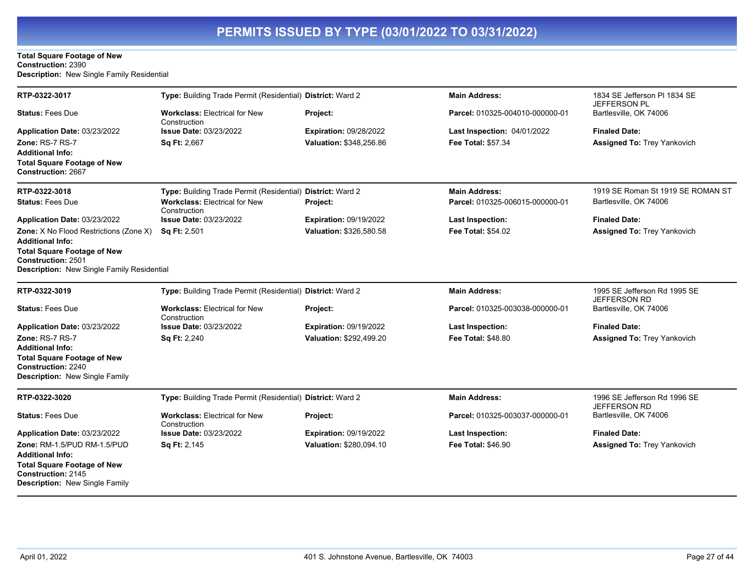## PERMITS ISSUED BY TYPE (03/01/2022 TO 03/31/2022)

**Total Square Footage of New Construction:** 2390
**Description:** New Single Family Residential

---

| | | | | |
|---|---|---|---|---|
| **RTP-0322-3017** | **Type:** Building Trade Permit (Residential) | **District:** Ward 2 | **Main Address:** | 1834 SE Jefferson Pl 1834 SE JEFFERSON PL |
| **Status:** Fees Due | **Workclass:** Electrical for New Construction | **Project:** | **Parcel:** 010325-004010-000000-01 | Bartlesville, OK 74006 |
| **Application Date:** 03/23/2022 | **Issue Date:** 03/23/2022 | **Expiration:** 09/28/2022 | **Last Inspection:** 04/01/2022 | **Finaled Date:** |
| **Zone:** RS-7 RS-7 | **Sq Ft:** 2,667 | **Valuation:** $348,256.86 | **Fee Total:** $57.34 | **Assigned To:** Trey Yankovich |

**Additional Info:**
**Total Square Footage of New Construction:** 2667

---

| | | | | |
|---|---|---|---|---|
| **RTP-0322-3018** | **Type:** Building Trade Permit (Residential) | **District:** Ward 2 | **Main Address:** | 1919 SE Roman St 1919 SE ROMAN ST |
| **Status:** Fees Due | **Workclass:** Electrical for New Construction | **Project:** | **Parcel:** 010325-006015-000000-01 | Bartlesville, OK 74006 |
| **Application Date:** 03/23/2022 | **Issue Date:** 03/23/2022 | **Expiration:** 09/19/2022 | **Last Inspection:** | **Finaled Date:** |
| **Zone:** X No Flood Restrictions (Zone X) | **Sq Ft:** 2,501 | **Valuation:** $326,580.58 | **Fee Total:** $54.02 | **Assigned To:** Trey Yankovich |

**Additional Info:**
**Total Square Footage of New Construction:** 2501
**Description:** New Single Family Residential

---

| | | | | |
|---|---|---|---|---|
| **RTP-0322-3019** | **Type:** Building Trade Permit (Residential) | **District:** Ward 2 | **Main Address:** | 1995 SE Jefferson Rd 1995 SE JEFFERSON RD |
| **Status:** Fees Due | **Workclass:** Electrical for New Construction | **Project:** | **Parcel:** 010325-003038-000000-01 | Bartlesville, OK 74006 |
| **Application Date:** 03/23/2022 | **Issue Date:** 03/23/2022 | **Expiration:** 09/19/2022 | **Last Inspection:** | **Finaled Date:** |
| **Zone:** RS-7 RS-7 | **Sq Ft:** 2,240 | **Valuation:** $292,499.20 | **Fee Total:** $48.80 | **Assigned To:** Trey Yankovich |

**Additional Info:**
**Total Square Footage of New Construction:** 2240
**Description:** New Single Family

---

| | | | | |
|---|---|---|---|---|
| **RTP-0322-3020** | **Type:** Building Trade Permit (Residential) | **District:** Ward 2 | **Main Address:** | 1996 SE Jefferson Rd 1996 SE JEFFERSON RD |
| **Status:** Fees Due | **Workclass:** Electrical for New Construction | **Project:** | **Parcel:** 010325-003037-000000-01 | Bartlesville, OK 74006 |
| **Application Date:** 03/23/2022 | **Issue Date:** 03/23/2022 | **Expiration:** 09/19/2022 | **Last Inspection:** | **Finaled Date:** |
| **Zone:** RM-1.5/PUD RM-1.5/PUD | **Sq Ft:** 2,145 | **Valuation:** $280,094.10 | **Fee Total:** $46.90 | **Assigned To:** Trey Yankovich |

**Additional Info:**
**Total Square Footage of New Construction:** 2145
**Description:** New Single Family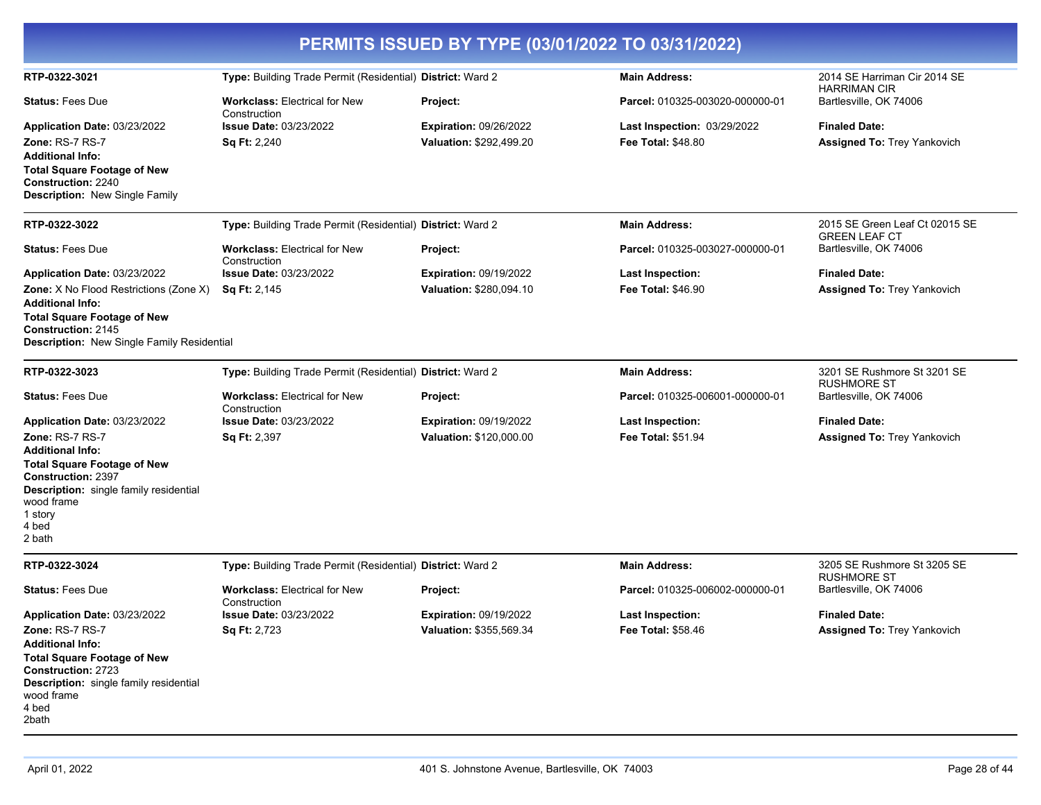# PERMITS ISSUED BY TYPE (03/01/2022 TO 03/31/2022)

**RTP-0322-3021** | **Type:** Building Trade Permit (Residential) | **District:** Ward 2 | **Main Address:** 2014 SE Harriman Cir 2014 SE HARRIMAN CIR Bartlesville, OK 74006

**Status:** Fees Due | **Workclass:** Electrical for New Construction | **Project:** | **Parcel:** 010325-003020-000000-01

**Application Date:** 03/23/2022 | **Issue Date:** 03/23/2022 | **Expiration:** 09/26/2022 | **Last Inspection:** 03/29/2022 | **Finaled Date:**

**Zone:** RS-7 RS-7 | **Sq Ft:** 2,240 | **Valuation:** $292,499.20 | **Fee Total:** $48.80 | **Assigned To:** Trey Yankovich

**Additional Info:**

**Total Square Footage of New Construction:** 2240

**Description:** New Single Family

---

**RTP-0322-3022** | **Type:** Building Trade Permit (Residential) | **District:** Ward 2 | **Main Address:** 2015 SE Green Leaf Ct 02015 SE GREEN LEAF CT Bartlesville, OK 74006

**Status:** Fees Due | **Workclass:** Electrical for New Construction | **Project:** | **Parcel:** 010325-003027-000000-01

**Application Date:** 03/23/2022 | **Issue Date:** 03/23/2022 | **Expiration:** 09/19/2022 | **Last Inspection:** | **Finaled Date:**

**Zone:** X No Flood Restrictions (Zone X) | **Sq Ft:** 2,145 | **Valuation:** $280,094.10 | **Fee Total:** $46.90 | **Assigned To:** Trey Yankovich

**Additional Info:**

**Total Square Footage of New Construction:** 2145

**Description:** New Single Family Residential

---

**RTP-0322-3023** | **Type:** Building Trade Permit (Residential) | **District:** Ward 2 | **Main Address:** 3201 SE Rushmore St 3201 SE RUSHMORE ST Bartlesville, OK 74006

**Status:** Fees Due | **Workclass:** Electrical for New Construction | **Project:** | **Parcel:** 010325-006001-000000-01

**Application Date:** 03/23/2022 | **Issue Date:** 03/23/2022 | **Expiration:** 09/19/2022 | **Last Inspection:** | **Finaled Date:**

**Zone:** RS-7 RS-7 | **Sq Ft:** 2,397 | **Valuation:** $120,000.00 | **Fee Total:** $51.94 | **Assigned To:** Trey Yankovich

**Additional Info:**

**Total Square Footage of New Construction:** 2397

**Description:** single family residential
wood frame
1 story
4 bed
2 bath

---

**RTP-0322-3024** | **Type:** Building Trade Permit (Residential) | **District:** Ward 2 | **Main Address:** 3205 SE Rushmore St 3205 SE RUSHMORE ST Bartlesville, OK 74006

**Status:** Fees Due | **Workclass:** Electrical for New Construction | **Project:** | **Parcel:** 010325-006002-000000-01

**Application Date:** 03/23/2022 | **Issue Date:** 03/23/2022 | **Expiration:** 09/19/2022 | **Last Inspection:** | **Finaled Date:**

**Zone:** RS-7 RS-7 | **Sq Ft:** 2,723 | **Valuation:** $355,569.34 | **Fee Total:** $58.46 | **Assigned To:** Trey Yankovich

**Additional Info:**

**Total Square Footage of New Construction:** 2723

**Description:** single family residential
wood frame
4 bed
2bath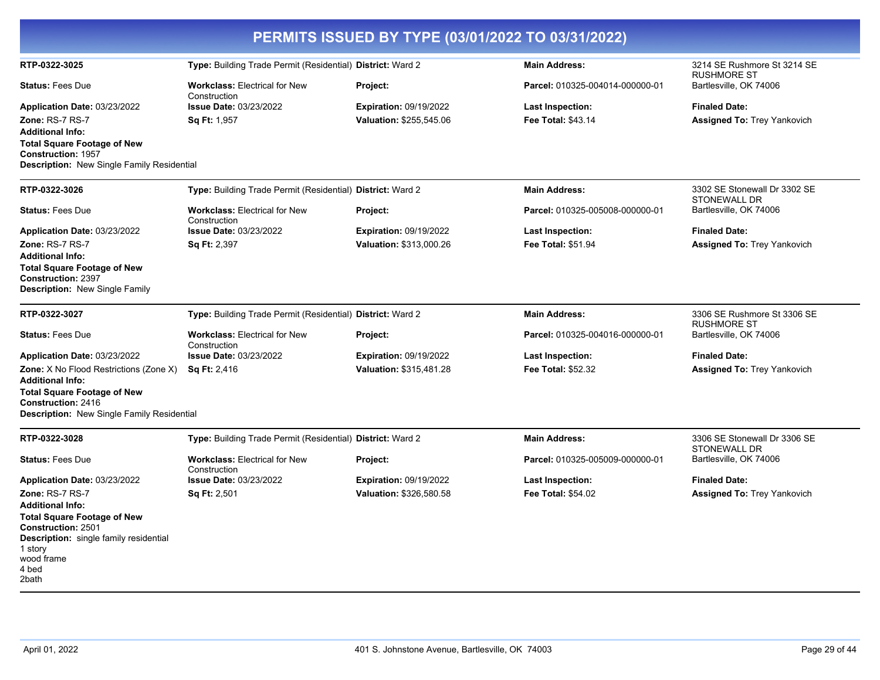# PERMITS ISSUED BY TYPE (03/01/2022 TO 03/31/2022)

---

**RTP-0322-3025**

**Type:** Building Trade Permit (Residential) | **District:** Ward 2 | **Main Address:** 3214 SE Rushmore St 3214 SE RUSHMORE ST Bartlesville, OK 74006

**Status:** Fees Due | **Workclass:** Electrical for New Construction | **Project:** | **Parcel:** 010325-004014-000000-01

**Application Date:** 03/23/2022 | **Issue Date:** 03/23/2022 | **Expiration:** 09/19/2022 | **Last Inspection:** | **Finaled Date:**

**Zone:** RS-7 RS-7 | **Sq Ft:** 1,957 | **Valuation:** $255,545.06 | **Fee Total:** $43.14 | **Assigned To:** Trey Yankovich

**Additional Info:**
**Total Square Footage of New Construction:** 1957
**Description:** New Single Family Residential

---

**RTP-0322-3026**

**Type:** Building Trade Permit (Residential) | **District:** Ward 2 | **Main Address:** 3302 SE Stonewall Dr 3302 SE STONEWALL DR Bartlesville, OK 74006

**Status:** Fees Due | **Workclass:** Electrical for New Construction | **Project:** | **Parcel:** 010325-005008-000000-01

**Application Date:** 03/23/2022 | **Issue Date:** 03/23/2022 | **Expiration:** 09/19/2022 | **Last Inspection:** | **Finaled Date:**

**Zone:** RS-7 RS-7 | **Sq Ft:** 2,397 | **Valuation:** $313,000.26 | **Fee Total:** $51.94 | **Assigned To:** Trey Yankovich

**Additional Info:**
**Total Square Footage of New Construction:** 2397
**Description:** New Single Family

---

**RTP-0322-3027**

**Type:** Building Trade Permit (Residential) | **District:** Ward 2 | **Main Address:** 3306 SE Rushmore St 3306 SE RUSHMORE ST Bartlesville, OK 74006

**Status:** Fees Due | **Workclass:** Electrical for New Construction | **Project:** | **Parcel:** 010325-004016-000000-01

**Application Date:** 03/23/2022 | **Issue Date:** 03/23/2022 | **Expiration:** 09/19/2022 | **Last Inspection:** | **Finaled Date:**

**Zone:** X No Flood Restrictions (Zone X) | **Sq Ft:** 2,416 | **Valuation:** $315,481.28 | **Fee Total:** $52.32 | **Assigned To:** Trey Yankovich

**Additional Info:**
**Total Square Footage of New Construction:** 2416
**Description:** New Single Family Residential

---

**RTP-0322-3028**

**Type:** Building Trade Permit (Residential) | **District:** Ward 2 | **Main Address:** 3306 SE Stonewall Dr 3306 SE STONEWALL DR Bartlesville, OK 74006

**Status:** Fees Due | **Workclass:** Electrical for New Construction | **Project:** | **Parcel:** 010325-005009-000000-01

**Application Date:** 03/23/2022 | **Issue Date:** 03/23/2022 | **Expiration:** 09/19/2022 | **Last Inspection:** | **Finaled Date:**

**Zone:** RS-7 RS-7 | **Sq Ft:** 2,501 | **Valuation:** $326,580.58 | **Fee Total:** $54.02 | **Assigned To:** Trey Yankovich

**Additional Info:**
**Total Square Footage of New Construction:** 2501
**Description:** single family residential
1 story
wood frame
4 bed
2bath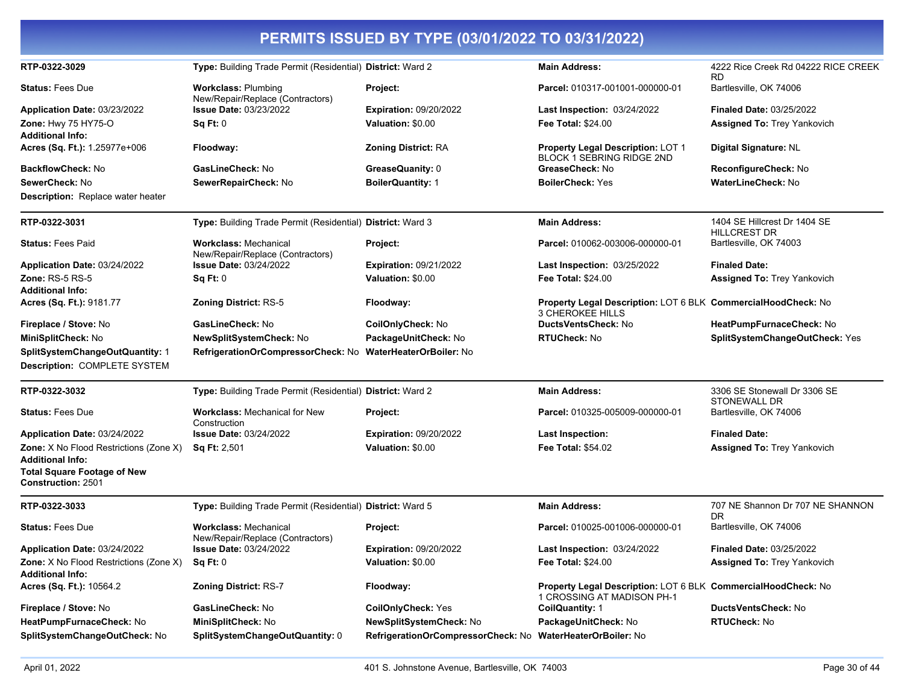# PERMITS ISSUED BY TYPE (03/01/2022 TO 03/31/2022)

| | | | | |
|---|---|---|---|---|
| **RTP-0322-3029** | **Type:** Building Trade Permit (Residential) | **District:** Ward 2 | **Main Address:** | 4222 Rice Creek Rd 04222 RICE CREEK RD |
| **Status:** Fees Due | **Workclass:** Plumbing New/Repair/Replace (Contractors) | **Project:** | **Parcel:** 010317-001001-000000-01 | Bartlesville, OK 74006 |
| **Application Date:** 03/23/2022 | **Issue Date:** 03/23/2022 | **Expiration:** 09/20/2022 | **Last Inspection:** 03/24/2022 | **Finaled Date:** 03/25/2022 |
| **Zone:** Hwy 75 HY75-O | **Sq Ft:** 0 | **Valuation:** $0.00 | **Fee Total:** $24.00 | **Assigned To:** Trey Yankovich |
| **Additional Info:** | | | | |
| **Acres (Sq. Ft.):** 1.25977e+006 | **Floodway:** | **Zoning District:** RA | **Property Legal Description:** LOT 1 BLOCK 1 SEBRING RIDGE 2ND | **Digital Signature:** NL |
| **BackflowCheck:** No | **GasLineCheck:** No | **GreaseQuanity:** 0 | **GreaseCheck:** No | **ReconfigureCheck:** No |
| **SewerCheck:** No | **SewerRepairCheck:** No | **BoilerQuantity:** 1 | **BoilerCheck:** Yes | **WaterLineCheck:** No |
| **Description:** Replace water heater | | | | |

| | | | | |
|---|---|---|---|---|
| **RTP-0322-3031** | **Type:** Building Trade Permit (Residential) | **District:** Ward 3 | **Main Address:** | 1404 SE Hillcrest Dr 1404 SE HILLCREST DR |
| **Status:** Fees Paid | **Workclass:** Mechanical New/Repair/Replace (Contractors) | **Project:** | **Parcel:** 010062-003006-000000-01 | Bartlesville, OK 74003 |
| **Application Date:** 03/24/2022 | **Issue Date:** 03/24/2022 | **Expiration:** 09/21/2022 | **Last Inspection:** 03/25/2022 | **Finaled Date:** |
| **Zone:** RS-5 RS-5 | **Sq Ft:** 0 | **Valuation:** $0.00 | **Fee Total:** $24.00 | **Assigned To:** Trey Yankovich |
| **Additional Info:** | | | | |
| **Acres (Sq. Ft.):** 9181.77 | **Zoning District:** RS-5 | **Floodway:** | **Property Legal Description:** LOT 6 BLK 3 CHEROKEE HILLS | **CommercialHoodCheck:** No |
| **Fireplace / Stove:** No | **GasLineCheck:** No | **CoilOnlyCheck:** No | **DuctsVentsCheck:** No | **HeatPumpFurnaceCheck:** No |
| **MiniSplitCheck:** No | **NewSplitSystemCheck:** No | **PackageUnitCheck:** No | **RTUCheck:** No | **SplitSystemChangeOutCheck:** Yes |
| **SplitSystemChangeOutQuantity:** 1 | **RefrigerationOrCompressorCheck:** No | **WaterHeaterOrBoiler:** No | | |
| **Description:** COMPLETE SYSTEM | | | | |

| | | | | |
|---|---|---|---|---|
| **RTP-0322-3032** | **Type:** Building Trade Permit (Residential) | **District:** Ward 2 | **Main Address:** | 3306 SE Stonewall Dr 3306 SE STONEWALL DR |
| **Status:** Fees Due | **Workclass:** Mechanical for New Construction | **Project:** | **Parcel:** 010325-005009-000000-01 | Bartlesville, OK 74006 |
| **Application Date:** 03/24/2022 | **Issue Date:** 03/24/2022 | **Expiration:** 09/20/2022 | **Last Inspection:** | **Finaled Date:** |
| **Zone:** X No Flood Restrictions (Zone X) | **Sq Ft:** 2,501 | **Valuation:** $0.00 | **Fee Total:** $54.02 | **Assigned To:** Trey Yankovich |
| **Additional Info:** | | | | |
| **Total Square Footage of New Construction:** 2501 | | | | |

| | | | | |
|---|---|---|---|---|
| **RTP-0322-3033** | **Type:** Building Trade Permit (Residential) | **District:** Ward 5 | **Main Address:** | 707 NE Shannon Dr 707 NE SHANNON DR |
| **Status:** Fees Due | **Workclass:** Mechanical New/Repair/Replace (Contractors) | **Project:** | **Parcel:** 010025-001006-000000-01 | Bartlesville, OK 74006 |
| **Application Date:** 03/24/2022 | **Issue Date:** 03/24/2022 | **Expiration:** 09/20/2022 | **Last Inspection:** 03/24/2022 | **Finaled Date:** 03/25/2022 |
| **Zone:** X No Flood Restrictions (Zone X) | **Sq Ft:** 0 | **Valuation:** $0.00 | **Fee Total:** $24.00 | **Assigned To:** Trey Yankovich |
| **Additional Info:** | | | | |
| **Acres (Sq. Ft.):** 10564.2 | **Zoning District:** RS-7 | **Floodway:** | **Property Legal Description:** LOT 6 BLK 1 CROSSING AT MADISON PH-1 | **CommercialHoodCheck:** No |
| **Fireplace / Stove:** No | **GasLineCheck:** No | **CoilOnlyCheck:** Yes | **CoilQuantity:** 1 | **DuctsVentsCheck:** No |
| **HeatPumpFurnaceCheck:** No | **MiniSplitCheck:** No | **NewSplitSystemCheck:** No | **PackageUnitCheck:** No | **RTUCheck:** No |
| **SplitSystemChangeOutCheck:** No | **SplitSystemChangeOutQuantity:** 0 | **RefrigerationOrCompressorCheck:** No | **WaterHeaterOrBoiler:** No | |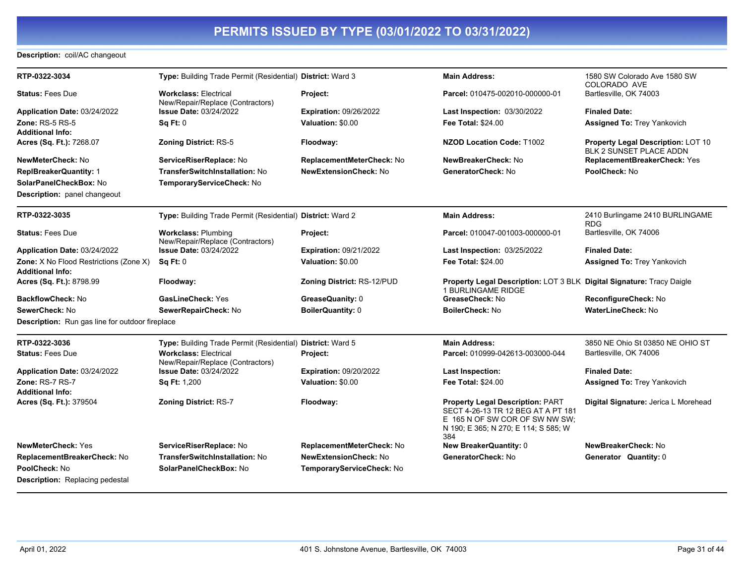# PERMITS ISSUED BY TYPE (03/01/2022 TO 03/31/2022)

**Description:** coil/AC changeout

---

| | | | | |
|---|---|---|---|---|
| **RTP-0322-3034** | **Type:** Building Trade Permit (Residential) | **District:** Ward 3 | **Main Address:** | 1580 SW Colorado Ave 1580 SW COLORADO AVE |
| **Status:** Fees Due | **Workclass:** Electrical New/Repair/Replace (Contractors) | **Project:** | **Parcel:** 010475-002010-000000-01 | Bartlesville, OK 74003 |
| **Application Date:** 03/24/2022 | **Issue Date:** 03/24/2022 | **Expiration:** 09/26/2022 | **Last Inspection:** 03/30/2022 | **Finaled Date:** |
| **Zone:** RS-5 RS-5 | **Sq Ft:** 0 | **Valuation:** $0.00 | **Fee Total:** $24.00 | **Assigned To:** Trey Yankovich |
| **Additional Info:** | | | | |
| **Acres (Sq. Ft.):** 7268.07 | **Zoning District:** RS-5 | **Floodway:** | **NZOD Location Code:** T1002 | **Property Legal Description:** LOT 10 BLK 2 SUNSET PLACE ADDN |
| **NewMeterCheck:** No | **ServiceRiserReplace:** No | **ReplacementMeterCheck:** No | **NewBreakerCheck:** No | **ReplacementBreakerCheck:** Yes |
| **ReplBreakerQuantity:** 1 | **TransferSwitchInstallation:** No | **NewExtensionCheck:** No | **GeneratorCheck:** No | **PoolCheck:** No |
| **SolarPanelCheckBox:** No | **TemporaryServiceCheck:** No | | | |

**Description:** panel changeout

---

| | | | | |
|---|---|---|---|---|
| **RTP-0322-3035** | **Type:** Building Trade Permit (Residential) | **District:** Ward 2 | **Main Address:** | 2410 Burlingame 2410 BURLINGAME RDG |
| **Status:** Fees Due | **Workclass:** Plumbing New/Repair/Replace (Contractors) | **Project:** | **Parcel:** 010047-001003-000000-01 | Bartlesville, OK 74006 |
| **Application Date:** 03/24/2022 | **Issue Date:** 03/24/2022 | **Expiration:** 09/21/2022 | **Last Inspection:** 03/25/2022 | **Finaled Date:** |
| **Zone:** X No Flood Restrictions (Zone X) | **Sq Ft:** 0 | **Valuation:** $0.00 | **Fee Total:** $24.00 | **Assigned To:** Trey Yankovich |
| **Additional Info:** | | | | |
| **Acres (Sq. Ft.):** 8798.99 | **Floodway:** | **Zoning District:** RS-12/PUD | **Property Legal Description:** LOT 3 BLK 1 BURLINGAME RIDGE | **Digital Signature:** Tracy Daigle |
| **BackflowCheck:** No | **GasLineCheck:** Yes | **GreaseQuanity:** 0 | **GreaseCheck:** No | **ReconfigureCheck:** No |
| **SewerCheck:** No | **SewerRepairCheck:** No | **BoilerQuantity:** 0 | **BoilerCheck:** No | **WaterLineCheck:** No |

**Description:** Run gas line for outdoor fireplace

---

| | | | | |
|---|---|---|---|---|
| **RTP-0322-3036** | **Type:** Building Trade Permit (Residential) | **District:** Ward 5 | **Main Address:** | 3850 NE Ohio St 03850 NE OHIO ST |
| **Status:** Fees Due | **Workclass:** Electrical New/Repair/Replace (Contractors) | **Project:** | **Parcel:** 010999-042613-003000-044 | Bartlesville, OK 74006 |
| **Application Date:** 03/24/2022 | **Issue Date:** 03/24/2022 | **Expiration:** 09/20/2022 | **Last Inspection:** | **Finaled Date:** |
| **Zone:** RS-7 RS-7 | **Sq Ft:** 1,200 | **Valuation:** $0.00 | **Fee Total:** $24.00 | **Assigned To:** Trey Yankovich |
| **Additional Info:** | | | | |
| **Acres (Sq. Ft.):** 379504 | **Zoning District:** RS-7 | **Floodway:** | **Property Legal Description:** PART SECT 4-26-13 TR 12 BEG AT A PT 181 E 165 N OF SW COR OF SW NW SW; N 190; E 365; N 270; E 114; S 585; W 384 | **Digital Signature:** Jerica L Morehead |
| **NewMeterCheck:** Yes | **ServiceRiserReplace:** No | **ReplacementMeterCheck:** No | **New BreakerQuantity:** 0 | **NewBreakerCheck:** No |
| **ReplacementBreakerCheck:** No | **TransferSwitchInstallation:** No | **NewExtensionCheck:** No | **GeneratorCheck:** No | **Generator Quantity:** 0 |
| **PoolCheck:** No | **SolarPanelCheckBox:** No | **TemporaryServiceCheck:** No | | |

**Description:** Replacing pedestal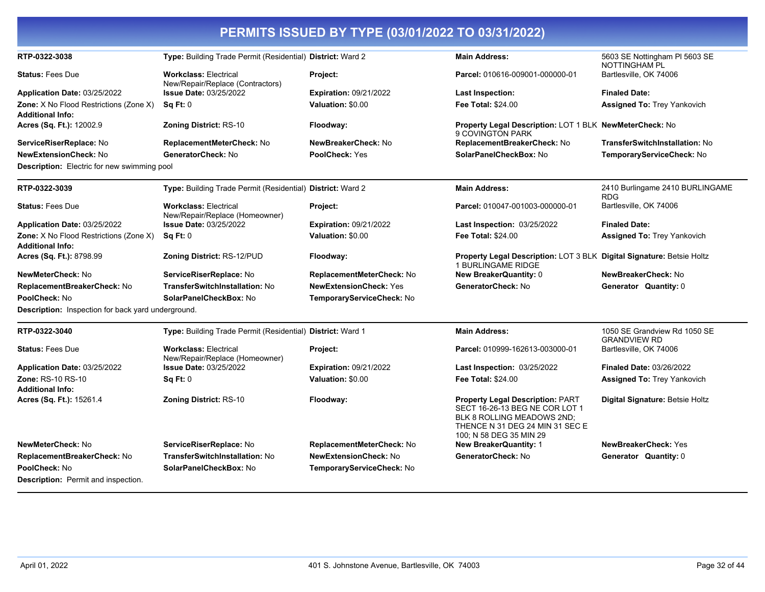# PERMITS ISSUED BY TYPE (03/01/2022 TO 03/31/2022)

| | | | | |
|---|---|---|---|---|
| **RTP-0322-3038** | **Type:** Building Trade Permit (Residential) | **District:** Ward 2 | **Main Address:** | 5603 SE Nottingham Pl 5603 SE NOTTINGHAM PL |
| **Status:** Fees Due | **Workclass:** Electrical New/Repair/Replace (Contractors) | **Project:** | **Parcel:** 010616-009001-000000-01 | Bartlesville, OK 74006 |
| **Application Date:** 03/25/2022 | **Issue Date:** 03/25/2022 | **Expiration:** 09/21/2022 | **Last Inspection:** | **Finaled Date:** |
| **Zone:** X No Flood Restrictions (Zone X) | **Sq Ft:** 0 | **Valuation:** $0.00 | **Fee Total:** $24.00 | **Assigned To:** Trey Yankovich |
| **Additional Info:** | | | | |
| **Acres (Sq. Ft.):** 12002.9 | **Zoning District:** RS-10 | **Floodway:** | **Property Legal Description:** LOT 1 BLK 9 COVINGTON PARK | **NewMeterCheck:** No |
| **ServiceRiserReplace:** No | **ReplacementMeterCheck:** No | **NewBreakerCheck:** No | **ReplacementBreakerCheck:** No | **TransferSwitchInstallation:** No |
| **NewExtensionCheck:** No | **GeneratorCheck:** No | **PoolCheck:** Yes | **SolarPanelCheckBox:** No | **TemporaryServiceCheck:** No |

**Description:** Electric for new swimming pool

| | | | | |
|---|---|---|---|---|
| **RTP-0322-3039** | **Type:** Building Trade Permit (Residential) | **District:** Ward 2 | **Main Address:** | 2410 Burlingame 2410 BURLINGAME RDG |
| **Status:** Fees Due | **Workclass:** Electrical New/Repair/Replace (Homeowner) | **Project:** | **Parcel:** 010047-001003-000000-01 | Bartlesville, OK 74006 |
| **Application Date:** 03/25/2022 | **Issue Date:** 03/25/2022 | **Expiration:** 09/21/2022 | **Last Inspection:** 03/25/2022 | **Finaled Date:** |
| **Zone:** X No Flood Restrictions (Zone X) | **Sq Ft:** 0 | **Valuation:** $0.00 | **Fee Total:** $24.00 | **Assigned To:** Trey Yankovich |
| **Additional Info:** | | | | |
| **Acres (Sq. Ft.):** 8798.99 | **Zoning District:** RS-12/PUD | **Floodway:** | **Property Legal Description:** LOT 3 BLK 1 BURLINGAME RIDGE | **Digital Signature:** Betsie Holtz |
| **NewMeterCheck:** No | **ServiceRiserReplace:** No | **ReplacementMeterCheck:** No | **New BreakerQuantity:** 0 | **NewBreakerCheck:** No |
| **ReplacementBreakerCheck:** No | **TransferSwitchInstallation:** No | **NewExtensionCheck:** Yes | **GeneratorCheck:** No | **Generator Quantity:** 0 |
| **PoolCheck:** No | **SolarPanelCheckBox:** No | **TemporaryServiceCheck:** No | | |

**Description:** Inspection for back yard underground.

| | | | | |
|---|---|---|---|---|
| **RTP-0322-3040** | **Type:** Building Trade Permit (Residential) | **District:** Ward 1 | **Main Address:** | 1050 SE Grandview Rd 1050 SE GRANDVIEW RD |
| **Status:** Fees Due | **Workclass:** Electrical New/Repair/Replace (Homeowner) | **Project:** | **Parcel:** 010999-162613-003000-01 | Bartlesville, OK 74006 |
| **Application Date:** 03/25/2022 | **Issue Date:** 03/25/2022 | **Expiration:** 09/21/2022 | **Last Inspection:** 03/25/2022 | **Finaled Date:** 03/26/2022 |
| **Zone:** RS-10 RS-10 | **Sq Ft:** 0 | **Valuation:** $0.00 | **Fee Total:** $24.00 | **Assigned To:** Trey Yankovich |
| **Additional Info:** | | | | |
| **Acres (Sq. Ft.):** 15261.4 | **Zoning District:** RS-10 | **Floodway:** | **Property Legal Description:** PART SECT 16-26-13 BEG NE COR LOT 1 BLK 8 ROLLING MEADOWS 2ND; THENCE N 31 DEG 24 MIN 31 SEC E 100; N 58 DEG 35 MIN 29 | **Digital Signature:** Betsie Holtz |
| **NewMeterCheck:** No | **ServiceRiserReplace:** No | **ReplacementMeterCheck:** No | **New BreakerQuantity:** 1 | **NewBreakerCheck:** Yes |
| **ReplacementBreakerCheck:** No | **TransferSwitchInstallation:** No | **NewExtensionCheck:** No | **GeneratorCheck:** No | **Generator Quantity:** 0 |
| **PoolCheck:** No | **SolarPanelCheckBox:** No | **TemporaryServiceCheck:** No | | |

**Description:** Permit and inspection.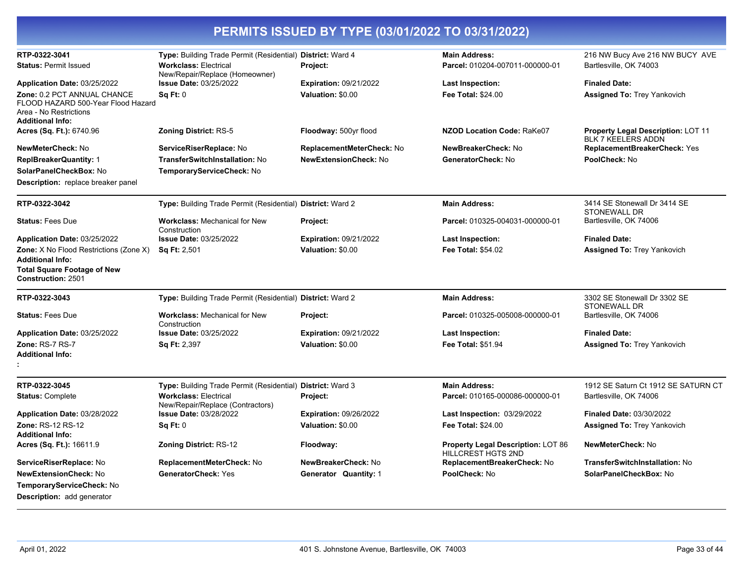# PERMITS ISSUED BY TYPE (03/01/2022 TO 03/31/2022)

**RTP-0322-3041** | **Type:** Building Trade Permit (Residential) | **District:** Ward 4 | **Main Address:** 216 NW Bucy Ave 216 NW BUCY AVE Bartlesville, OK 74003

**Status:** Permit Issued
**Workclass:** Electrical New/Repair/Replace (Homeowner)
**Project:**
**Parcel:** 010204-007011-000000-01
**Application Date:** 03/25/2022
**Issue Date:** 03/25/2022
**Expiration:** 09/21/2022
**Last Inspection:**
**Finaled Date:**
**Zone:** 0.2 PCT ANNUAL CHANCE FLOOD HAZARD 500-Year Flood Hazard Area - No Restrictions
**Sq Ft:** 0
**Valuation:** $0.00
**Fee Total:** $24.00
**Assigned To:** Trey Yankovich
**Additional Info:**
**Acres (Sq. Ft.):** 6740.96
**Zoning District:** RS-5
**Floodway:** 500yr flood
**NZOD Location Code:** RaKe07
**Property Legal Description:** LOT 11 BLK 7 KEELERS ADDN
**NewMeterCheck:** No
**ServiceRiserReplace:** No
**ReplacementMeterCheck:** No
**NewBreakerCheck:** No
**ReplacementBreakerCheck:** Yes
**ReplBreakerQuantity:** 1
**TransferSwitchInstallation:** No
**NewExtensionCheck:** No
**GeneratorCheck:** No
**PoolCheck:** No
**SolarPanelCheckBox:** No
**TemporaryServiceCheck:** No
**Description:** replace breaker panel

---

**RTP-0322-3042** | **Type:** Building Trade Permit (Residential) | **District:** Ward 2 | **Main Address:** 3414 SE Stonewall Dr 3414 SE STONEWALL DR Bartlesville, OK 74006

**Status:** Fees Due
**Workclass:** Mechanical for New Construction
**Project:**
**Parcel:** 010325-004031-000000-01
**Application Date:** 03/25/2022
**Issue Date:** 03/25/2022
**Expiration:** 09/21/2022
**Last Inspection:**
**Finaled Date:**
**Zone:** X No Flood Restrictions (Zone X)
**Sq Ft:** 2,501
**Valuation:** $0.00
**Fee Total:** $54.02
**Assigned To:** Trey Yankovich
**Additional Info:**
**Total Square Footage of New Construction:** 2501

---

**RTP-0322-3043** | **Type:** Building Trade Permit (Residential) | **District:** Ward 2 | **Main Address:** 3302 SE Stonewall Dr 3302 SE STONEWALL DR Bartlesville, OK 74006

**Status:** Fees Due
**Workclass:** Mechanical for New Construction
**Project:**
**Parcel:** 010325-005008-000000-01
**Application Date:** 03/25/2022
**Issue Date:** 03/25/2022
**Expiration:** 09/21/2022
**Last Inspection:**
**Finaled Date:**
**Zone:** RS-7 RS-7
**Sq Ft:** 2,397
**Valuation:** $0.00
**Fee Total:** $51.94
**Assigned To:** Trey Yankovich
**Additional Info:**
**:**

---

**RTP-0322-3045** | **Type:** Building Trade Permit (Residential) | **District:** Ward 3 | **Main Address:** 1912 SE Saturn Ct 1912 SE SATURN CT Bartlesville, OK 74006

**Status:** Complete
**Workclass:** Electrical New/Repair/Replace (Contractors)
**Project:**
**Parcel:** 010165-000086-000000-01
**Application Date:** 03/28/2022
**Issue Date:** 03/28/2022
**Expiration:** 09/26/2022
**Last Inspection:** 03/29/2022
**Finaled Date:** 03/30/2022
**Zone:** RS-12 RS-12
**Sq Ft:** 0
**Valuation:** $0.00
**Fee Total:** $24.00
**Assigned To:** Trey Yankovich
**Additional Info:**
**Acres (Sq. Ft.):** 16611.9
**Zoning District:** RS-12
**Floodway:**
**Property Legal Description:** LOT 86 HILLCREST HGTS 2ND
**NewMeterCheck:** No
**ServiceRiserReplace:** No
**ReplacementMeterCheck:** No
**NewBreakerCheck:** No
**ReplacementBreakerCheck:** No
**TransferSwitchInstallation:** No
**NewExtensionCheck:** No
**GeneratorCheck:** Yes
**Generator Quantity:** 1
**PoolCheck:** No
**SolarPanelCheckBox:** No
**TemporaryServiceCheck:** No
**Description:** add generator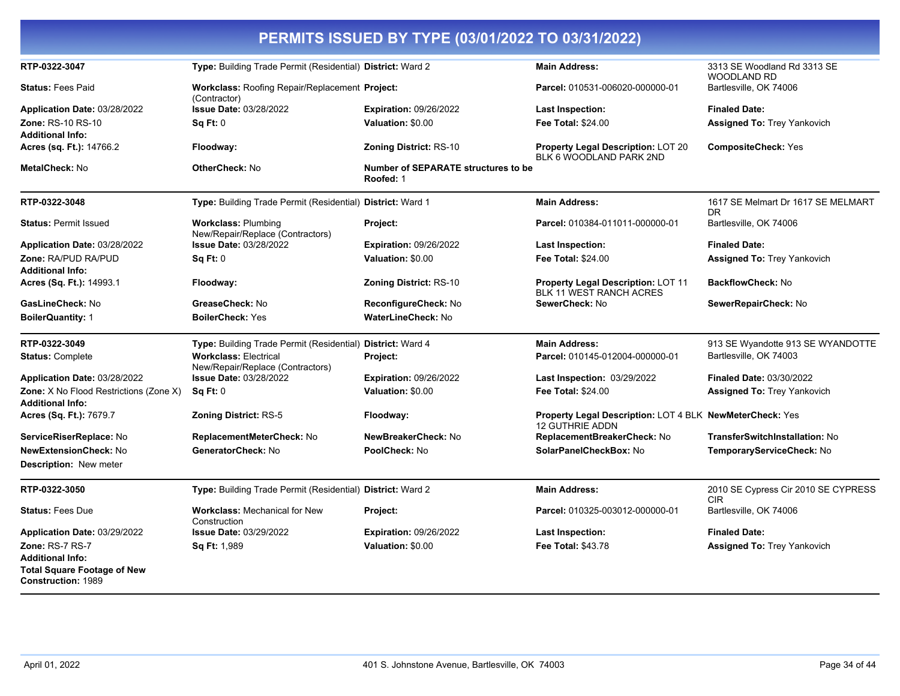# PERMITS ISSUED BY TYPE (03/01/2022 TO 03/31/2022)

| | | | | |
|---|---|---|---|---|
| **RTP-0322-3047** | **Type:** Building Trade Permit (Residential) | **District:** Ward 2 | **Main Address:** | 3313 SE Woodland Rd 3313 SE WOODLAND RD |
| **Status:** Fees Paid | **Workclass:** Roofing Repair/Replacement (Contractor) | **Project:** | **Parcel:** 010531-006020-000000-01 | Bartlesville, OK 74006 |
| **Application Date:** 03/28/2022 | **Issue Date:** 03/28/2022 | **Expiration:** 09/26/2022 | **Last Inspection:** | **Finaled Date:** |
| **Zone:** RS-10 RS-10 | **Sq Ft:** 0 | **Valuation:** $0.00 | **Fee Total:** $24.00 | **Assigned To:** Trey Yankovich |
| **Additional Info:** | | | | |
| **Acres (sq. Ft.):** 14766.2 | **Floodway:** | **Zoning District:** RS-10 | **Property Legal Description:** LOT 20 BLK 6 WOODLAND PARK 2ND | **CompositeCheck:** Yes |
| **MetalCheck:** No | **OtherCheck:** No | **Number of SEPARATE structures to be Roofed:** 1 | | |

| | | | | |
|---|---|---|---|---|
| **RTP-0322-3048** | **Type:** Building Trade Permit (Residential) | **District:** Ward 1 | **Main Address:** | 1617 SE Melmart Dr 1617 SE MELMART DR |
| **Status:** Permit Issued | **Workclass:** Plumbing New/Repair/Replace (Contractors) | **Project:** | **Parcel:** 010384-011011-000000-01 | Bartlesville, OK 74006 |
| **Application Date:** 03/28/2022 | **Issue Date:** 03/28/2022 | **Expiration:** 09/26/2022 | **Last Inspection:** | **Finaled Date:** |
| **Zone:** RA/PUD RA/PUD | **Sq Ft:** 0 | **Valuation:** $0.00 | **Fee Total:** $24.00 | **Assigned To:** Trey Yankovich |
| **Additional Info:** | | | | |
| **Acres (Sq. Ft.):** 14993.1 | **Floodway:** | **Zoning District:** RS-10 | **Property Legal Description:** LOT 11 BLK 11 WEST RANCH ACRES | **BackflowCheck:** No |
| **GasLineCheck:** No | **GreaseCheck:** No | **ReconfigureCheck:** No | **SewerCheck:** No | **SewerRepairCheck:** No |
| **BoilerQuantity:** 1 | **BoilerCheck:** Yes | **WaterLineCheck:** No | | |

| | | | | |
|---|---|---|---|---|
| **RTP-0322-3049** | **Type:** Building Trade Permit (Residential) | **District:** Ward 4 | **Main Address:** | 913 SE Wyandotte 913 SE WYANDOTTE |
| **Status:** Complete | **Workclass:** Electrical New/Repair/Replace (Contractors) | **Project:** | **Parcel:** 010145-012004-000000-01 | Bartlesville, OK 74003 |
| **Application Date:** 03/28/2022 | **Issue Date:** 03/28/2022 | **Expiration:** 09/26/2022 | **Last Inspection:** 03/29/2022 | **Finaled Date:** 03/30/2022 |
| **Zone:** X No Flood Restrictions (Zone X) | **Sq Ft:** 0 | **Valuation:** $0.00 | **Fee Total:** $24.00 | **Assigned To:** Trey Yankovich |
| **Additional Info:** | | | | |
| **Acres (Sq. Ft.):** 7679.7 | **Zoning District:** RS-5 | **Floodway:** | **Property Legal Description:** LOT 4 BLK 12 GUTHRIE ADDN | **NewMeterCheck:** Yes |
| **ServiceRiserReplace:** No | **ReplacementMeterCheck:** No | **NewBreakerCheck:** No | **ReplacementBreakerCheck:** No | **TransferSwitchInstallation:** No |
| **NewExtensionCheck:** No | **GeneratorCheck:** No | **PoolCheck:** No | **SolarPanelCheckBox:** No | **TemporaryServiceCheck:** No |
| **Description:** New meter | | | | |

| | | | | |
|---|---|---|---|---|
| **RTP-0322-3050** | **Type:** Building Trade Permit (Residential) | **District:** Ward 2 | **Main Address:** | 2010 SE Cypress Cir 2010 SE CYPRESS CIR |
| **Status:** Fees Due | **Workclass:** Mechanical for New Construction | **Project:** | **Parcel:** 010325-003012-000000-01 | Bartlesville, OK 74006 |
| **Application Date:** 03/29/2022 | **Issue Date:** 03/29/2022 | **Expiration:** 09/26/2022 | **Last Inspection:** | **Finaled Date:** |
| **Zone:** RS-7 RS-7 | **Sq Ft:** 1,989 | **Valuation:** $0.00 | **Fee Total:** $43.78 | **Assigned To:** Trey Yankovich |
| **Additional Info:** | | | | |
| **Total Square Footage of New Construction:** 1989 | | | | |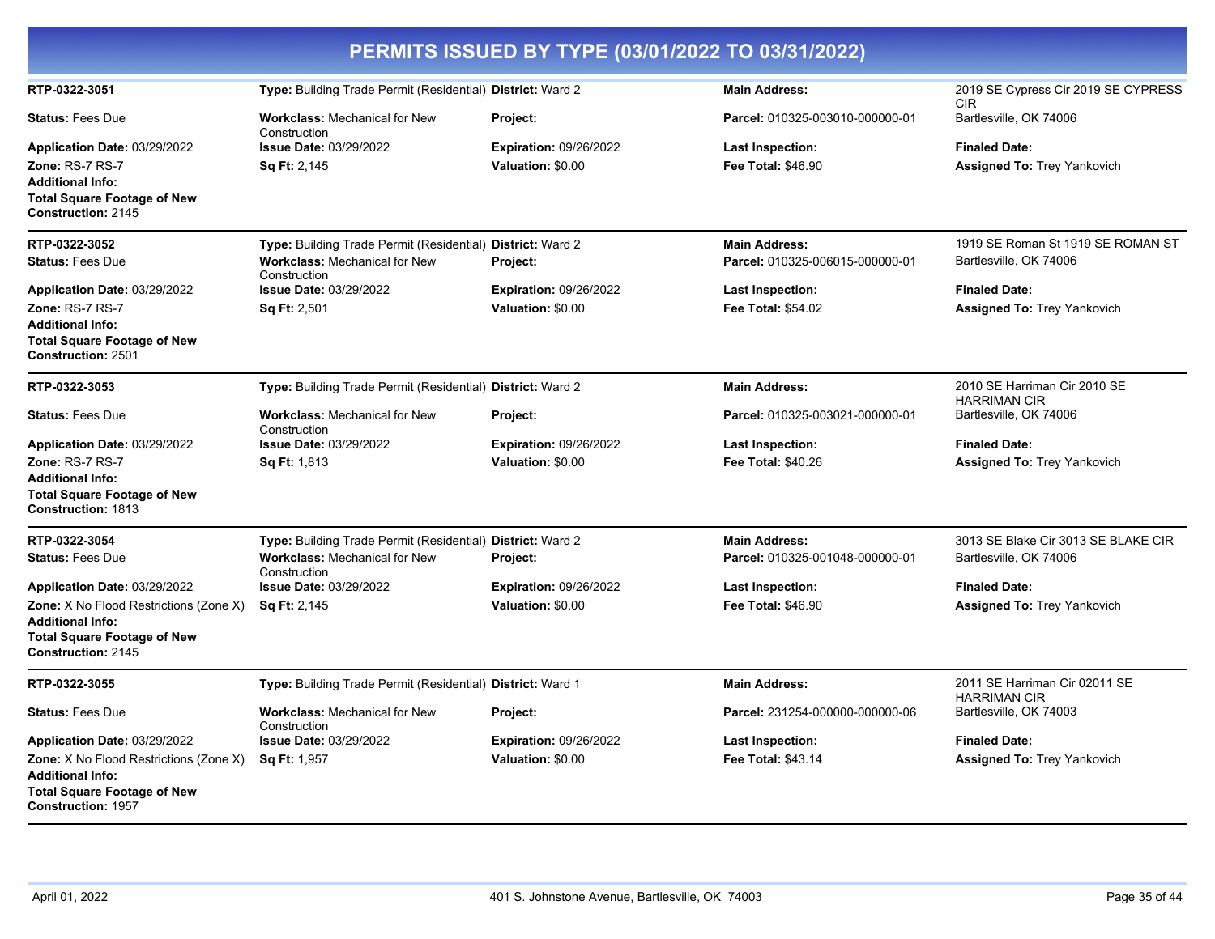# PERMITS ISSUED BY TYPE (03/01/2022 TO 03/31/2022)

**RTP-0322-3051**
**Type:** Building Trade Permit (Residential)
**District:** Ward 2
**Main Address:** 2019 SE Cypress Cir 2019 SE CYPRESS CIR Bartlesville, OK 74006
**Status:** Fees Due
**Workclass:** Mechanical for New Construction
**Project:**
**Parcel:** 010325-003010-000000-01
**Application Date:** 03/29/2022
**Issue Date:** 03/29/2022
**Expiration:** 09/26/2022
**Last Inspection:**
**Finaled Date:**
**Zone:** RS-7 RS-7
**Sq Ft:** 2,145
**Valuation:** $0.00
**Fee Total:** $46.90
**Assigned To:** Trey Yankovich
**Additional Info:**
**Total Square Footage of New Construction:** 2145

---

**RTP-0322-3052**
**Type:** Building Trade Permit (Residential)
**District:** Ward 2
**Main Address:** 1919 SE Roman St 1919 SE ROMAN ST Bartlesville, OK 74006
**Status:** Fees Due
**Workclass:** Mechanical for New Construction
**Project:**
**Parcel:** 010325-006015-000000-01
**Application Date:** 03/29/2022
**Issue Date:** 03/29/2022
**Expiration:** 09/26/2022
**Last Inspection:**
**Finaled Date:**
**Zone:** RS-7 RS-7
**Sq Ft:** 2,501
**Valuation:** $0.00
**Fee Total:** $54.02
**Assigned To:** Trey Yankovich
**Additional Info:**
**Total Square Footage of New Construction:** 2501

---

**RTP-0322-3053**
**Type:** Building Trade Permit (Residential)
**District:** Ward 2
**Main Address:** 2010 SE Harriman Cir 2010 SE HARRIMAN CIR Bartlesville, OK 74006
**Status:** Fees Due
**Workclass:** Mechanical for New Construction
**Project:**
**Parcel:** 010325-003021-000000-01
**Application Date:** 03/29/2022
**Issue Date:** 03/29/2022
**Expiration:** 09/26/2022
**Last Inspection:**
**Finaled Date:**
**Zone:** RS-7 RS-7
**Sq Ft:** 1,813
**Valuation:** $0.00
**Fee Total:** $40.26
**Assigned To:** Trey Yankovich
**Additional Info:**
**Total Square Footage of New Construction:** 1813

---

**RTP-0322-3054**
**Type:** Building Trade Permit (Residential)
**District:** Ward 2
**Main Address:** 3013 SE Blake Cir 3013 SE BLAKE CIR Bartlesville, OK 74006
**Status:** Fees Due
**Workclass:** Mechanical for New Construction
**Project:**
**Parcel:** 010325-001048-000000-01
**Application Date:** 03/29/2022
**Issue Date:** 03/29/2022
**Expiration:** 09/26/2022
**Last Inspection:**
**Finaled Date:**
**Zone:** X No Flood Restrictions (Zone X)
**Sq Ft:** 2,145
**Valuation:** $0.00
**Fee Total:** $46.90
**Assigned To:** Trey Yankovich
**Additional Info:**
**Total Square Footage of New Construction:** 2145

---

**RTP-0322-3055**
**Type:** Building Trade Permit (Residential)
**District:** Ward 1
**Main Address:** 2011 SE Harriman Cir 02011 SE HARRIMAN CIR Bartlesville, OK 74003
**Status:** Fees Due
**Workclass:** Mechanical for New Construction
**Project:**
**Parcel:** 231254-000000-000000-06
**Application Date:** 03/29/2022
**Issue Date:** 03/29/2022
**Expiration:** 09/26/2022
**Last Inspection:**
**Finaled Date:**
**Zone:** X No Flood Restrictions (Zone X)
**Sq Ft:** 1,957
**Valuation:** $0.00
**Fee Total:** $43.14
**Assigned To:** Trey Yankovich
**Additional Info:**
**Total Square Footage of New Construction:** 1957

---

April 01, 2022 — 401 S. Johnstone Avenue, Bartlesville, OK 74003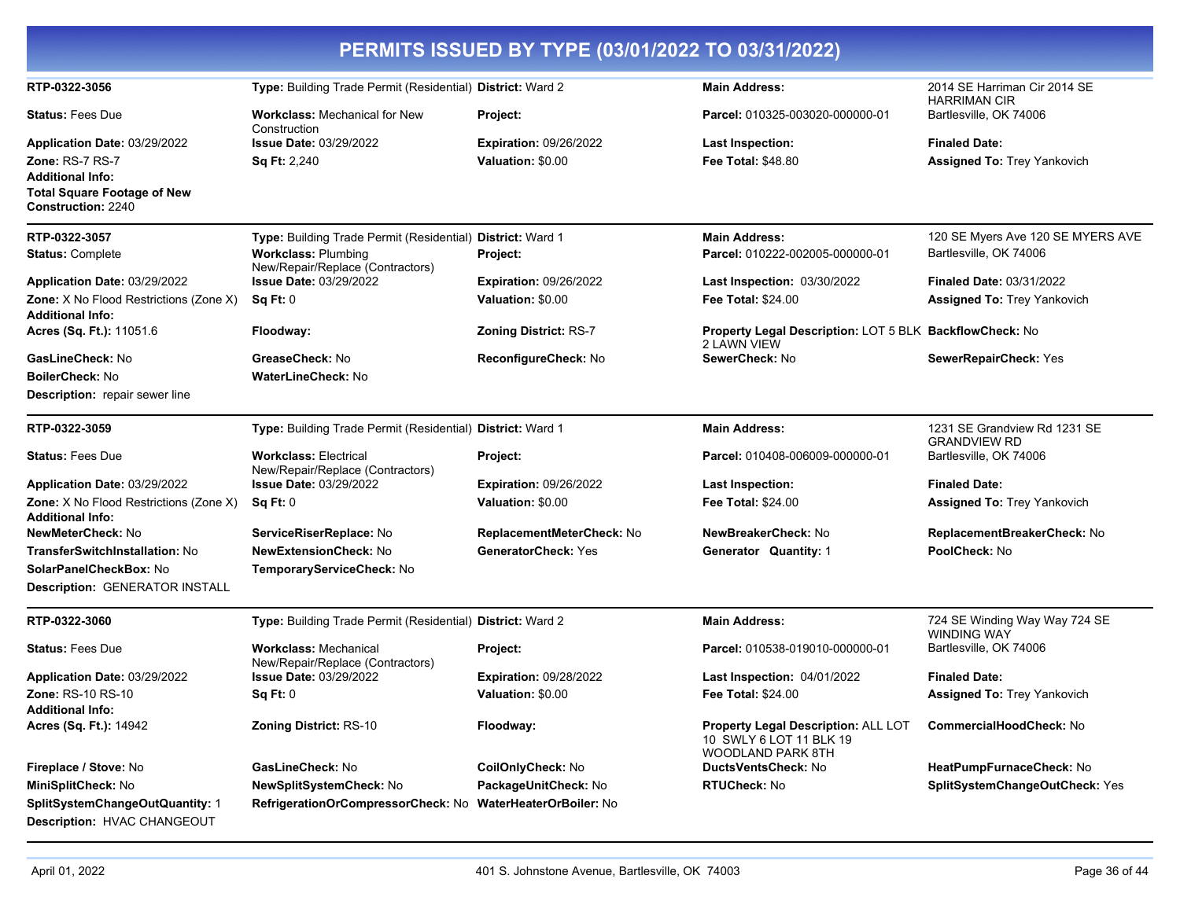# PERMITS ISSUED BY TYPE (03/01/2022 TO 03/31/2022)

| | | | | |
|---|---|---|---|---|
| **RTP-0322-3056** | **Type:** Building Trade Permit (Residential) | **District:** Ward 2 | **Main Address:** | 2014 SE Harriman Cir 2014 SE HARRIMAN CIR |
| **Status:** Fees Due | **Workclass:** Mechanical for New Construction | **Project:** | **Parcel:** 010325-003020-000000-01 | Bartlesville, OK 74006 |
| **Application Date:** 03/29/2022 | **Issue Date:** 03/29/2022 | **Expiration:** 09/26/2022 | **Last Inspection:** | **Finaled Date:** |
| **Zone:** RS-7 RS-7 | **Sq Ft:** 2,240 | **Valuation:** $0.00 | **Fee Total:** $48.80 | **Assigned To:** Trey Yankovich |
| **Additional Info:** | | | | |
| **Total Square Footage of New Construction:** 2240 | | | | |

| | | | | |
|---|---|---|---|---|
| **RTP-0322-3057** | **Type:** Building Trade Permit (Residential) | **District:** Ward 1 | **Main Address:** | 120 SE Myers Ave 120 SE MYERS AVE |
| **Status:** Complete | **Workclass:** Plumbing New/Repair/Replace (Contractors) | **Project:** | **Parcel:** 010222-002005-000000-01 | Bartlesville, OK 74006 |
| **Application Date:** 03/29/2022 | **Issue Date:** 03/29/2022 | **Expiration:** 09/26/2022 | **Last Inspection:** 03/30/2022 | **Finaled Date:** 03/31/2022 |
| **Zone:** X No Flood Restrictions (Zone X) | **Sq Ft:** 0 | **Valuation:** $0.00 | **Fee Total:** $24.00 | **Assigned To:** Trey Yankovich |
| **Additional Info:** | | | | |
| **Acres (Sq. Ft.):** 11051.6 | **Floodway:** | **Zoning District:** RS-7 | **Property Legal Description:** LOT 5 BLK 2 LAWN VIEW | **BackflowCheck:** No |
| **GasLineCheck:** No | **GreaseCheck:** No | **ReconfigureCheck:** No | **SewerCheck:** No | **SewerRepairCheck:** Yes |
| **BoilerCheck:** No | **WaterLineCheck:** No | | | |
| **Description:** repair sewer line | | | | |

| | | | | |
|---|---|---|---|---|
| **RTP-0322-3059** | **Type:** Building Trade Permit (Residential) | **District:** Ward 1 | **Main Address:** | 1231 SE Grandview Rd 1231 SE GRANDVIEW RD |
| **Status:** Fees Due | **Workclass:** Electrical New/Repair/Replace (Contractors) | **Project:** | **Parcel:** 010408-006009-000000-01 | Bartlesville, OK 74006 |
| **Application Date:** 03/29/2022 | **Issue Date:** 03/29/2022 | **Expiration:** 09/26/2022 | **Last Inspection:** | **Finaled Date:** |
| **Zone:** X No Flood Restrictions (Zone X) | **Sq Ft:** 0 | **Valuation:** $0.00 | **Fee Total:** $24.00 | **Assigned To:** Trey Yankovich |
| **Additional Info:** | | | | |
| **NewMeterCheck:** No | **ServiceRiserReplace:** No | **ReplacementMeterCheck:** No | **NewBreakerCheck:** No | **ReplacementBreakerCheck:** No |
| **TransferSwitchInstallation:** No | **NewExtensionCheck:** No | **GeneratorCheck:** Yes | **Generator Quantity:** 1 | **PoolCheck:** No |
| **SolarPanelCheckBox:** No | **TemporaryServiceCheck:** No | | | |
| **Description:** GENERATOR INSTALL | | | | |

| | | | | |
|---|---|---|---|---|
| **RTP-0322-3060** | **Type:** Building Trade Permit (Residential) | **District:** Ward 2 | **Main Address:** | 724 SE Winding Way Way 724 SE WINDING WAY |
| **Status:** Fees Due | **Workclass:** Mechanical New/Repair/Replace (Contractors) | **Project:** | **Parcel:** 010538-019010-000000-01 | Bartlesville, OK 74006 |
| **Application Date:** 03/29/2022 | **Issue Date:** 03/29/2022 | **Expiration:** 09/28/2022 | **Last Inspection:** 04/01/2022 | **Finaled Date:** |
| **Zone:** RS-10 RS-10 | **Sq Ft:** 0 | **Valuation:** $0.00 | **Fee Total:** $24.00 | **Assigned To:** Trey Yankovich |
| **Additional Info:** | | | | |
| **Acres (Sq. Ft.):** 14942 | **Zoning District:** RS-10 | **Floodway:** | **Property Legal Description:** ALL LOT 10 SWLY 6 LOT 11 BLK 19 WOODLAND PARK 8TH | **CommercialHoodCheck:** No |
| **Fireplace / Stove:** No | **GasLineCheck:** No | **CoilOnlyCheck:** No | **DuctsVentsCheck:** No | **HeatPumpFurnaceCheck:** No |
| **MiniSplitCheck:** No | **NewSplitSystemCheck:** No | **PackageUnitCheck:** No | **RTUCheck:** No | **SplitSystemChangeOutCheck:** Yes |
| **SplitSystemChangeOutQuantity:** 1 | **RefrigerationOrCompressorCheck:** No | **WaterHeaterOrBoiler:** No | | |
| **Description:** HVAC CHANGEOUT | | | | |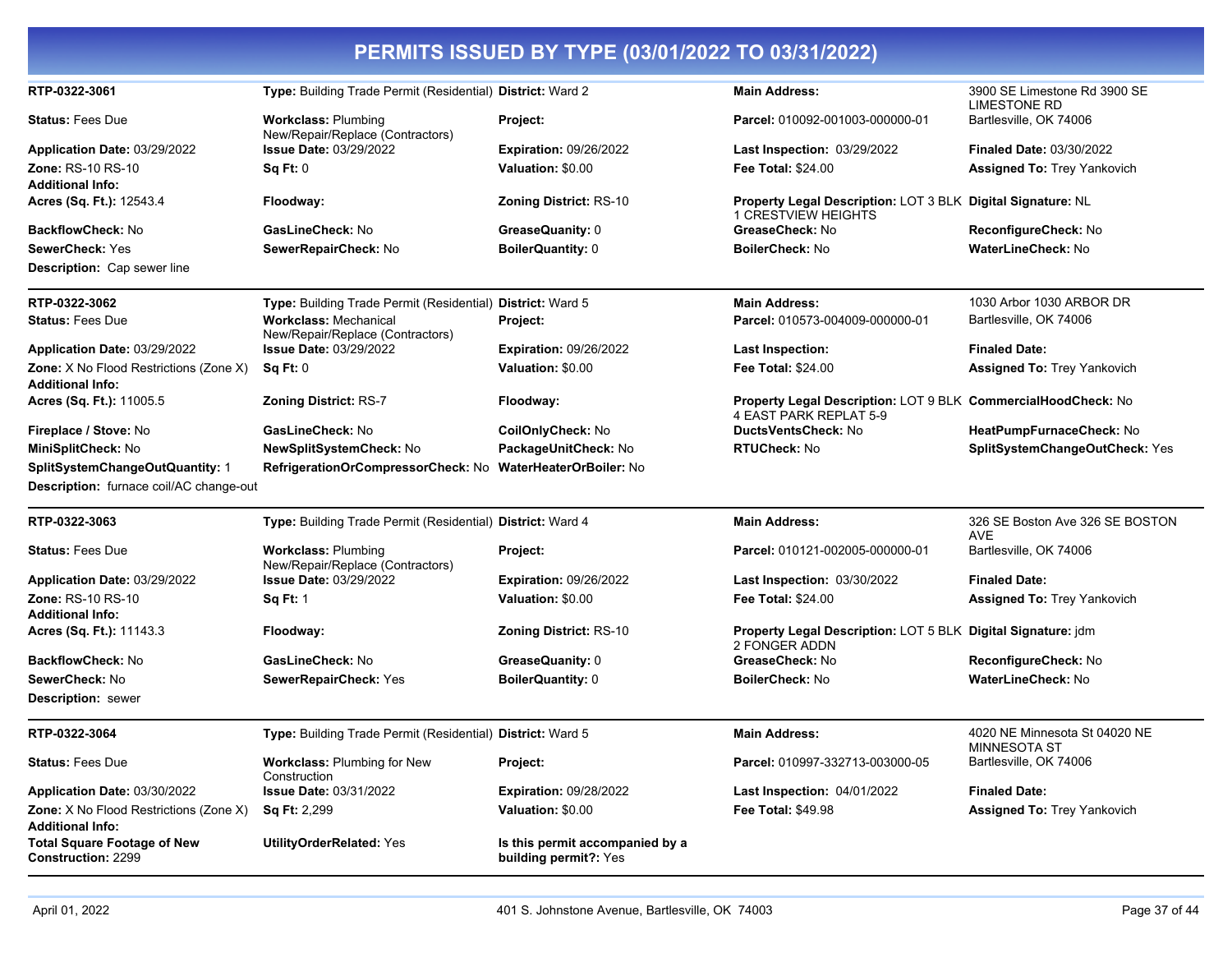# PERMITS ISSUED BY TYPE (03/01/2022 TO 03/31/2022)

| | | | | |
|---|---|---|---|---|
| **RTP-0322-3061** | **Type:** Building Trade Permit (Residential) | **District:** Ward 2 | **Main Address:** | 3900 SE Limestone Rd 3900 SE LIMESTONE RD |
| **Status:** Fees Due | **Workclass:** Plumbing New/Repair/Replace (Contractors) | **Project:** | **Parcel:** 010092-001003-000000-01 | Bartlesville, OK 74006 |
| **Application Date:** 03/29/2022 | **Issue Date:** 03/29/2022 | **Expiration:** 09/26/2022 | **Last Inspection:** 03/29/2022 | **Finaled Date:** 03/30/2022 |
| **Zone:** RS-10 RS-10 | **Sq Ft:** 0 | **Valuation:** $0.00 | **Fee Total:** $24.00 | **Assigned To:** Trey Yankovich |
| **Additional Info:** | | | | |
| **Acres (Sq. Ft.):** 12543.4 | **Floodway:** | **Zoning District:** RS-10 | **Property Legal Description:** LOT 3 BLK 1 CRESTVIEW HEIGHTS | **Digital Signature:** NL |
| **BackflowCheck:** No | **GasLineCheck:** No | **GreaseQuanity:** 0 | **GreaseCheck:** No | **ReconfigureCheck:** No |
| **SewerCheck:** Yes | **SewerRepairCheck:** No | **BoilerQuantity:** 0 | **BoilerCheck:** No | **WaterLineCheck:** No |
| **Description:** Cap sewer line | | | | |

| | | | | |
|---|---|---|---|---|
| **RTP-0322-3062** | **Type:** Building Trade Permit (Residential) | **District:** Ward 5 | **Main Address:** | 1030 Arbor 1030 ARBOR DR |
| **Status:** Fees Due | **Workclass:** Mechanical New/Repair/Replace (Contractors) | **Project:** | **Parcel:** 010573-004009-000000-01 | Bartlesville, OK 74006 |
| **Application Date:** 03/29/2022 | **Issue Date:** 03/29/2022 | **Expiration:** 09/26/2022 | **Last Inspection:** | **Finaled Date:** |
| **Zone:** X No Flood Restrictions (Zone X) | **Sq Ft:** 0 | **Valuation:** $0.00 | **Fee Total:** $24.00 | **Assigned To:** Trey Yankovich |
| **Additional Info:** | | | | |
| **Acres (Sq. Ft.):** 11005.5 | **Zoning District:** RS-7 | **Floodway:** | **Property Legal Description:** LOT 9 BLK 4 EAST PARK REPLAT 5-9 | **CommercialHoodCheck:** No |
| **Fireplace / Stove:** No | **GasLineCheck:** No | **CoilOnlyCheck:** No | **DuctsVentsCheck:** No | **HeatPumpFurnaceCheck:** No |
| **MiniSplitCheck:** No | **NewSplitSystemCheck:** No | **PackageUnitCheck:** No | **RTUCheck:** No | **SplitSystemChangeOutCheck:** Yes |
| **SplitSystemChangeOutQuantity:** 1 | **RefrigerationOrCompressorCheck:** No | **WaterHeaterOrBoiler:** No | | |
| **Description:** furnace coil/AC change-out | | | | |

| | | | | |
|---|---|---|---|---|
| **RTP-0322-3063** | **Type:** Building Trade Permit (Residential) | **District:** Ward 4 | **Main Address:** | 326 SE Boston Ave 326 SE BOSTON AVE |
| **Status:** Fees Due | **Workclass:** Plumbing New/Repair/Replace (Contractors) | **Project:** | **Parcel:** 010121-002005-000000-01 | Bartlesville, OK 74006 |
| **Application Date:** 03/29/2022 | **Issue Date:** 03/29/2022 | **Expiration:** 09/26/2022 | **Last Inspection:** 03/30/2022 | **Finaled Date:** |
| **Zone:** RS-10 RS-10 | **Sq Ft:** 1 | **Valuation:** $0.00 | **Fee Total:** $24.00 | **Assigned To:** Trey Yankovich |
| **Additional Info:** | | | | |
| **Acres (Sq. Ft.):** 11143.3 | **Floodway:** | **Zoning District:** RS-10 | **Property Legal Description:** LOT 5 BLK 2 FONGER ADDN | **Digital Signature:** jdm |
| **BackflowCheck:** No | **GasLineCheck:** No | **GreaseQuanity:** 0 | **GreaseCheck:** No | **ReconfigureCheck:** No |
| **SewerCheck:** No | **SewerRepairCheck:** Yes | **BoilerQuantity:** 0 | **BoilerCheck:** No | **WaterLineCheck:** No |
| **Description:** sewer | | | | |

| | | | | |
|---|---|---|---|---|
| **RTP-0322-3064** | **Type:** Building Trade Permit (Residential) | **District:** Ward 5 | **Main Address:** | 4020 NE Minnesota St 04020 NE MINNESOTA ST |
| **Status:** Fees Due | **Workclass:** Plumbing for New Construction | **Project:** | **Parcel:** 010997-332713-003000-05 | Bartlesville, OK 74006 |
| **Application Date:** 03/30/2022 | **Issue Date:** 03/31/2022 | **Expiration:** 09/28/2022 | **Last Inspection:** 04/01/2022 | **Finaled Date:** |
| **Zone:** X No Flood Restrictions (Zone X) | **Sq Ft:** 2,299 | **Valuation:** $0.00 | **Fee Total:** $49.98 | **Assigned To:** Trey Yankovich |
| **Additional Info:** | | | | |
| **Total Square Footage of New Construction:** 2299 | **UtilityOrderRelated:** Yes | **Is this permit accompanied by a building permit?:** Yes | | |

April 01, 2022 — 401 S. Johnstone Avenue, Bartlesville, OK 74003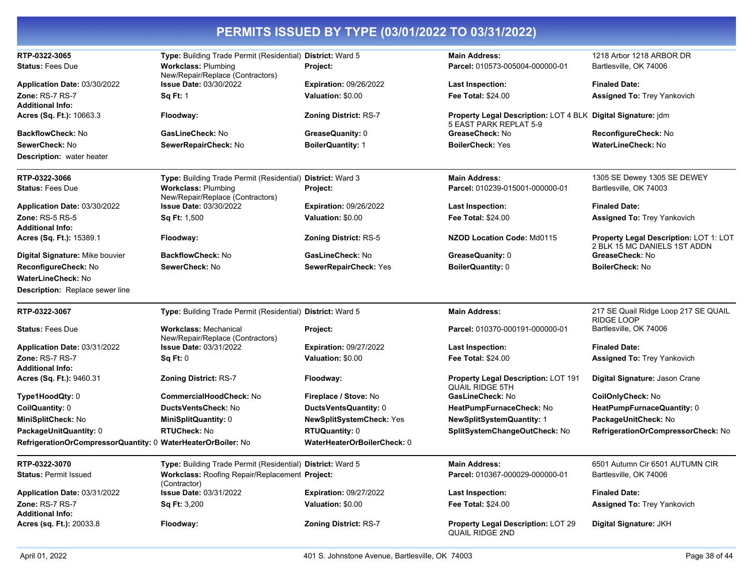# PERMITS ISSUED BY TYPE (03/01/2022 TO 03/31/2022)

| | | | | |
|---|---|---|---|---|
| **RTP-0322-3065** | **Type:** Building Trade Permit (Residential) | **District:** Ward 5 | **Main Address:** | 1218 Arbor 1218 ARBOR DR |
| **Status:** Fees Due | **Workclass:** Plumbing New/Repair/Replace (Contractors) | **Project:** | **Parcel:** 010573-005004-000000-01 | Bartlesville, OK 74006 |
| **Application Date:** 03/30/2022 | **Issue Date:** 03/30/2022 | **Expiration:** 09/26/2022 | **Last Inspection:** | **Finaled Date:** |
| **Zone:** RS-7 RS-7 | **Sq Ft:** 1 | **Valuation:** $0.00 | **Fee Total:** $24.00 | **Assigned To:** Trey Yankovich |
| **Additional Info:** | | | | |
| **Acres (Sq. Ft.):** 10663.3 | **Floodway:** | **Zoning District:** RS-7 | **Property Legal Description:** LOT 4 BLK 5 EAST PARK REPLAT 5-9 | **Digital Signature:** jdm |
| **BackflowCheck:** No | **GasLineCheck:** No | **GreaseQuanity:** 0 | **GreaseCheck:** No | **ReconfigureCheck:** No |
| **SewerCheck:** No | **SewerRepairCheck:** No | **BoilerQuantity:** 1 | **BoilerCheck:** Yes | **WaterLineCheck:** No |
| **Description:** water heater | | | | |

| | | | | |
|---|---|---|---|---|
| **RTP-0322-3066** | **Type:** Building Trade Permit (Residential) | **District:** Ward 3 | **Main Address:** | 1305 SE Dewey 1305 SE DEWEY |
| **Status:** Fees Due | **Workclass:** Plumbing New/Repair/Replace (Contractors) | **Project:** | **Parcel:** 010239-015001-000000-01 | Bartlesville, OK 74003 |
| **Application Date:** 03/30/2022 | **Issue Date:** 03/30/2022 | **Expiration:** 09/26/2022 | **Last Inspection:** | **Finaled Date:** |
| **Zone:** RS-5 RS-5 | **Sq Ft:** 1,500 | **Valuation:** $0.00 | **Fee Total:** $24.00 | **Assigned To:** Trey Yankovich |
| **Additional Info:** | | | | |
| **Acres (Sq. Ft.):** 15389.1 | **Floodway:** | **Zoning District:** RS-5 | **NZOD Location Code:** Md0115 | **Property Legal Description:** LOT 1: LOT 2 BLK 15 MC DANIELS 1ST ADDN |
| **Digital Signature:** Mike bouvier | **BackflowCheck:** No | **GasLineCheck:** No | **GreaseQuanity:** 0 | **GreaseCheck:** No |
| **ReconfigureCheck:** No | **SewerCheck:** No | **SewerRepairCheck:** Yes | **BoilerQuantity:** 0 | **BoilerCheck:** No |
| **WaterLineCheck:** No | | | | |
| **Description:** Replace sewer line | | | | |

| | | | | |
|---|---|---|---|---|
| **RTP-0322-3067** | **Type:** Building Trade Permit (Residential) | **District:** Ward 5 | **Main Address:** | 217 SE Quail Ridge Loop 217 SE QUAIL RIDGE LOOP |
| **Status:** Fees Due | **Workclass:** Mechanical New/Repair/Replace (Contractors) | **Project:** | **Parcel:** 010370-000191-000000-01 | Bartlesville, OK 74006 |
| **Application Date:** 03/31/2022 | **Issue Date:** 03/31/2022 | **Expiration:** 09/27/2022 | **Last Inspection:** | **Finaled Date:** |
| **Zone:** RS-7 RS-7 | **Sq Ft:** 0 | **Valuation:** $0.00 | **Fee Total:** $24.00 | **Assigned To:** Trey Yankovich |
| **Additional Info:** | | | | |
| **Acres (Sq. Ft.):** 9460.31 | **Zoning District:** RS-7 | **Floodway:** | **Property Legal Description:** LOT 191 QUAIL RIDGE 5TH | **Digital Signature:** Jason Crane |
| **Type1HoodQty:** 0 | **CommercialHoodCheck:** No | **Fireplace / Stove:** No | **GasLineCheck:** No | **CoilOnlyCheck:** No |
| **CoilQuantity:** 0 | **DuctsVentsCheck:** No | **DuctsVentsQuantity:** 0 | **HeatPumpFurnaceCheck:** No | **HeatPumpFurnaceQuantity:** 0 |
| **MiniSplitCheck:** No | **MiniSplitQuantity:** 0 | **NewSplitSystemCheck:** Yes | **NewSplitSystemQuantity:** 1 | **PackageUnitCheck:** No |
| **PackageUnitQuantity:** 0 | **RTUCheck:** No | **RTUQuantity:** 0 | **SplitSystemChangeOutCheck:** No | **RefrigerationOrCompressorCheck:** No |
| **RefrigerationOrCompressorQuantity:** 0 | **WaterHeaterOrBoiler:** No | **WaterHeaterOrBoilerCheck:** 0 | | |

| | | | | |
|---|---|---|---|---|
| **RTP-0322-3070** | **Type:** Building Trade Permit (Residential) | **District:** Ward 5 | **Main Address:** | 6501 Autumn Cir 6501 AUTUMN CIR |
| **Status:** Permit Issued | **Workclass:** Roofing Repair/Replacement (Contractor) | **Project:** | **Parcel:** 010367-000029-000000-01 | Bartlesville, OK 74006 |
| **Application Date:** 03/31/2022 | **Issue Date:** 03/31/2022 | **Expiration:** 09/27/2022 | **Last Inspection:** | **Finaled Date:** |
| **Zone:** RS-7 RS-7 | **Sq Ft:** 3,200 | **Valuation:** $0.00 | **Fee Total:** $24.00 | **Assigned To:** Trey Yankovich |
| **Additional Info:** | | | | |
| **Acres (sq. Ft.):** 20033.8 | **Floodway:** | **Zoning District:** RS-7 | **Property Legal Description:** LOT 29 QUAIL RIDGE 2ND | **Digital Signature:** JKH |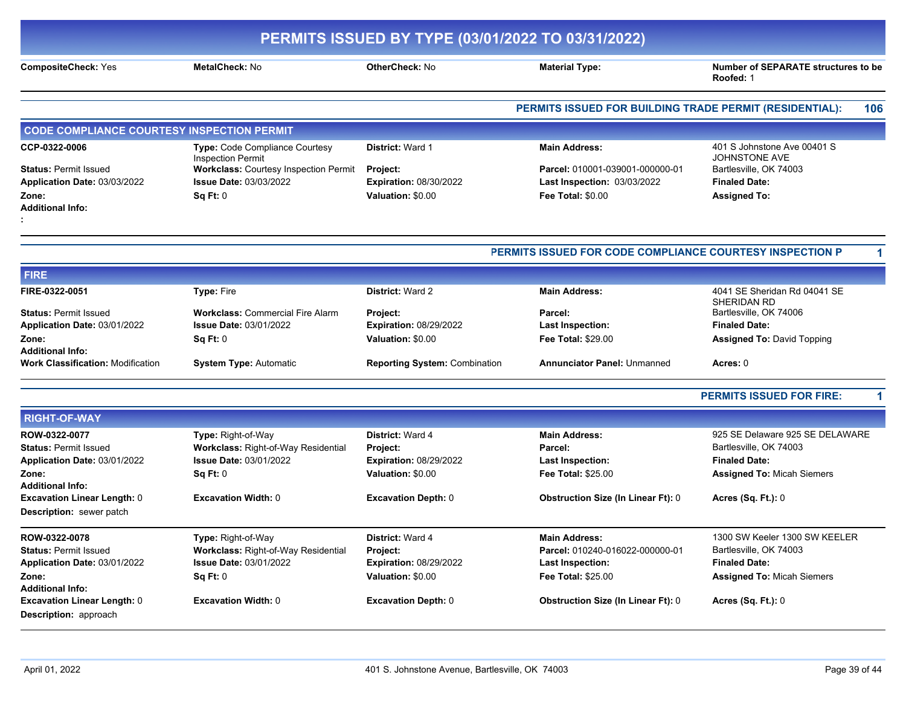# PERMITS ISSUED BY TYPE (03/01/2022 TO 03/31/2022)

| | | | | |
|---|---|---|---|---|
| **CompositeCheck:** Yes | **MetalCheck:** No | **OtherCheck:** No | **Material Type:** | **Number of SEPARATE structures to be Roofed:** 1 |

**PERMITS ISSUED FOR BUILDING TRADE PERMIT (RESIDENTIAL): 106**

## CODE COMPLIANCE COURTESY INSPECTION PERMIT

| | | | | |
|---|---|---|---|---|
| **CCP-0322-0006** | **Type:** Code Compliance Courtesy Inspection Permit | **District:** Ward 1 | **Main Address:** | 401 S Johnstone Ave 00401 S JOHNSTONE AVE |
| **Status:** Permit Issued | **Workclass:** Courtesy Inspection Permit | **Project:** | **Parcel:** 010001-039001-000000-01 | Bartlesville, OK 74003 |
| **Application Date:** 03/03/2022 | **Issue Date:** 03/03/2022 | **Expiration:** 08/30/2022 | **Last Inspection:** 03/03/2022 | **Finaled Date:** |
| **Zone:** | **Sq Ft:** 0 | **Valuation:** $0.00 | **Fee Total:** $0.00 | **Assigned To:** |
| **Additional Info:** | | | | |
| **:** | | | | |

**PERMITS ISSUED FOR CODE COMPLIANCE COURTESY INSPECTION P 1**

## FIRE

| | | | | |
|---|---|---|---|---|
| **FIRE-0322-0051** | **Type:** Fire | **District:** Ward 2 | **Main Address:** | 4041 SE Sheridan Rd 04041 SE SHERIDAN RD |
| **Status:** Permit Issued | **Workclass:** Commercial Fire Alarm | **Project:** | **Parcel:** | Bartlesville, OK 74006 |
| **Application Date:** 03/01/2022 | **Issue Date:** 03/01/2022 | **Expiration:** 08/29/2022 | **Last Inspection:** | **Finaled Date:** |
| **Zone:** | **Sq Ft:** 0 | **Valuation:** $0.00 | **Fee Total:** $29.00 | **Assigned To:** David Topping |
| **Additional Info:** | | | | |
| **Work Classification:** Modification | **System Type:** Automatic | **Reporting System:** Combination | **Annunciator Panel:** Unmanned | **Acres:** 0 |

**PERMITS ISSUED FOR FIRE: 1**

## RIGHT-OF-WAY

| | | | | |
|---|---|---|---|---|
| **ROW-0322-0077** | **Type:** Right-of-Way | **District:** Ward 4 | **Main Address:** | 925 SE Delaware 925 SE DELAWARE |
| **Status:** Permit Issued | **Workclass:** Right-of-Way Residential | **Project:** | **Parcel:** | Bartlesville, OK 74003 |
| **Application Date:** 03/01/2022 | **Issue Date:** 03/01/2022 | **Expiration:** 08/29/2022 | **Last Inspection:** | **Finaled Date:** |
| **Zone:** | **Sq Ft:** 0 | **Valuation:** $0.00 | **Fee Total:** $25.00 | **Assigned To:** Micah Siemers |
| **Additional Info:** | | | | |
| **Excavation Linear Length:** 0 | **Excavation Width:** 0 | **Excavation Depth:** 0 | **Obstruction Size (In Linear Ft):** 0 | **Acres (Sq. Ft.):** 0 |
| **Description:** sewer patch | | | | |

| | | | | |
|---|---|---|---|---|
| **ROW-0322-0078** | **Type:** Right-of-Way | **District:** Ward 4 | **Main Address:** | 1300 SW Keeler 1300 SW KEELER |
| **Status:** Permit Issued | **Workclass:** Right-of-Way Residential | **Project:** | **Parcel:** 010240-016022-000000-01 | Bartlesville, OK 74003 |
| **Application Date:** 03/01/2022 | **Issue Date:** 03/01/2022 | **Expiration:** 08/29/2022 | **Last Inspection:** | **Finaled Date:** |
| **Zone:** | **Sq Ft:** 0 | **Valuation:** $0.00 | **Fee Total:** $25.00 | **Assigned To:** Micah Siemers |
| **Additional Info:** | | | | |
| **Excavation Linear Length:** 0 | **Excavation Width:** 0 | **Excavation Depth:** 0 | **Obstruction Size (In Linear Ft):** 0 | **Acres (Sq. Ft.):** 0 |
| **Description:** approach | | | | |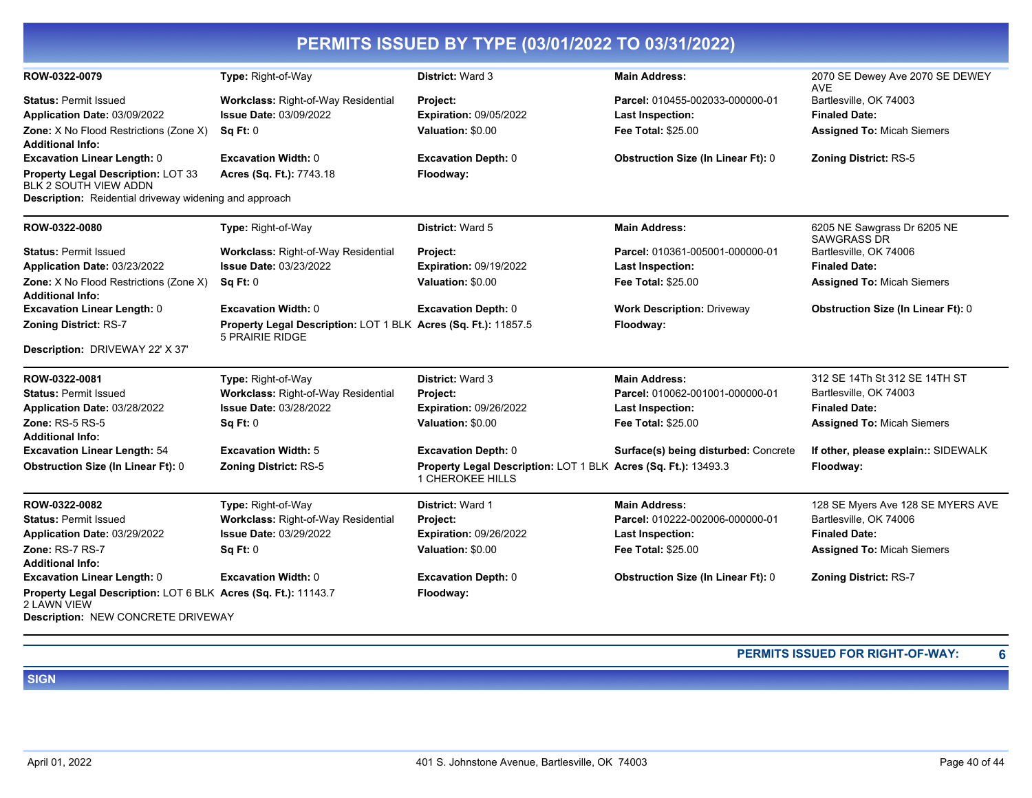## PERMITS ISSUED BY TYPE (03/01/2022 TO 03/31/2022)

**ROW-0322-0079** | **Type:** Right-of-Way | **District:** Ward 3 | **Main Address:** 2070 SE Dewey Ave 2070 SE DEWEY AVE Bartlesville, OK 74003

**Status:** Permit Issued | **Workclass:** Right-of-Way Residential | **Project:** | **Parcel:** 010455-002033-000000-01

**Application Date:** 03/09/2022 | **Issue Date:** 03/09/2022 | **Expiration:** 09/05/2022 | **Last Inspection:** | **Finaled Date:**

**Zone:** X No Flood Restrictions (Zone X) | **Sq Ft:** 0 | **Valuation:** $0.00 | **Fee Total:** $25.00 | **Assigned To:** Micah Siemers

**Additional Info:**

**Excavation Linear Length:** 0 | **Excavation Width:** 0 | **Excavation Depth:** 0 | **Obstruction Size (In Linear Ft):** 0 | **Zoning District:** RS-5

**Property Legal Description:** LOT 33 BLK 2 SOUTH VIEW ADDN | **Acres (Sq. Ft.):** 7743.18 | **Floodway:**

**Description:** Reidential driveway widening and approach

---

**ROW-0322-0080** | **Type:** Right-of-Way | **District:** Ward 5 | **Main Address:** 6205 NE Sawgrass Dr 6205 NE SAWGRASS DR Bartlesville, OK 74006

**Status:** Permit Issued | **Workclass:** Right-of-Way Residential | **Project:** | **Parcel:** 010361-005001-000000-01

**Application Date:** 03/23/2022 | **Issue Date:** 03/23/2022 | **Expiration:** 09/19/2022 | **Last Inspection:** | **Finaled Date:**

**Zone:** X No Flood Restrictions (Zone X) | **Sq Ft:** 0 | **Valuation:** $0.00 | **Fee Total:** $25.00 | **Assigned To:** Micah Siemers

**Additional Info:**

**Excavation Linear Length:** 0 | **Excavation Width:** 0 | **Excavation Depth:** 0 | **Work Description:** Driveway | **Obstruction Size (In Linear Ft):** 0

**Zoning District:** RS-7 | **Property Legal Description:** LOT 1 BLK 5 PRAIRIE RIDGE | **Acres (Sq. Ft.):** 11857.5 | **Floodway:**

**Description:** DRIVEWAY 22' X 37'

---

**ROW-0322-0081** | **Type:** Right-of-Way | **District:** Ward 3 | **Main Address:** 312 SE 14Th St 312 SE 14TH ST Bartlesville, OK 74003

**Status:** Permit Issued | **Workclass:** Right-of-Way Residential | **Project:** | **Parcel:** 010062-001001-000000-01

**Application Date:** 03/28/2022 | **Issue Date:** 03/28/2022 | **Expiration:** 09/26/2022 | **Last Inspection:** | **Finaled Date:**

**Zone:** RS-5 RS-5 | **Sq Ft:** 0 | **Valuation:** $0.00 | **Fee Total:** $25.00 | **Assigned To:** Micah Siemers

**Additional Info:**

**Excavation Linear Length:** 54 | **Excavation Width:** 5 | **Excavation Depth:** 0 | **Surface(s) being disturbed:** Concrete | **If other, please explain::** SIDEWALK

**Obstruction Size (In Linear Ft):** 0 | **Zoning District:** RS-5 | **Property Legal Description:** LOT 1 BLK 1 CHEROKEE HILLS | **Acres (Sq. Ft.):** 13493.3 | **Floodway:**

---

**ROW-0322-0082** | **Type:** Right-of-Way | **District:** Ward 1 | **Main Address:** 128 SE Myers Ave 128 SE MYERS AVE Bartlesville, OK 74006

**Status:** Permit Issued | **Workclass:** Right-of-Way Residential | **Project:** | **Parcel:** 010222-002006-000000-01

**Application Date:** 03/29/2022 | **Issue Date:** 03/29/2022 | **Expiration:** 09/26/2022 | **Last Inspection:** | **Finaled Date:**

**Zone:** RS-7 RS-7 | **Sq Ft:** 0 | **Valuation:** $0.00 | **Fee Total:** $25.00 | **Assigned To:** Micah Siemers

**Additional Info:**

**Excavation Linear Length:** 0 | **Excavation Width:** 0 | **Excavation Depth:** 0 | **Obstruction Size (In Linear Ft):** 0 | **Zoning District:** RS-7

**Property Legal Description:** LOT 6 BLK 2 LAWN VIEW | **Acres (Sq. Ft.):** 11143.7 | **Floodway:**

**Description:** NEW CONCRETE DRIVEWAY

---

**PERMITS ISSUED FOR RIGHT-OF-WAY: 6**

## SIGN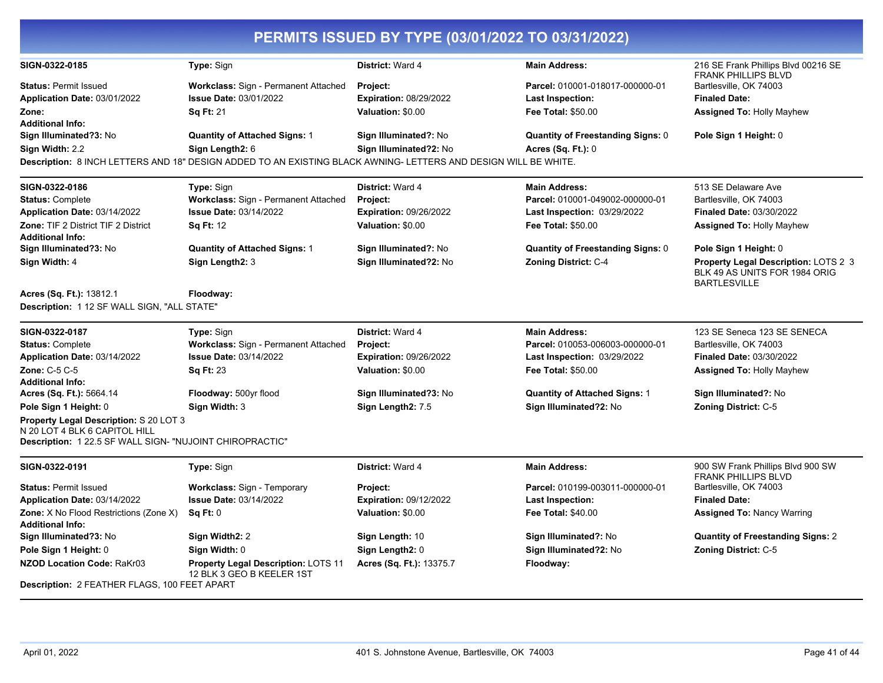# PERMITS ISSUED BY TYPE (03/01/2022 TO 03/31/2022)

**SIGN-0322-0185** | **Type:** Sign | **District:** Ward 4 | **Main Address:** 216 SE Frank Phillips Blvd 00216 SE FRANK PHILLIPS BLVD Bartlesville, OK 74003

**Status:** Permit Issued | **Workclass:** Sign - Permanent Attached | **Project:** | **Parcel:** 010001-018017-000000-01

**Application Date:** 03/01/2022 | **Issue Date:** 03/01/2022 | **Expiration:** 08/29/2022 | **Last Inspection:** | **Finaled Date:**

**Zone:** | **Sq Ft:** 21 | **Valuation:** $0.00 | **Fee Total:** $50.00 | **Assigned To:** Holly Mayhew

**Additional Info:**

**Sign Illuminated?3:** No | **Quantity of Attached Signs:** 1 | **Sign Illuminated?:** No | **Quantity of Freestanding Signs:** 0 | **Pole Sign 1 Height:** 0

**Sign Width:** 2.2 | **Sign Length2:** 6 | **Sign Illuminated?2:** No | **Acres (Sq. Ft.):** 0

**Description:** 8 INCH LETTERS AND 18" DESIGN ADDED TO AN EXISTING BLACK AWNING- LETTERS AND DESIGN WILL BE WHITE.

---

**SIGN-0322-0186** | **Type:** Sign | **District:** Ward 4 | **Main Address:** 513 SE Delaware Ave Bartlesville, OK 74003

**Status:** Complete | **Workclass:** Sign - Permanent Attached | **Project:** | **Parcel:** 010001-049002-000000-01

**Application Date:** 03/14/2022 | **Issue Date:** 03/14/2022 | **Expiration:** 09/26/2022 | **Last Inspection:** 03/29/2022 | **Finaled Date:** 03/30/2022

**Zone:** TIF 2 District TIF 2 District | **Sq Ft:** 12 | **Valuation:** $0.00 | **Fee Total:** $50.00 | **Assigned To:** Holly Mayhew

**Additional Info:**

**Sign Illuminated?3:** No | **Quantity of Attached Signs:** 1 | **Sign Illuminated?:** No | **Quantity of Freestanding Signs:** 0 | **Pole Sign 1 Height:** 0

**Sign Width:** 4 | **Sign Length2:** 3 | **Sign Illuminated?2:** No | **Zoning District:** C-4 | **Property Legal Description:** LOTS 2 3 BLK 49 AS UNITS FOR 1984 ORIG BARTLESVILLE

**Acres (Sq. Ft.):** 13812.1 | **Floodway:**

**Description:** 1 12 SF WALL SIGN, "ALL STATE"

---

**SIGN-0322-0187** | **Type:** Sign | **District:** Ward 4 | **Main Address:** 123 SE Seneca 123 SE SENECA Bartlesville, OK 74003

**Status:** Complete | **Workclass:** Sign - Permanent Attached | **Project:** | **Parcel:** 010053-006003-000000-01

**Application Date:** 03/14/2022 | **Issue Date:** 03/14/2022 | **Expiration:** 09/26/2022 | **Last Inspection:** 03/29/2022 | **Finaled Date:** 03/30/2022

**Zone:** C-5 C-5 | **Sq Ft:** 23 | **Valuation:** $0.00 | **Fee Total:** $50.00 | **Assigned To:** Holly Mayhew

**Additional Info:**

**Acres (Sq. Ft.):** 5664.14 | **Floodway:** 500yr flood | **Sign Illuminated?3:** No | **Quantity of Attached Signs:** 1 | **Sign Illuminated?:** No

**Pole Sign 1 Height:** 0 | **Sign Width:** 3 | **Sign Length2:** 7.5 | **Sign Illuminated?2:** No | **Zoning District:** C-5

**Property Legal Description:** S 20 LOT 3 N 20 LOT 4 BLK 6 CAPITOL HILL

**Description:** 1 22.5 SF WALL SIGN- "NUJOINT CHIROPRACTIC"

---

**SIGN-0322-0191** | **Type:** Sign | **District:** Ward 4 | **Main Address:** 900 SW Frank Phillips Blvd 900 SW FRANK PHILLIPS BLVD Bartlesville, OK 74003

**Status:** Permit Issued | **Workclass:** Sign - Temporary | **Project:** | **Parcel:** 010199-003011-000000-01

**Application Date:** 03/14/2022 | **Issue Date:** 03/14/2022 | **Expiration:** 09/12/2022 | **Last Inspection:** | **Finaled Date:**

**Zone:** X No Flood Restrictions (Zone X) | **Sq Ft:** 0 | **Valuation:** $0.00 | **Fee Total:** $40.00 | **Assigned To:** Nancy Warring

**Additional Info:**

**Sign Illuminated?3:** No | **Sign Width2:** 2 | **Sign Length:** 10 | **Sign Illuminated?:** No | **Quantity of Freestanding Signs:** 2

**Pole Sign 1 Height:** 0 | **Sign Width:** 0 | **Sign Length2:** 0 | **Sign Illuminated?2:** No | **Zoning District:** C-5

**NZOD Location Code:** RaKr03 | **Property Legal Description:** LOTS 11 12 BLK 3 GEO B KEELER 1ST | **Acres (Sq. Ft.):** 13375.7 | **Floodway:**

**Description:** 2 FEATHER FLAGS, 100 FEET APART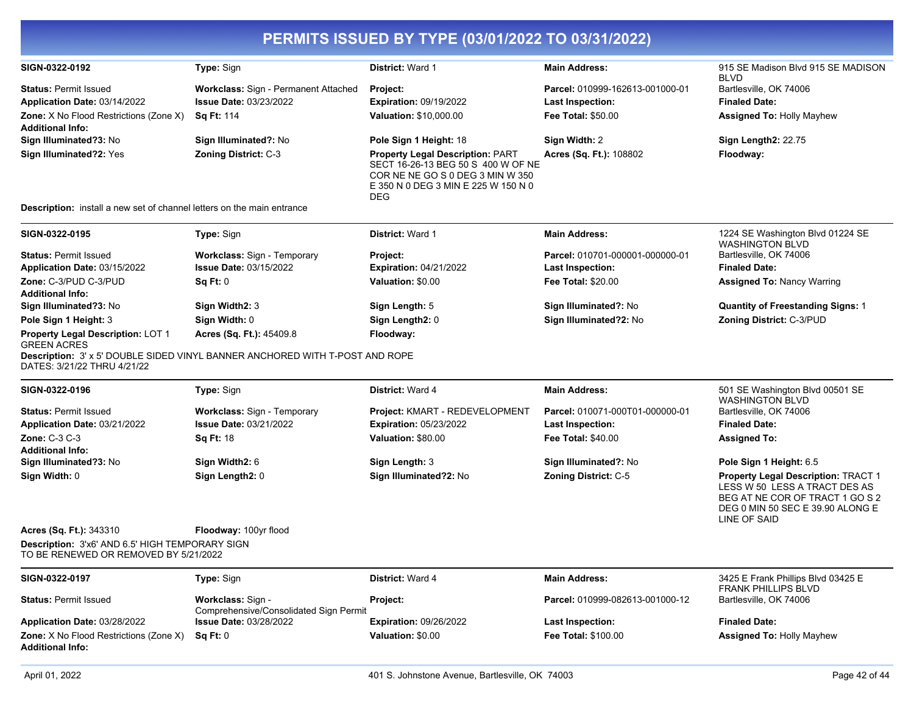# PERMITS ISSUED BY TYPE (03/01/2022 TO 03/31/2022)

**SIGN-0322-0192** | **Type:** Sign | **District:** Ward 1 | **Main Address:** 915 SE Madison Blvd 915 SE MADISON BLVD Bartlesville, OK 74006

**Status:** Permit Issued
**Workclass:** Sign - Permanent Attached
**Project:**
**Parcel:** 010999-162613-001000-01
**Application Date:** 03/14/2022
**Issue Date:** 03/23/2022
**Expiration:** 09/19/2022
**Last Inspection:**
**Finaled Date:**
**Zone:** X No Flood Restrictions (Zone X)
**Sq Ft:** 114
**Valuation:** $10,000.00
**Fee Total:** $50.00
**Assigned To:** Holly Mayhew
**Additional Info:**
**Sign Illuminated?3:** No
**Sign Illuminated?:** No
**Pole Sign 1 Height:** 18
**Sign Width:** 2
**Sign Length2:** 22.75
**Sign Illuminated?2:** Yes
**Zoning District:** C-3
**Property Legal Description:** PART SECT 16-26-13 BEG 50 S 400 W OF NE COR NE NE GO S 0 DEG 3 MIN W 350 E 350 N 0 DEG 3 MIN E 225 W 150 N 0 DEG
**Acres (Sq. Ft.):** 108802
**Floodway:**

**Description:** install a new set of channel letters on the main entrance

---

**SIGN-0322-0195** | **Type:** Sign | **District:** Ward 1 | **Main Address:** 1224 SE Washington Blvd 01224 SE WASHINGTON BLVD Bartlesville, OK 74006

**Status:** Permit Issued
**Workclass:** Sign - Temporary
**Project:**
**Parcel:** 010701-000001-000000-01
**Application Date:** 03/15/2022
**Issue Date:** 03/15/2022
**Expiration:** 04/21/2022
**Last Inspection:**
**Finaled Date:**
**Zone:** C-3/PUD C-3/PUD
**Sq Ft:** 0
**Valuation:** $0.00
**Fee Total:** $20.00
**Assigned To:** Nancy Warring
**Additional Info:**
**Sign Illuminated?3:** No
**Sign Width2:** 3
**Sign Length:** 5
**Sign Illuminated?:** No
**Quantity of Freestanding Signs:** 1
**Pole Sign 1 Height:** 3
**Sign Width:** 0
**Sign Length2:** 0
**Sign Illuminated?2:** No
**Zoning District:** C-3/PUD
**Property Legal Description:** LOT 1 GREEN ACRES
**Acres (Sq. Ft.):** 45409.8
**Floodway:**

**Description:** 3' x 5' DOUBLE SIDED VINYL BANNER ANCHORED WITH T-POST AND ROPE DATES: 3/21/22 THRU 4/21/22

---

**SIGN-0322-0196** | **Type:** Sign | **District:** Ward 4 | **Main Address:** 501 SE Washington Blvd 00501 SE WASHINGTON BLVD Bartlesville, OK 74006

**Status:** Permit Issued
**Workclass:** Sign - Temporary
**Project:** KMART - REDEVELOPMENT
**Parcel:** 010071-000T01-000000-01
**Application Date:** 03/21/2022
**Issue Date:** 03/21/2022
**Expiration:** 05/23/2022
**Last Inspection:**
**Finaled Date:**
**Zone:** C-3 C-3
**Sq Ft:** 18
**Valuation:** $80.00
**Fee Total:** $40.00
**Assigned To:**
**Additional Info:**
**Sign Illuminated?3:** No
**Sign Width2:** 6
**Sign Length:** 3
**Sign Illuminated?:** No
**Pole Sign 1 Height:** 6.5
**Sign Width:** 0
**Sign Length2:** 0
**Sign Illuminated?2:** No
**Zoning District:** C-5
**Property Legal Description:** TRACT 1 LESS W 50 LESS A TRACT DES AS BEG AT NE COR OF TRACT 1 GO S 2 DEG 0 MIN 50 SEC E 39.90 ALONG E LINE OF SAID
**Acres (Sq. Ft.):** 343310
**Floodway:** 100yr flood

**Description:** 3'x6' AND 6.5' HIGH TEMPORARY SIGN TO BE RENEWED OR REMOVED BY 5/21/2022

---

**SIGN-0322-0197** | **Type:** Sign | **District:** Ward 4 | **Main Address:** 3425 E Frank Phillips Blvd 03425 E FRANK PHILLIPS BLVD Bartlesville, OK 74006

**Status:** Permit Issued
**Workclass:** Sign - Comprehensive/Consolidated Sign Permit
**Project:**
**Parcel:** 010999-082613-001000-12
**Application Date:** 03/28/2022
**Issue Date:** 03/28/2022
**Expiration:** 09/26/2022
**Last Inspection:**
**Finaled Date:**
**Zone:** X No Flood Restrictions (Zone X)
**Sq Ft:** 0
**Valuation:** $0.00
**Fee Total:** $100.00
**Assigned To:** Holly Mayhew
**Additional Info:**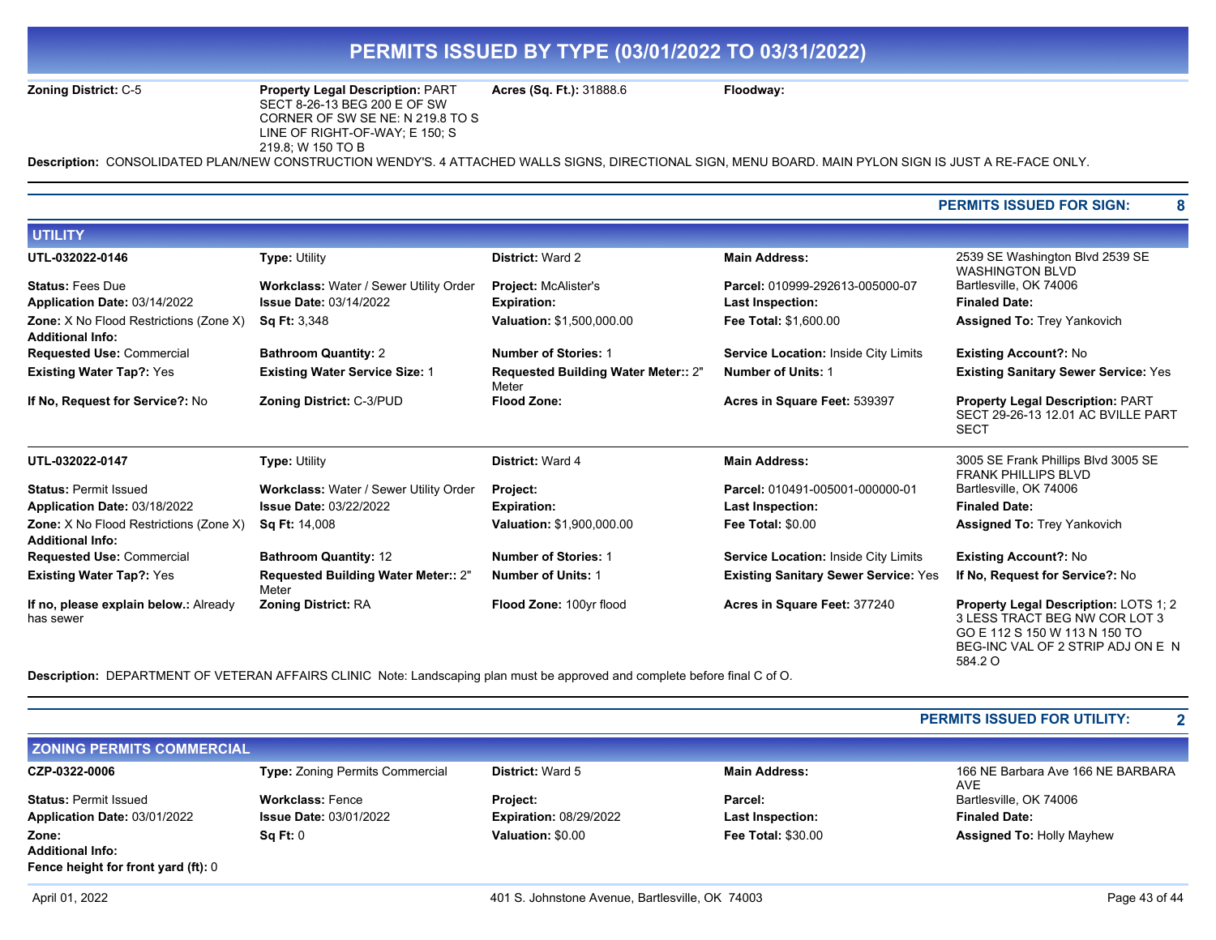# PERMITS ISSUED BY TYPE (03/01/2022 TO 03/31/2022)

**Zoning District:** C-5 | **Property Legal Description:** PART SECT 8-26-13 BEG 200 E OF SW CORNER OF SW SE NE: N 219.8 TO S LINE OF RIGHT-OF-WAY; E 150; S 219.8; W 150 TO B | **Acres (Sq. Ft.):** 31888.6 | **Floodway:**

**Description:** CONSOLIDATED PLAN/NEW CONSTRUCTION WENDY'S. 4 ATTACHED WALLS SIGNS, DIRECTIONAL SIGN, MENU BOARD. MAIN PYLON SIGN IS JUST A RE-FACE ONLY.

**PERMITS ISSUED FOR SIGN: 8**

## UTILITY

| | | | | |
|---|---|---|---|---|
| **UTL-032022-0146** | **Type:** Utility | **District:** Ward 2 | **Main Address:** | 2539 SE Washington Blvd 2539 SE WASHINGTON BLVD Bartlesville, OK 74006 |
| **Status:** Fees Due | **Workclass:** Water / Sewer Utility Order | **Project:** McAlister's | **Parcel:** 010999-292613-005000-07 | |
| **Application Date:** 03/14/2022 | **Issue Date:** 03/14/2022 | **Expiration:** | **Last Inspection:** | **Finaled Date:** |
| **Zone:** X No Flood Restrictions (Zone X) | **Sq Ft:** 3,348 | **Valuation:** $1,500,000.00 | **Fee Total:** $1,600.00 | **Assigned To:** Trey Yankovich |
| **Additional Info:** | | | | |
| **Requested Use:** Commercial | **Bathroom Quantity:** 2 | **Number of Stories:** 1 | **Service Location:** Inside City Limits | **Existing Account?:** No |
| **Existing Water Tap?:** Yes | **Existing Water Service Size:** 1 | **Requested Building Water Meter::** 2" Meter | **Number of Units:** 1 | **Existing Sanitary Sewer Service:** Yes |
| **If No, Request for Service?:** No | **Zoning District:** C-3/PUD | **Flood Zone:** | **Acres in Square Feet:** 539397 | **Property Legal Description:** PART SECT 29-26-13 12.01 AC BVILLE PART SECT |

| | | | | |
|---|---|---|---|---|
| **UTL-032022-0147** | **Type:** Utility | **District:** Ward 4 | **Main Address:** | 3005 SE Frank Phillips Blvd 3005 SE FRANK PHILLIPS BLVD Bartlesville, OK 74006 |
| **Status:** Permit Issued | **Workclass:** Water / Sewer Utility Order | **Project:** | **Parcel:** 010491-005001-000000-01 | |
| **Application Date:** 03/18/2022 | **Issue Date:** 03/22/2022 | **Expiration:** | **Last Inspection:** | **Finaled Date:** |
| **Zone:** X No Flood Restrictions (Zone X) | **Sq Ft:** 14,008 | **Valuation:** $1,900,000.00 | **Fee Total:** $0.00 | **Assigned To:** Trey Yankovich |
| **Additional Info:** | | | | |
| **Requested Use:** Commercial | **Bathroom Quantity:** 12 | **Number of Stories:** 1 | **Service Location:** Inside City Limits | **Existing Account?:** No |
| **Existing Water Tap?:** Yes | **Requested Building Water Meter::** 2" Meter | **Number of Units:** 1 | **Existing Sanitary Sewer Service:** Yes | **If No, Request for Service?:** No |
| **If no, please explain below.:** Already has sewer | **Zoning District:** RA | **Flood Zone:** 100yr flood | **Acres in Square Feet:** 377240 | **Property Legal Description:** LOTS 1; 2 3 LESS TRACT BEG NW COR LOT 3 GO E 112 S 150 W 113 N 150 TO BEG-INC VAL OF 2 STRIP ADJ ON E N 584.2 O |

**Description:** DEPARTMENT OF VETERAN AFFAIRS CLINIC Note: Landscaping plan must be approved and complete before final C of O.

**PERMITS ISSUED FOR UTILITY: 2**

## ZONING PERMITS COMMERCIAL

| | | | | |
|---|---|---|---|---|
| **CZP-0322-0006** | **Type:** Zoning Permits Commercial | **District:** Ward 5 | **Main Address:** | 166 NE Barbara Ave 166 NE BARBARA AVE Bartlesville, OK 74006 |
| **Status:** Permit Issued | **Workclass:** Fence | **Project:** | **Parcel:** | |
| **Application Date:** 03/01/2022 | **Issue Date:** 03/01/2022 | **Expiration:** 08/29/2022 | **Last Inspection:** | **Finaled Date:** |
| **Zone:** | **Sq Ft:** 0 | **Valuation:** $0.00 | **Fee Total:** $30.00 | **Assigned To:** Holly Mayhew |
| **Additional Info:** | | | | |
| **Fence height for front yard (ft):** 0 | | | | |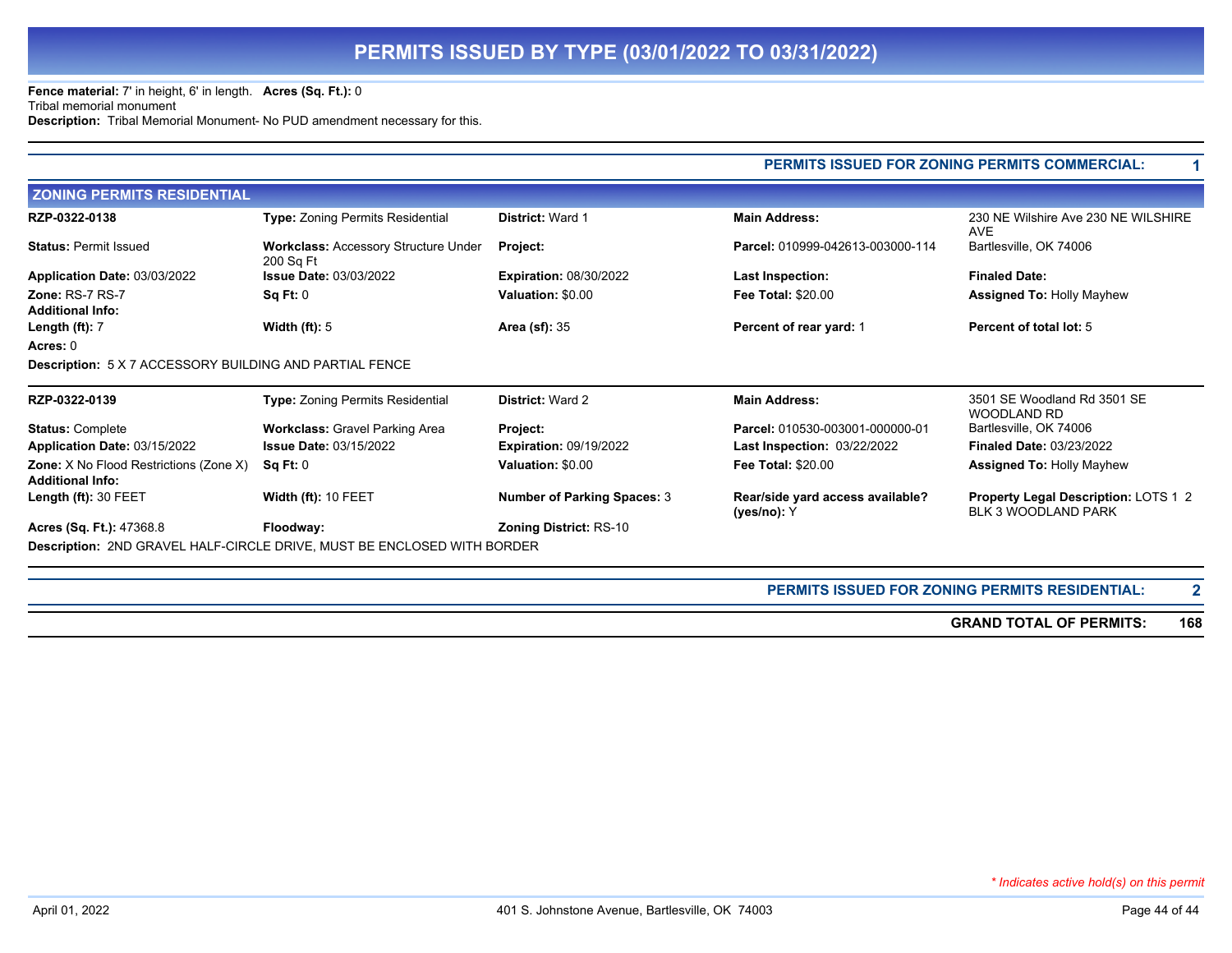**Fence material:** 7' in height, 6' in length. **Acres (Sq. Ft.):** 0
Tribal memorial monument
**Description:** Tribal Memorial Monument- No PUD amendment necessary for this.

**PERMITS ISSUED FOR ZONING PERMITS COMMERCIAL: 1**

## ZONING PERMITS RESIDENTIAL

| | | | | |
|---|---|---|---|---|
| **RZP-0322-0138** | **Type:** Zoning Permits Residential | **District:** Ward 1 | **Main Address:** | 230 NE Wilshire Ave 230 NE WILSHIRE AVE |
| **Status:** Permit Issued | **Workclass:** Accessory Structure Under 200 Sq Ft | **Project:** | **Parcel:** 010999-042613-003000-114 | Bartlesville, OK 74006 |
| **Application Date:** 03/03/2022 | **Issue Date:** 03/03/2022 | **Expiration:** 08/30/2022 | **Last Inspection:** | **Finaled Date:** |
| **Zone:** RS-7 RS-7 | **Sq Ft:** 0 | **Valuation:** $0.00 | **Fee Total:** $20.00 | **Assigned To:** Holly Mayhew |
| **Additional Info:** | | | | |
| **Length (ft):** 7 | **Width (ft):** 5 | **Area (sf):** 35 | **Percent of rear yard:** 1 | **Percent of total lot:** 5 |
| **Acres:** 0 | | | | |

**Description:** 5 X 7 ACCESSORY BUILDING AND PARTIAL FENCE

| | | | | |
|---|---|---|---|---|
| **RZP-0322-0139** | **Type:** Zoning Permits Residential | **District:** Ward 2 | **Main Address:** | 3501 SE Woodland Rd 3501 SE WOODLAND RD |
| **Status:** Complete | **Workclass:** Gravel Parking Area | **Project:** | **Parcel:** 010530-003001-000000-01 | Bartlesville, OK 74006 |
| **Application Date:** 03/15/2022 | **Issue Date:** 03/15/2022 | **Expiration:** 09/19/2022 | **Last Inspection:** 03/22/2022 | **Finaled Date:** 03/23/2022 |
| **Zone:** X No Flood Restrictions (Zone X) | **Sq Ft:** 0 | **Valuation:** $0.00 | **Fee Total:** $20.00 | **Assigned To:** Holly Mayhew |
| **Additional Info:** | | | | |
| **Length (ft):** 30 FEET | **Width (ft):** 10 FEET | **Number of Parking Spaces:** 3 | **Rear/side yard access available? (yes/no):** Y | **Property Legal Description:** LOTS 1 2 BLK 3 WOODLAND PARK |
| **Acres (Sq. Ft.):** 47368.8 | **Floodway:** | **Zoning District:** RS-10 | | |

**Description:** 2ND GRAVEL HALF-CIRCLE DRIVE, MUST BE ENCLOSED WITH BORDER

**PERMITS ISSUED FOR ZONING PERMITS RESIDENTIAL: 2**

**GRAND TOTAL OF PERMITS: 168**

*\* Indicates active hold(s) on this permit*